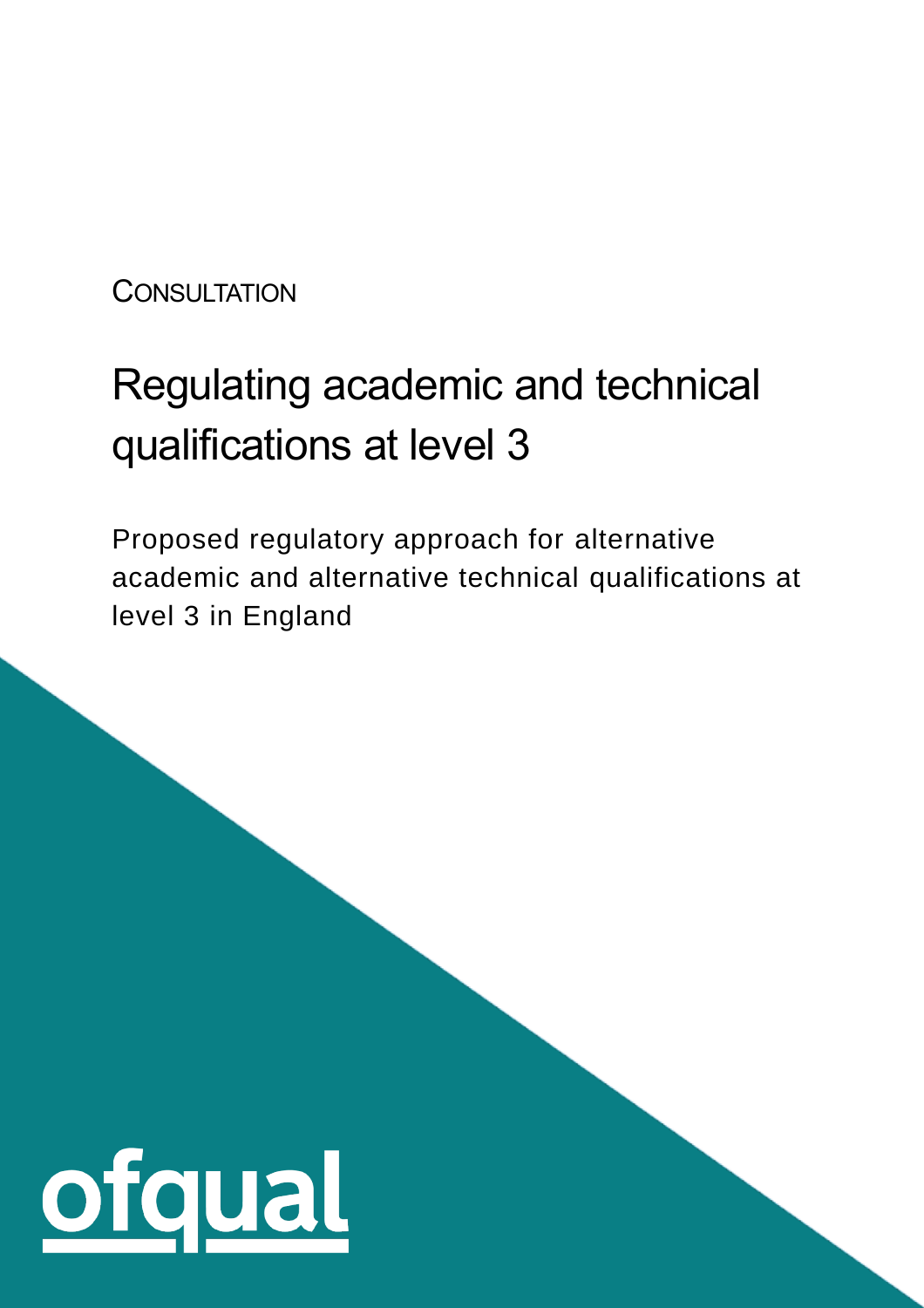CONSULTATION

# Regulating academic and technical qualifications at level 3

Proposed regulatory approach for alternative academic and alternative technical qualifications at level 3 in England

ofqual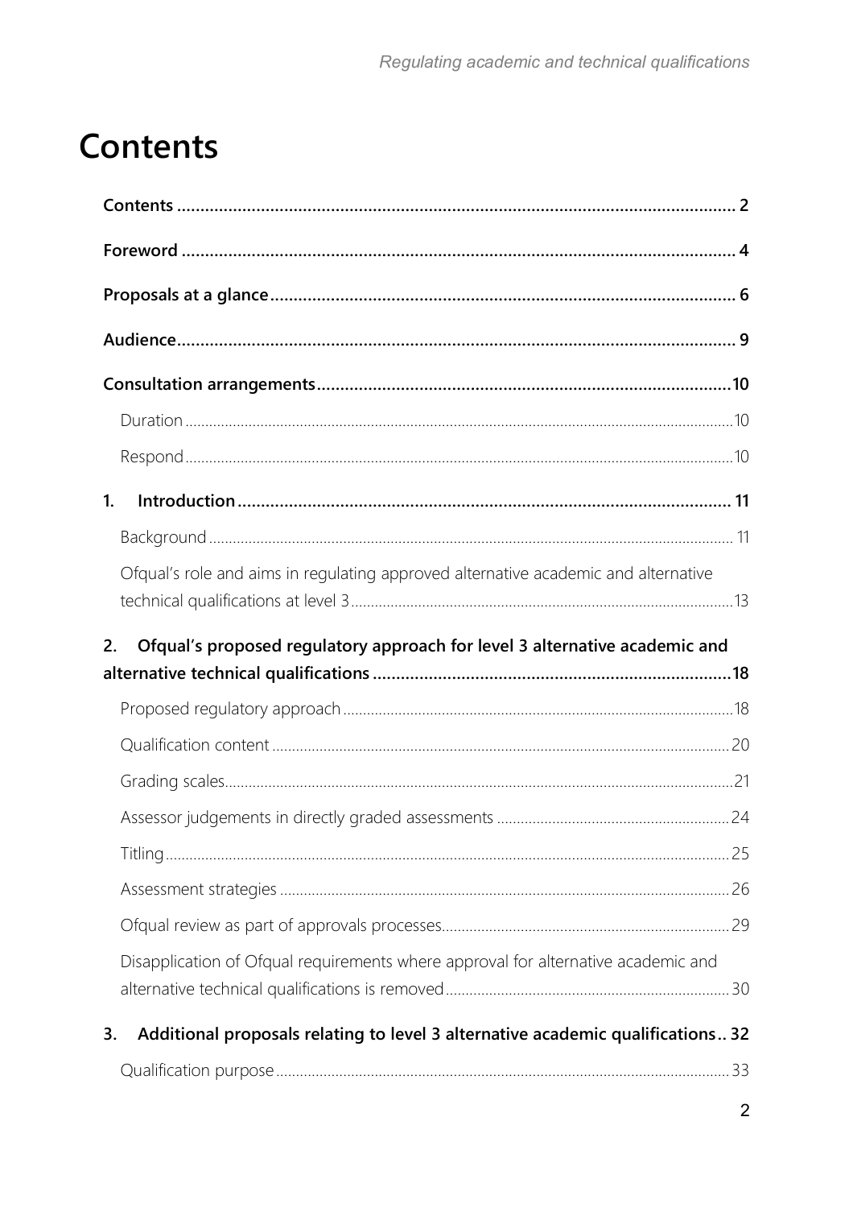# Contents

**Contents** 2

**Foreword** 4

**Proposals at a glance** 6

**Audience** 9

**Consultation arrangements** 10

- Duration 10
- Respond 10

**1. Introduction** 11

- Background 11
- Ofqual's role and aims in regulating approved alternative academic and alternative technical qualifications at level 3 13

**2. Ofqual's proposed regulatory approach for level 3 alternative academic and alternative technical qualifications** 18

- Proposed regulatory approach 18
- Qualification content 20
- Grading scales 21
- Assessor judgements in directly graded assessments 24
- Titling 25
- Assessment strategies 26
- Ofqual review as part of approvals processes 29
- Disapplication of Ofqual requirements where approval for alternative academic and alternative technical qualifications is removed 30

**3. Additional proposals relating to level 3 alternative academic qualifications** 32

- Qualification purpose 33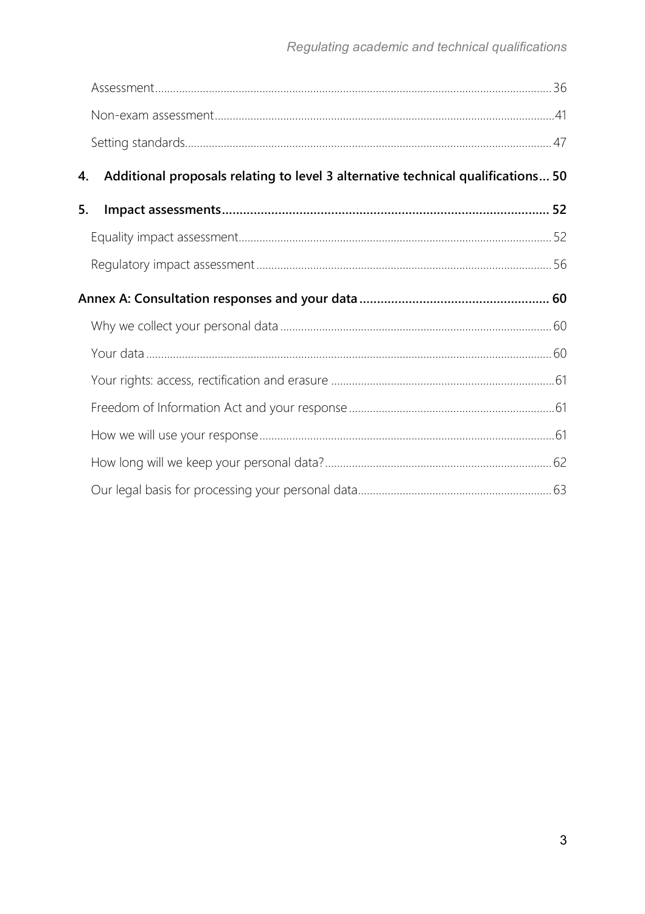Assessment ..... 36

Non-exam assessment ..... 41

Setting standards ..... 47

**4. Additional proposals relating to level 3 alternative technical qualifications ..... 50**

**5. Impact assessments ..... 52**

Equality impact assessment ..... 52

Regulatory impact assessment ..... 56

**Annex A: Consultation responses and your data ..... 60**

Why we collect your personal data ..... 60

Your data ..... 60

Your rights: access, rectification and erasure ..... 61

Freedom of Information Act and your response ..... 61

How we will use your response ..... 61

How long will we keep your personal data? ..... 62

Our legal basis for processing your personal data ..... 63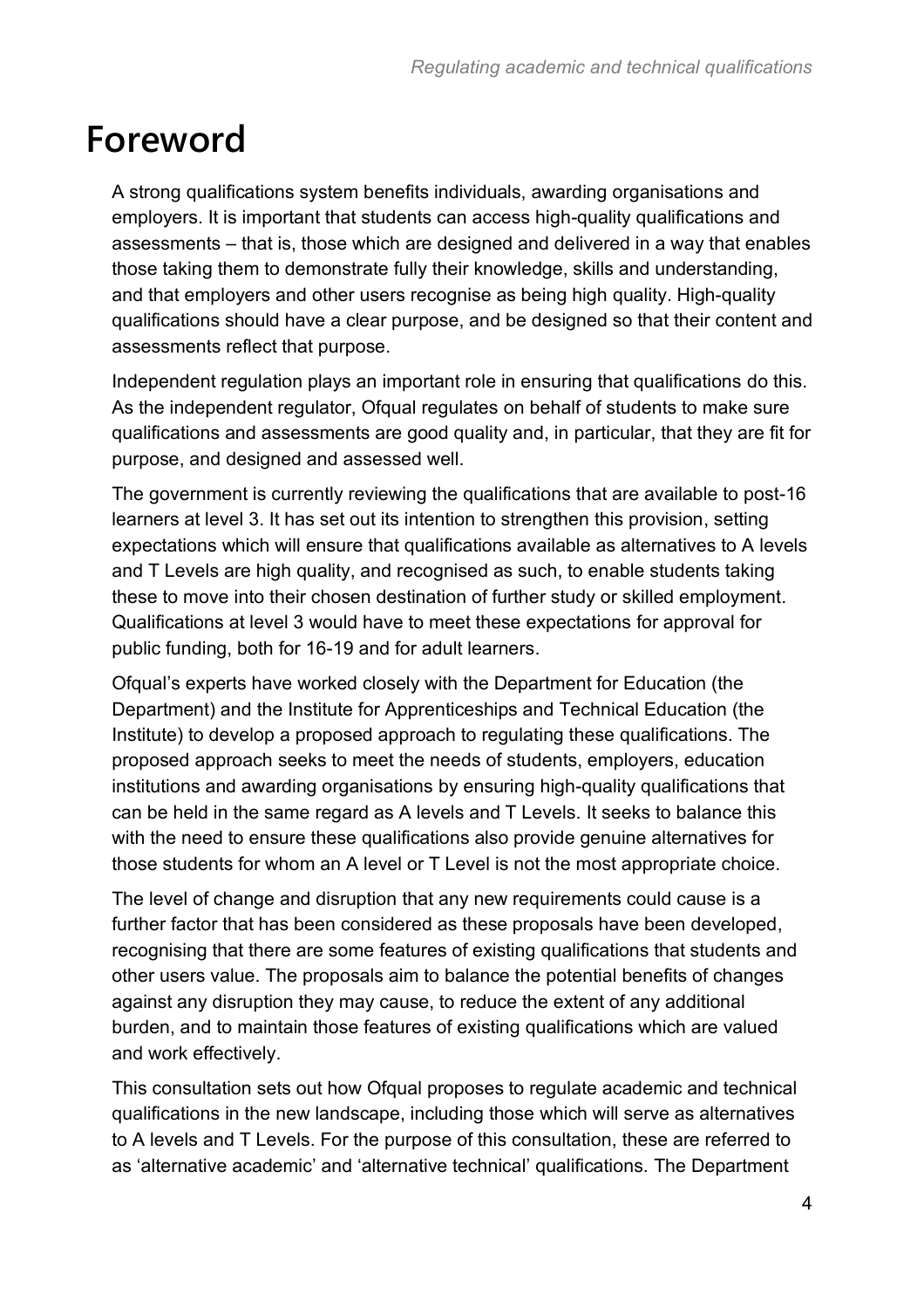# Foreword

A strong qualifications system benefits individuals, awarding organisations and employers. It is important that students can access high-quality qualifications and assessments – that is, those which are designed and delivered in a way that enables those taking them to demonstrate fully their knowledge, skills and understanding, and that employers and other users recognise as being high quality. High-quality qualifications should have a clear purpose, and be designed so that their content and assessments reflect that purpose.

Independent regulation plays an important role in ensuring that qualifications do this. As the independent regulator, Ofqual regulates on behalf of students to make sure qualifications and assessments are good quality and, in particular, that they are fit for purpose, and designed and assessed well.

The government is currently reviewing the qualifications that are available to post-16 learners at level 3. It has set out its intention to strengthen this provision, setting expectations which will ensure that qualifications available as alternatives to A levels and T Levels are high quality, and recognised as such, to enable students taking these to move into their chosen destination of further study or skilled employment. Qualifications at level 3 would have to meet these expectations for approval for public funding, both for 16-19 and for adult learners.

Ofqual's experts have worked closely with the Department for Education (the Department) and the Institute for Apprenticeships and Technical Education (the Institute) to develop a proposed approach to regulating these qualifications. The proposed approach seeks to meet the needs of students, employers, education institutions and awarding organisations by ensuring high-quality qualifications that can be held in the same regard as A levels and T Levels. It seeks to balance this with the need to ensure these qualifications also provide genuine alternatives for those students for whom an A level or T Level is not the most appropriate choice.

The level of change and disruption that any new requirements could cause is a further factor that has been considered as these proposals have been developed, recognising that there are some features of existing qualifications that students and other users value. The proposals aim to balance the potential benefits of changes against any disruption they may cause, to reduce the extent of any additional burden, and to maintain those features of existing qualifications which are valued and work effectively.

This consultation sets out how Ofqual proposes to regulate academic and technical qualifications in the new landscape, including those which will serve as alternatives to A levels and T Levels. For the purpose of this consultation, these are referred to as 'alternative academic' and 'alternative technical' qualifications. The Department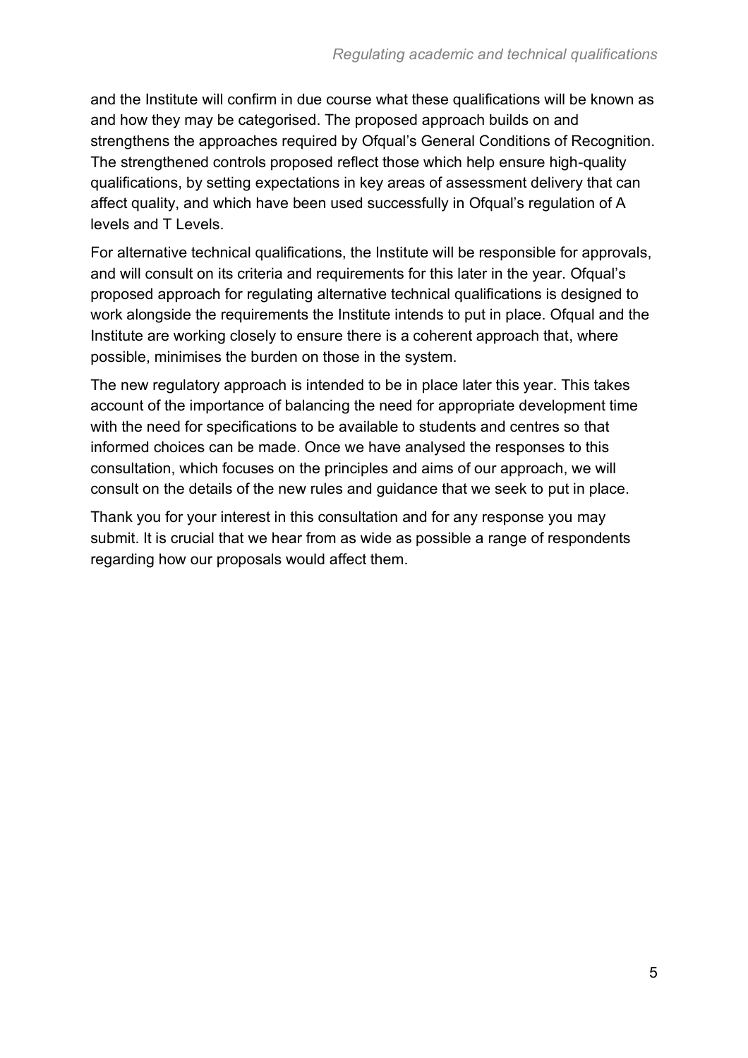and the Institute will confirm in due course what these qualifications will be known as and how they may be categorised. The proposed approach builds on and strengthens the approaches required by Ofqual's General Conditions of Recognition. The strengthened controls proposed reflect those which help ensure high-quality qualifications, by setting expectations in key areas of assessment delivery that can affect quality, and which have been used successfully in Ofqual's regulation of A levels and T Levels.

For alternative technical qualifications, the Institute will be responsible for approvals, and will consult on its criteria and requirements for this later in the year. Ofqual's proposed approach for regulating alternative technical qualifications is designed to work alongside the requirements the Institute intends to put in place. Ofqual and the Institute are working closely to ensure there is a coherent approach that, where possible, minimises the burden on those in the system.

The new regulatory approach is intended to be in place later this year. This takes account of the importance of balancing the need for appropriate development time with the need for specifications to be available to students and centres so that informed choices can be made. Once we have analysed the responses to this consultation, which focuses on the principles and aims of our approach, we will consult on the details of the new rules and guidance that we seek to put in place.

Thank you for your interest in this consultation and for any response you may submit. It is crucial that we hear from as wide as possible a range of respondents regarding how our proposals would affect them.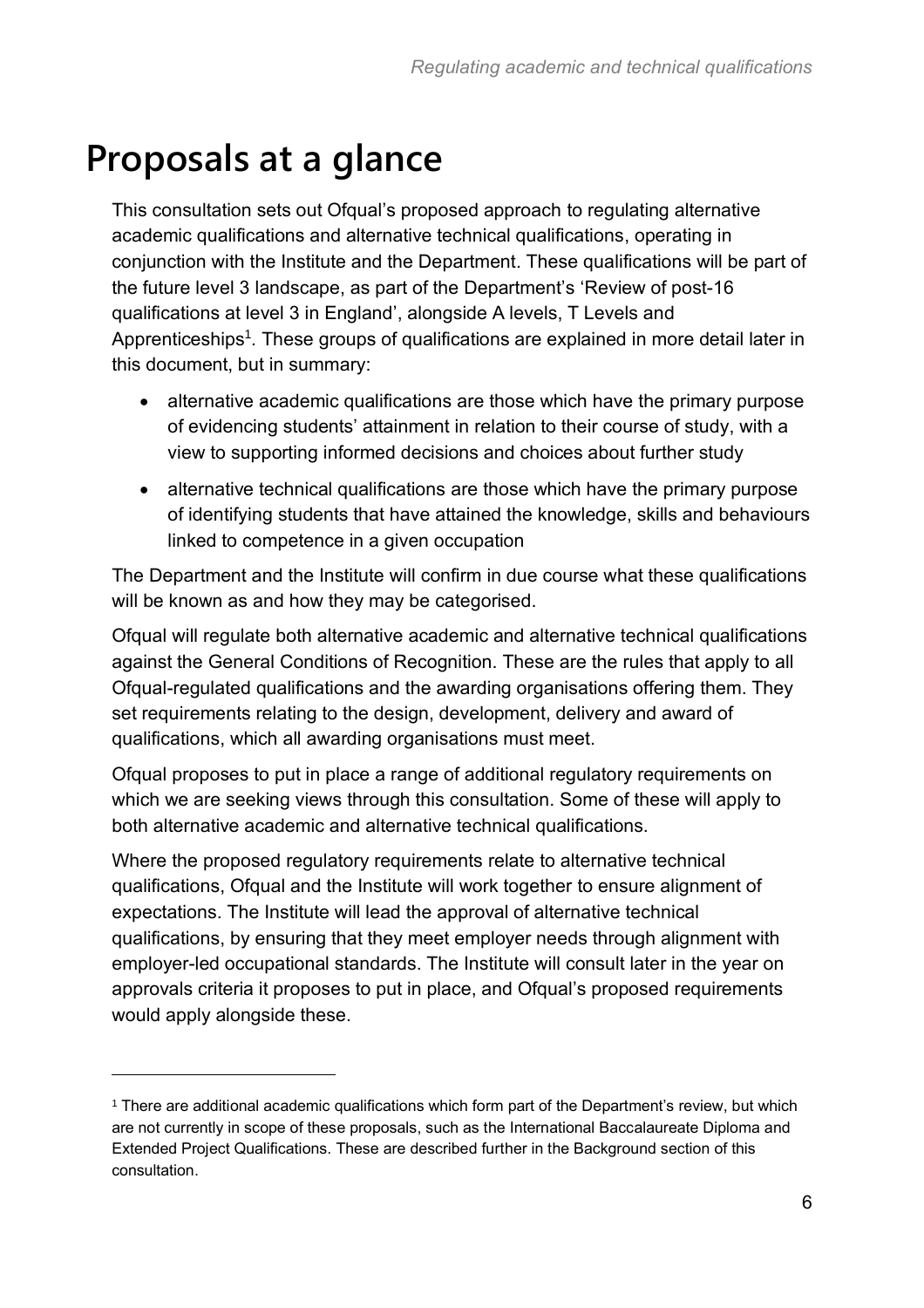# Proposals at a glance

This consultation sets out Ofqual's proposed approach to regulating alternative academic qualifications and alternative technical qualifications, operating in conjunction with the Institute and the Department. These qualifications will be part of the future level 3 landscape, as part of the Department's 'Review of post-16 qualifications at level 3 in England', alongside A levels, T Levels and Apprenticeships[1]. These groups of qualifications are explained in more detail later in this document, but in summary:

- alternative academic qualifications are those which have the primary purpose of evidencing students' attainment in relation to their course of study, with a view to supporting informed decisions and choices about further study
- alternative technical qualifications are those which have the primary purpose of identifying students that have attained the knowledge, skills and behaviours linked to competence in a given occupation

The Department and the Institute will confirm in due course what these qualifications will be known as and how they may be categorised.

Ofqual will regulate both alternative academic and alternative technical qualifications against the General Conditions of Recognition. These are the rules that apply to all Ofqual-regulated qualifications and the awarding organisations offering them. They set requirements relating to the design, development, delivery and award of qualifications, which all awarding organisations must meet.

Ofqual proposes to put in place a range of additional regulatory requirements on which we are seeking views through this consultation. Some of these will apply to both alternative academic and alternative technical qualifications.

Where the proposed regulatory requirements relate to alternative technical qualifications, Ofqual and the Institute will work together to ensure alignment of expectations. The Institute will lead the approval of alternative technical qualifications, by ensuring that they meet employer needs through alignment with employer-led occupational standards. The Institute will consult later in the year on approvals criteria it proposes to put in place, and Ofqual's proposed requirements would apply alongside these.

---

[1] There are additional academic qualifications which form part of the Department's review, but which are not currently in scope of these proposals, such as the International Baccalaureate Diploma and Extended Project Qualifications. These are described further in the Background section of this consultation.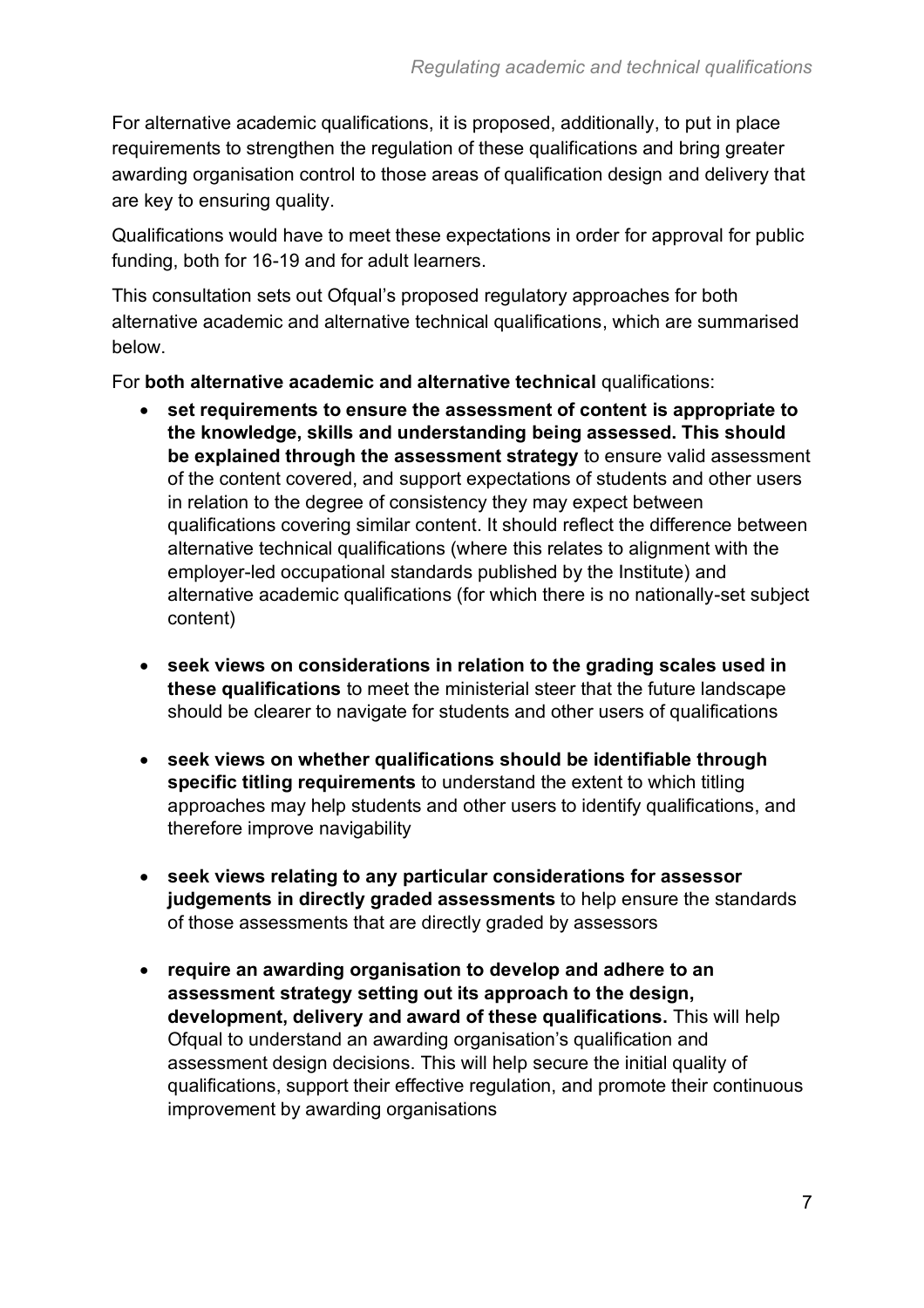For alternative academic qualifications, it is proposed, additionally, to put in place requirements to strengthen the regulation of these qualifications and bring greater awarding organisation control to those areas of qualification design and delivery that are key to ensuring quality.

Qualifications would have to meet these expectations in order for approval for public funding, both for 16-19 and for adult learners.

This consultation sets out Ofqual's proposed regulatory approaches for both alternative academic and alternative technical qualifications, which are summarised below.

For **both alternative academic and alternative technical** qualifications:

- **set requirements to ensure the assessment of content is appropriate to the knowledge, skills and understanding being assessed. This should be explained through the assessment strategy** to ensure valid assessment of the content covered, and support expectations of students and other users in relation to the degree of consistency they may expect between qualifications covering similar content. It should reflect the difference between alternative technical qualifications (where this relates to alignment with the employer-led occupational standards published by the Institute) and alternative academic qualifications (for which there is no nationally-set subject content)

- **seek views on considerations in relation to the grading scales used in these qualifications** to meet the ministerial steer that the future landscape should be clearer to navigate for students and other users of qualifications

- **seek views on whether qualifications should be identifiable through specific titling requirements** to understand the extent to which titling approaches may help students and other users to identify qualifications, and therefore improve navigability

- **seek views relating to any particular considerations for assessor judgements in directly graded assessments** to help ensure the standards of those assessments that are directly graded by assessors

- **require an awarding organisation to develop and adhere to an assessment strategy setting out its approach to the design, development, delivery and award of these qualifications.** This will help Ofqual to understand an awarding organisation's qualification and assessment design decisions. This will help secure the initial quality of qualifications, support their effective regulation, and promote their continuous improvement by awarding organisations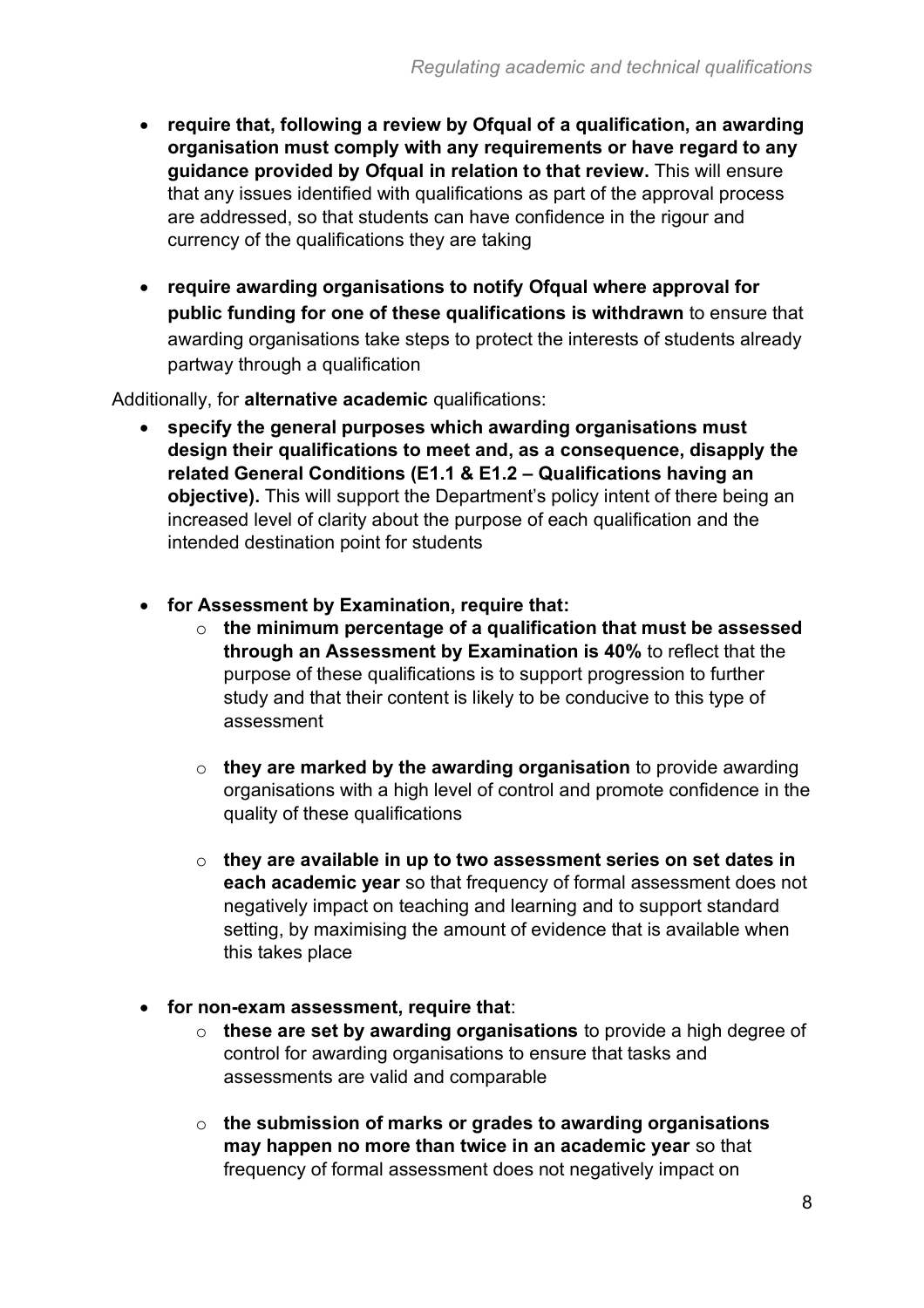- **require that, following a review by Ofqual of a qualification, an awarding organisation must comply with any requirements or have regard to any guidance provided by Ofqual in relation to that review.** This will ensure that any issues identified with qualifications as part of the approval process are addressed, so that students can have confidence in the rigour and currency of the qualifications they are taking

- **require awarding organisations to notify Ofqual where approval for public funding for one of these qualifications is withdrawn** to ensure that awarding organisations take steps to protect the interests of students already partway through a qualification

Additionally, for **alternative academic** qualifications:

- **specify the general purposes which awarding organisations must design their qualifications to meet and, as a consequence, disapply the related General Conditions (E1.1 & E1.2 – Qualifications having an objective).** This will support the Department's policy intent of there being an increased level of clarity about the purpose of each qualification and the intended destination point for students

- **for Assessment by Examination, require that:**
  - **the minimum percentage of a qualification that must be assessed through an Assessment by Examination is 40%** to reflect that the purpose of these qualifications is to support progression to further study and that their content is likely to be conducive to this type of assessment
  - **they are marked by the awarding organisation** to provide awarding organisations with a high level of control and promote confidence in the quality of these qualifications
  - **they are available in up to two assessment series on set dates in each academic year** so that frequency of formal assessment does not negatively impact on teaching and learning and to support standard setting, by maximising the amount of evidence that is available when this takes place

- **for non-exam assessment, require that**:
  - **these are set by awarding organisations** to provide a high degree of control for awarding organisations to ensure that tasks and assessments are valid and comparable
  - **the submission of marks or grades to awarding organisations may happen no more than twice in an academic year** so that frequency of formal assessment does not negatively impact on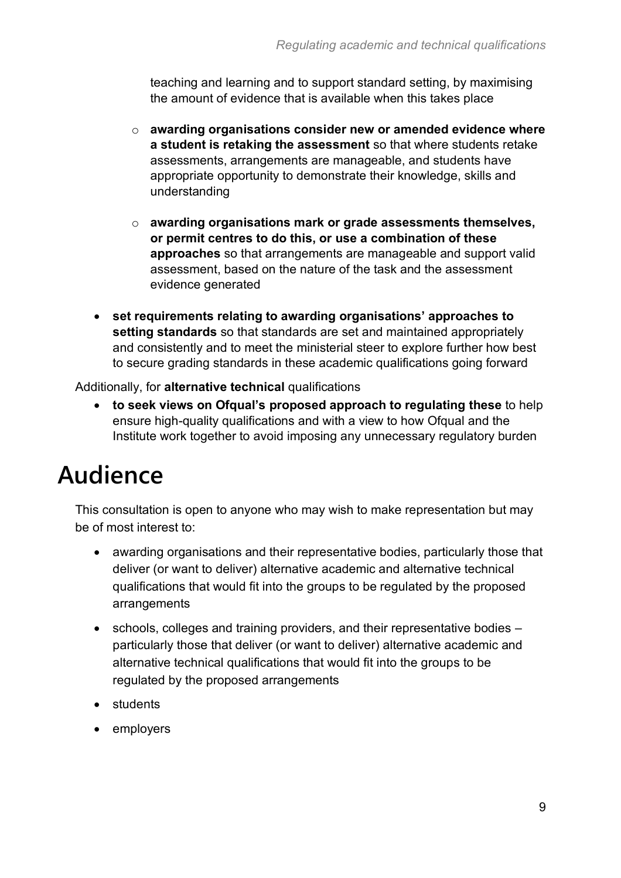teaching and learning and to support standard setting, by maximising the amount of evidence that is available when this takes place

  - **awarding organisations consider new or amended evidence where a student is retaking the assessment** so that where students retake assessments, arrangements are manageable, and students have appropriate opportunity to demonstrate their knowledge, skills and understanding
  - **awarding organisations mark or grade assessments themselves, or permit centres to do this, or use a combination of these approaches** so that arrangements are manageable and support valid assessment, based on the nature of the task and the assessment evidence generated

- **set requirements relating to awarding organisations' approaches to setting standards** so that standards are set and maintained appropriately and consistently and to meet the ministerial steer to explore further how best to secure grading standards in these academic qualifications going forward

Additionally, for **alternative technical** qualifications

- **to seek views on Ofqual's proposed approach to regulating these** to help ensure high-quality qualifications and with a view to how Ofqual and the Institute work together to avoid imposing any unnecessary regulatory burden

# Audience

This consultation is open to anyone who may wish to make representation but may be of most interest to:

- awarding organisations and their representative bodies, particularly those that deliver (or want to deliver) alternative academic and alternative technical qualifications that would fit into the groups to be regulated by the proposed arrangements
- schools, colleges and training providers, and their representative bodies – particularly those that deliver (or want to deliver) alternative academic and alternative technical qualifications that would fit into the groups to be regulated by the proposed arrangements
- students
- employers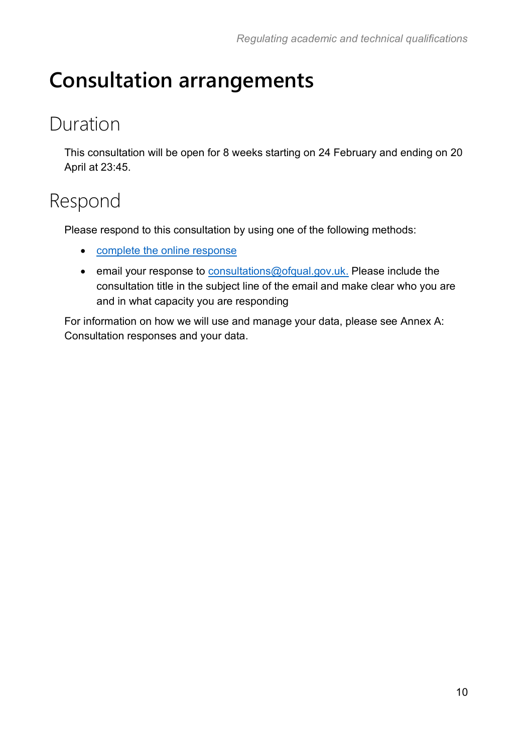# Consultation arrangements

## Duration

This consultation will be open for 8 weeks starting on 24 February and ending on 20 April at 23:45.

## Respond

Please respond to this consultation by using one of the following methods:

- complete the online response
- email your response to consultations@ofqual.gov.uk. Please include the consultation title in the subject line of the email and make clear who you are and in what capacity you are responding

For information on how we will use and manage your data, please see Annex A: Consultation responses and your data.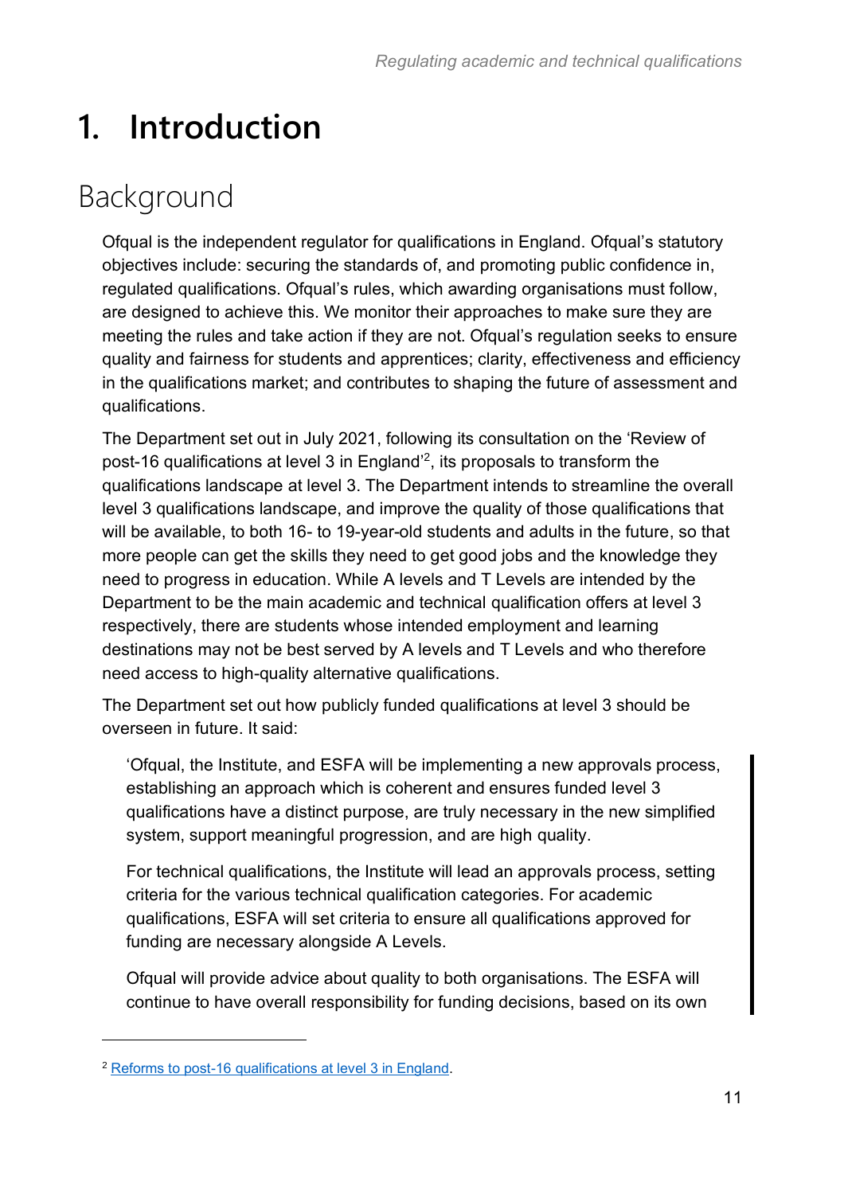# 1. Introduction

## Background

Ofqual is the independent regulator for qualifications in England. Ofqual's statutory objectives include: securing the standards of, and promoting public confidence in, regulated qualifications. Ofqual's rules, which awarding organisations must follow, are designed to achieve this. We monitor their approaches to make sure they are meeting the rules and take action if they are not. Ofqual's regulation seeks to ensure quality and fairness for students and apprentices; clarity, effectiveness and efficiency in the qualifications market; and contributes to shaping the future of assessment and qualifications.

The Department set out in July 2021, following its consultation on the 'Review of post-16 qualifications at level 3 in England'[2], its proposals to transform the qualifications landscape at level 3. The Department intends to streamline the overall level 3 qualifications landscape, and improve the quality of those qualifications that will be available, to both 16- to 19-year-old students and adults in the future, so that more people can get the skills they need to get good jobs and the knowledge they need to progress in education. While A levels and T Levels are intended by the Department to be the main academic and technical qualification offers at level 3 respectively, there are students whose intended employment and learning destinations may not be best served by A levels and T Levels and who therefore need access to high-quality alternative qualifications.

The Department set out how publicly funded qualifications at level 3 should be overseen in future. It said:

> 'Ofqual, the Institute, and ESFA will be implementing a new approvals process, establishing an approach which is coherent and ensures funded level 3 qualifications have a distinct purpose, are truly necessary in the new simplified system, support meaningful progression, and are high quality.
>
> For technical qualifications, the Institute will lead an approvals process, setting criteria for the various technical qualification categories. For academic qualifications, ESFA will set criteria to ensure all qualifications approved for funding are necessary alongside A Levels.
>
> Ofqual will provide advice about quality to both organisations. The ESFA will continue to have overall responsibility for funding decisions, based on its own

[2] Reforms to post-16 qualifications at level 3 in England.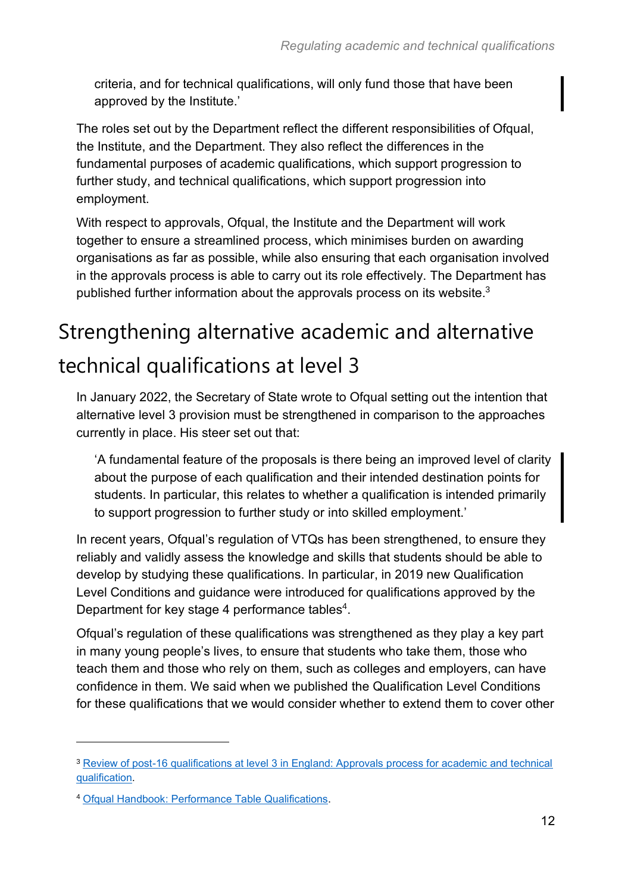> criteria, and for technical qualifications, will only fund those that have been approved by the Institute.'

The roles set out by the Department reflect the different responsibilities of Ofqual, the Institute, and the Department. They also reflect the differences in the fundamental purposes of academic qualifications, which support progression to further study, and technical qualifications, which support progression into employment.

With respect to approvals, Ofqual, the Institute and the Department will work together to ensure a streamlined process, which minimises burden on awarding organisations as far as possible, while also ensuring that each organisation involved in the approvals process is able to carry out its role effectively. The Department has published further information about the approvals process on its website.[3]

## Strengthening alternative academic and alternative technical qualifications at level 3

In January 2022, the Secretary of State wrote to Ofqual setting out the intention that alternative level 3 provision must be strengthened in comparison to the approaches currently in place. His steer set out that:

> 'A fundamental feature of the proposals is there being an improved level of clarity about the purpose of each qualification and their intended destination points for students. In particular, this relates to whether a qualification is intended primarily to support progression to further study or into skilled employment.'

In recent years, Ofqual's regulation of VTQs has been strengthened, to ensure they reliably and validly assess the knowledge and skills that students should be able to develop by studying these qualifications. In particular, in 2019 new Qualification Level Conditions and guidance were introduced for qualifications approved by the Department for key stage 4 performance tables[4].

Ofqual's regulation of these qualifications was strengthened as they play a key part in many young people's lives, to ensure that students who take them, those who teach them and those who rely on them, such as colleges and employers, can have confidence in them. We said when we published the Qualification Level Conditions for these qualifications that we would consider whether to extend them to cover other

---

[3] Review of post-16 qualifications at level 3 in England: Approvals process for academic and technical qualification.

[4] Ofqual Handbook: Performance Table Qualifications.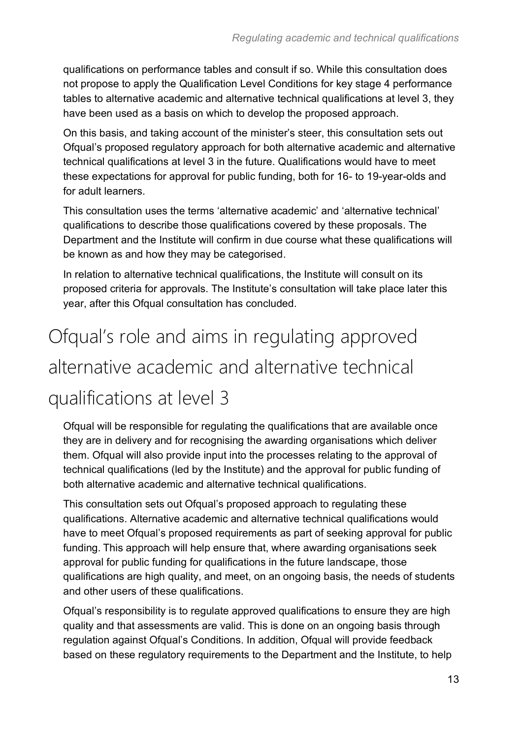qualifications on performance tables and consult if so. While this consultation does not propose to apply the Qualification Level Conditions for key stage 4 performance tables to alternative academic and alternative technical qualifications at level 3, they have been used as a basis on which to develop the proposed approach.

On this basis, and taking account of the minister's steer, this consultation sets out Ofqual's proposed regulatory approach for both alternative academic and alternative technical qualifications at level 3 in the future. Qualifications would have to meet these expectations for approval for public funding, both for 16- to 19-year-olds and for adult learners.

This consultation uses the terms 'alternative academic' and 'alternative technical' qualifications to describe those qualifications covered by these proposals. The Department and the Institute will confirm in due course what these qualifications will be known as and how they may be categorised.

In relation to alternative technical qualifications, the Institute will consult on its proposed criteria for approvals. The Institute's consultation will take place later this year, after this Ofqual consultation has concluded.

# Ofqual's role and aims in regulating approved alternative academic and alternative technical qualifications at level 3

Ofqual will be responsible for regulating the qualifications that are available once they are in delivery and for recognising the awarding organisations which deliver them. Ofqual will also provide input into the processes relating to the approval of technical qualifications (led by the Institute) and the approval for public funding of both alternative academic and alternative technical qualifications.

This consultation sets out Ofqual's proposed approach to regulating these qualifications. Alternative academic and alternative technical qualifications would have to meet Ofqual's proposed requirements as part of seeking approval for public funding. This approach will help ensure that, where awarding organisations seek approval for public funding for qualifications in the future landscape, those qualifications are high quality, and meet, on an ongoing basis, the needs of students and other users of these qualifications.

Ofqual's responsibility is to regulate approved qualifications to ensure they are high quality and that assessments are valid. This is done on an ongoing basis through regulation against Ofqual's Conditions. In addition, Ofqual will provide feedback based on these regulatory requirements to the Department and the Institute, to help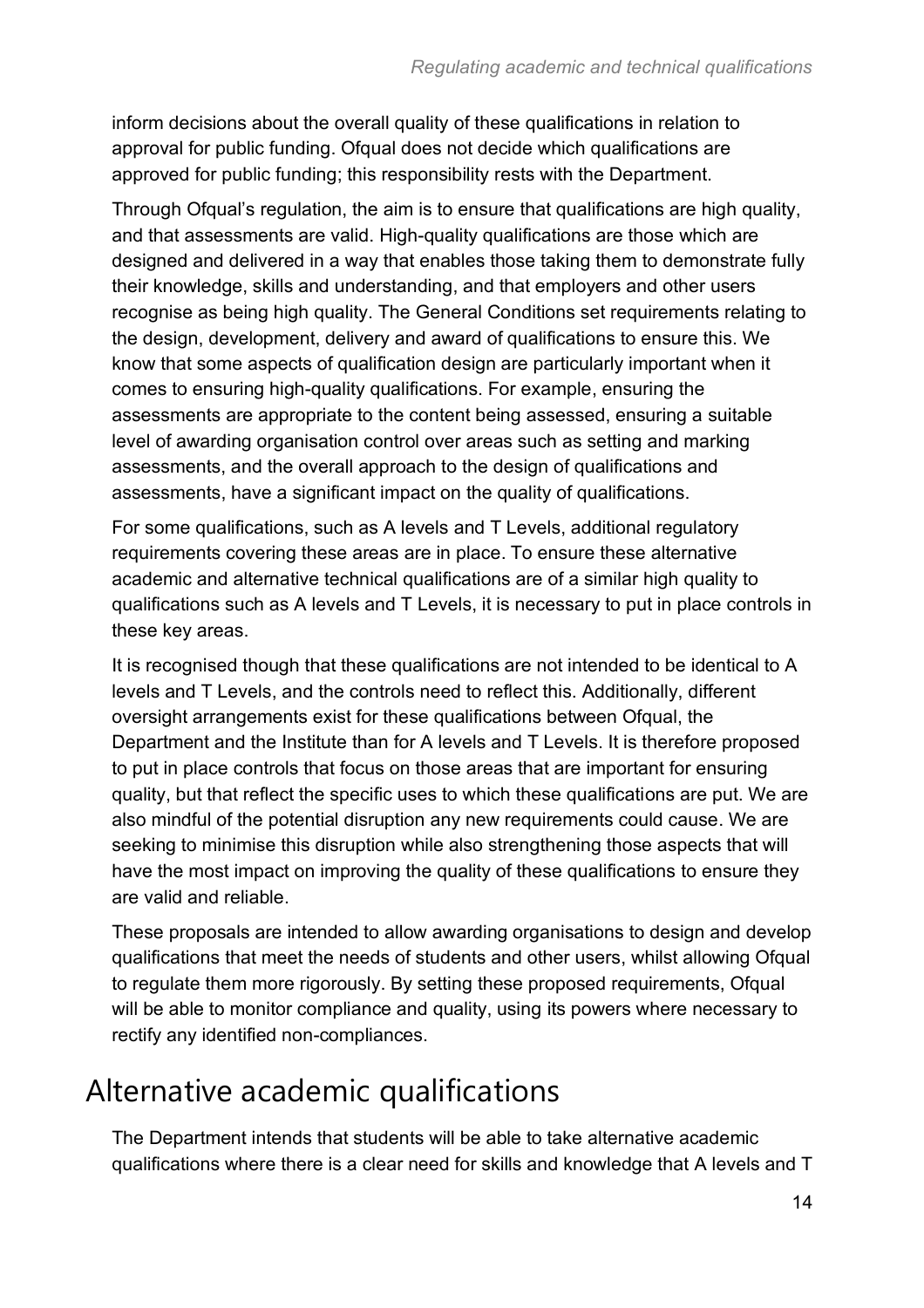inform decisions about the overall quality of these qualifications in relation to approval for public funding. Ofqual does not decide which qualifications are approved for public funding; this responsibility rests with the Department.

Through Ofqual's regulation, the aim is to ensure that qualifications are high quality, and that assessments are valid. High-quality qualifications are those which are designed and delivered in a way that enables those taking them to demonstrate fully their knowledge, skills and understanding, and that employers and other users recognise as being high quality. The General Conditions set requirements relating to the design, development, delivery and award of qualifications to ensure this. We know that some aspects of qualification design are particularly important when it comes to ensuring high-quality qualifications. For example, ensuring the assessments are appropriate to the content being assessed, ensuring a suitable level of awarding organisation control over areas such as setting and marking assessments, and the overall approach to the design of qualifications and assessments, have a significant impact on the quality of qualifications.

For some qualifications, such as A levels and T Levels, additional regulatory requirements covering these areas are in place. To ensure these alternative academic and alternative technical qualifications are of a similar high quality to qualifications such as A levels and T Levels, it is necessary to put in place controls in these key areas.

It is recognised though that these qualifications are not intended to be identical to A levels and T Levels, and the controls need to reflect this. Additionally, different oversight arrangements exist for these qualifications between Ofqual, the Department and the Institute than for A levels and T Levels. It is therefore proposed to put in place controls that focus on those areas that are important for ensuring quality, but that reflect the specific uses to which these qualifications are put. We are also mindful of the potential disruption any new requirements could cause. We are seeking to minimise this disruption while also strengthening those aspects that will have the most impact on improving the quality of these qualifications to ensure they are valid and reliable.

These proposals are intended to allow awarding organisations to design and develop qualifications that meet the needs of students and other users, whilst allowing Ofqual to regulate them more rigorously. By setting these proposed requirements, Ofqual will be able to monitor compliance and quality, using its powers where necessary to rectify any identified non-compliances.

## Alternative academic qualifications

The Department intends that students will be able to take alternative academic qualifications where there is a clear need for skills and knowledge that A levels and T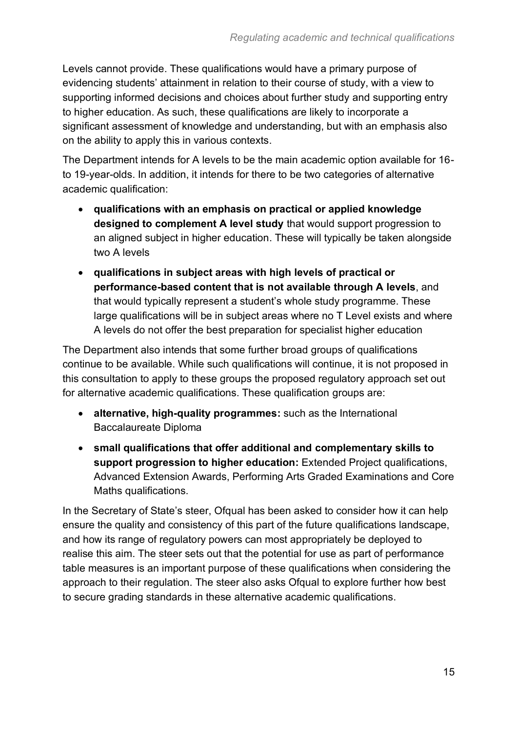Levels cannot provide. These qualifications would have a primary purpose of evidencing students' attainment in relation to their course of study, with a view to supporting informed decisions and choices about further study and supporting entry to higher education. As such, these qualifications are likely to incorporate a significant assessment of knowledge and understanding, but with an emphasis also on the ability to apply this in various contexts.

The Department intends for A levels to be the main academic option available for 16- to 19-year-olds. In addition, it intends for there to be two categories of alternative academic qualification:

- **qualifications with an emphasis on practical or applied knowledge designed to complement A level study** that would support progression to an aligned subject in higher education. These will typically be taken alongside two A levels
- **qualifications in subject areas with high levels of practical or performance-based content that is not available through A levels**, and that would typically represent a student's whole study programme. These large qualifications will be in subject areas where no T Level exists and where A levels do not offer the best preparation for specialist higher education

The Department also intends that some further broad groups of qualifications continue to be available. While such qualifications will continue, it is not proposed in this consultation to apply to these groups the proposed regulatory approach set out for alternative academic qualifications. These qualification groups are:

- **alternative, high-quality programmes:** such as the International Baccalaureate Diploma
- **small qualifications that offer additional and complementary skills to support progression to higher education:** Extended Project qualifications, Advanced Extension Awards, Performing Arts Graded Examinations and Core Maths qualifications.

In the Secretary of State's steer, Ofqual has been asked to consider how it can help ensure the quality and consistency of this part of the future qualifications landscape, and how its range of regulatory powers can most appropriately be deployed to realise this aim. The steer sets out that the potential for use as part of performance table measures is an important purpose of these qualifications when considering the approach to their regulation. The steer also asks Ofqual to explore further how best to secure grading standards in these alternative academic qualifications.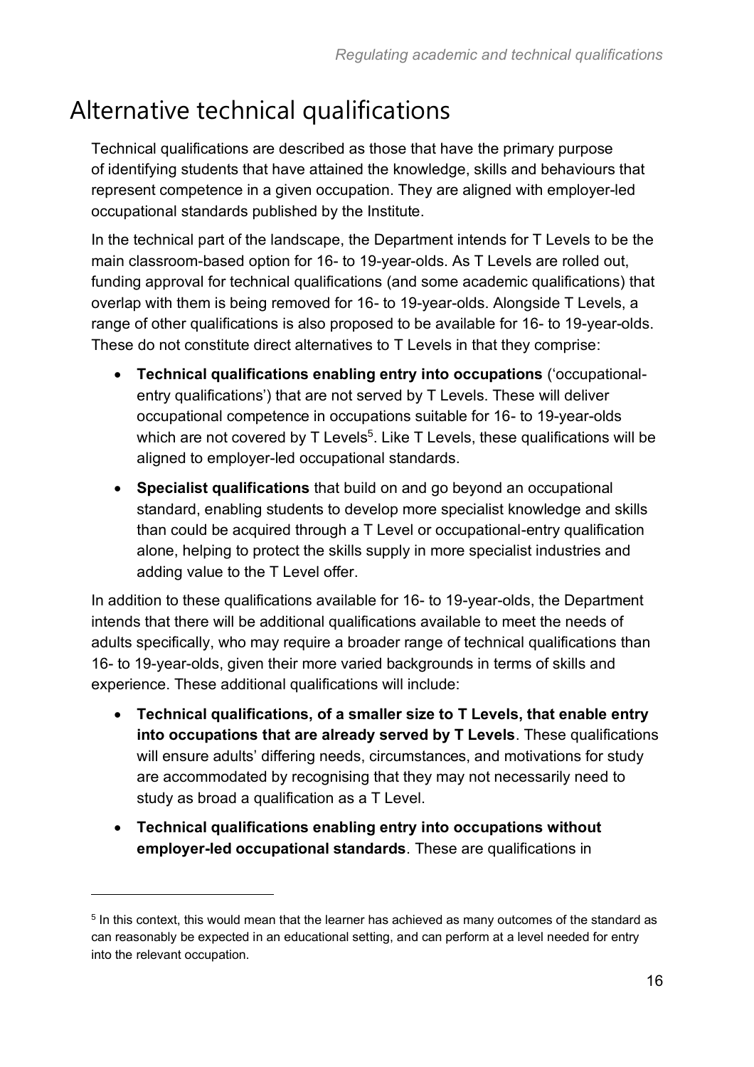# Alternative technical qualifications

Technical qualifications are described as those that have the primary purpose of identifying students that have attained the knowledge, skills and behaviours that represent competence in a given occupation. They are aligned with employer-led occupational standards published by the Institute.

In the technical part of the landscape, the Department intends for T Levels to be the main classroom-based option for 16- to 19-year-olds. As T Levels are rolled out, funding approval for technical qualifications (and some academic qualifications) that overlap with them is being removed for 16- to 19-year-olds. Alongside T Levels, a range of other qualifications is also proposed to be available for 16- to 19-year-olds. These do not constitute direct alternatives to T Levels in that they comprise:

- **Technical qualifications enabling entry into occupations** ('occupational-entry qualifications') that are not served by T Levels. These will deliver occupational competence in occupations suitable for 16- to 19-year-olds which are not covered by T Levels[5]. Like T Levels, these qualifications will be aligned to employer-led occupational standards.
- **Specialist qualifications** that build on and go beyond an occupational standard, enabling students to develop more specialist knowledge and skills than could be acquired through a T Level or occupational-entry qualification alone, helping to protect the skills supply in more specialist industries and adding value to the T Level offer.

In addition to these qualifications available for 16- to 19-year-olds, the Department intends that there will be additional qualifications available to meet the needs of adults specifically, who may require a broader range of technical qualifications than 16- to 19-year-olds, given their more varied backgrounds in terms of skills and experience. These additional qualifications will include:

- **Technical qualifications, of a smaller size to T Levels, that enable entry into occupations that are already served by T Levels**. These qualifications will ensure adults' differing needs, circumstances, and motivations for study are accommodated by recognising that they may not necessarily need to study as broad a qualification as a T Level.
- **Technical qualifications enabling entry into occupations without employer-led occupational standards**. These are qualifications in

[5] In this context, this would mean that the learner has achieved as many outcomes of the standard as can reasonably be expected in an educational setting, and can perform at a level needed for entry into the relevant occupation.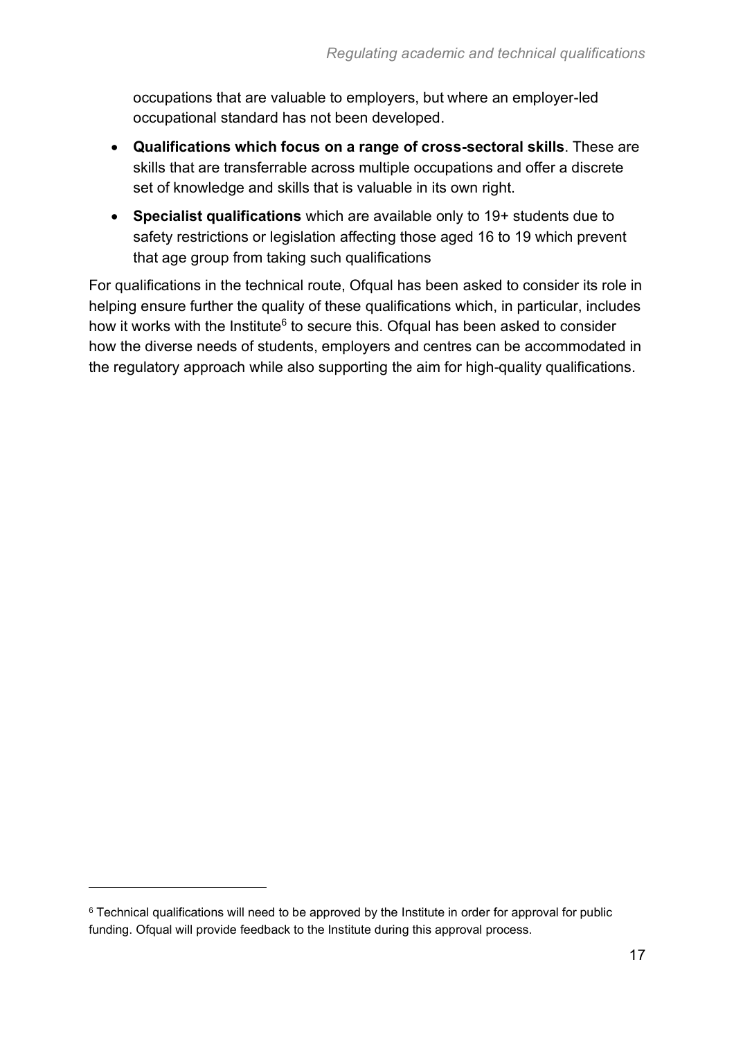occupations that are valuable to employers, but where an employer-led occupational standard has not been developed.

- **Qualifications which focus on a range of cross-sectoral skills**. These are skills that are transferrable across multiple occupations and offer a discrete set of knowledge and skills that is valuable in its own right.
- **Specialist qualifications** which are available only to 19+ students due to safety restrictions or legislation affecting those aged 16 to 19 which prevent that age group from taking such qualifications

For qualifications in the technical route, Ofqual has been asked to consider its role in helping ensure further the quality of these qualifications which, in particular, includes how it works with the Institute[6] to secure this. Ofqual has been asked to consider how the diverse needs of students, employers and centres can be accommodated in the regulatory approach while also supporting the aim for high-quality qualifications.

[6] Technical qualifications will need to be approved by the Institute in order for approval for public funding. Ofqual will provide feedback to the Institute during this approval process.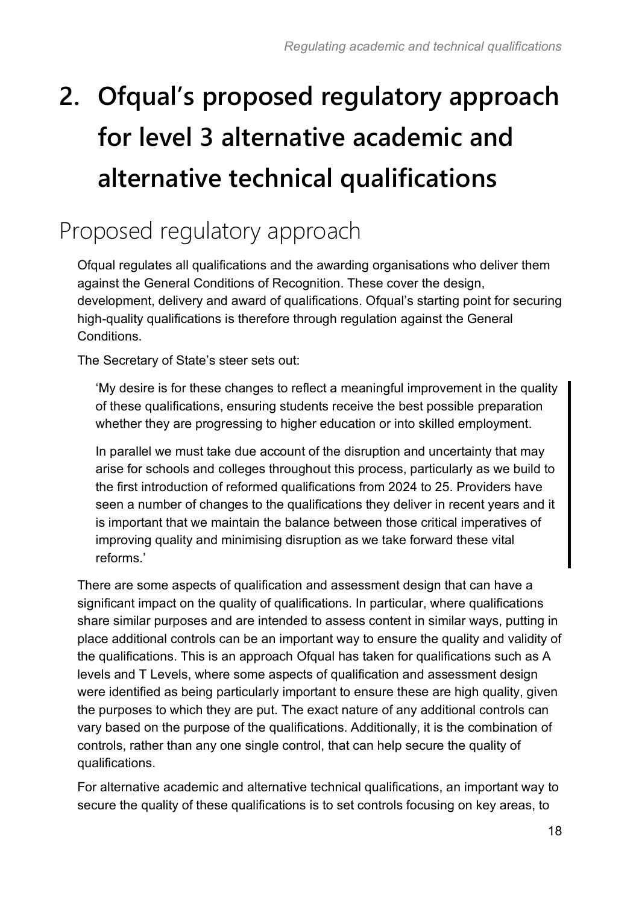# 2. Ofqual's proposed regulatory approach for level 3 alternative academic and alternative technical qualifications

## Proposed regulatory approach

Ofqual regulates all qualifications and the awarding organisations who deliver them against the General Conditions of Recognition. These cover the design, development, delivery and award of qualifications. Ofqual's starting point for securing high-quality qualifications is therefore through regulation against the General Conditions.

The Secretary of State's steer sets out:

> 'My desire is for these changes to reflect a meaningful improvement in the quality of these qualifications, ensuring students receive the best possible preparation whether they are progressing to higher education or into skilled employment.
>
> In parallel we must take due account of the disruption and uncertainty that may arise for schools and colleges throughout this process, particularly as we build to the first introduction of reformed qualifications from 2024 to 25. Providers have seen a number of changes to the qualifications they deliver in recent years and it is important that we maintain the balance between those critical imperatives of improving quality and minimising disruption as we take forward these vital reforms.'

There are some aspects of qualification and assessment design that can have a significant impact on the quality of qualifications. In particular, where qualifications share similar purposes and are intended to assess content in similar ways, putting in place additional controls can be an important way to ensure the quality and validity of the qualifications. This is an approach Ofqual has taken for qualifications such as A levels and T Levels, where some aspects of qualification and assessment design were identified as being particularly important to ensure these are high quality, given the purposes to which they are put. The exact nature of any additional controls can vary based on the purpose of the qualifications. Additionally, it is the combination of controls, rather than any one single control, that can help secure the quality of qualifications.

For alternative academic and alternative technical qualifications, an important way to secure the quality of these qualifications is to set controls focusing on key areas, to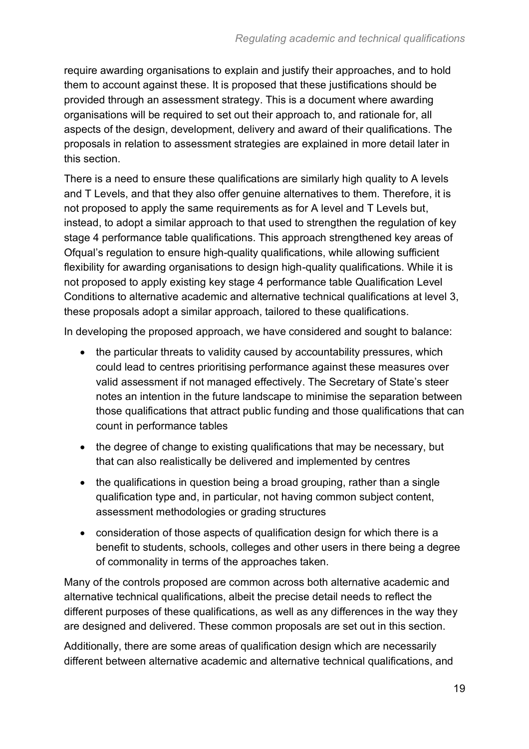require awarding organisations to explain and justify their approaches, and to hold them to account against these. It is proposed that these justifications should be provided through an assessment strategy. This is a document where awarding organisations will be required to set out their approach to, and rationale for, all aspects of the design, development, delivery and award of their qualifications. The proposals in relation to assessment strategies are explained in more detail later in this section.

There is a need to ensure these qualifications are similarly high quality to A levels and T Levels, and that they also offer genuine alternatives to them. Therefore, it is not proposed to apply the same requirements as for A level and T Levels but, instead, to adopt a similar approach to that used to strengthen the regulation of key stage 4 performance table qualifications. This approach strengthened key areas of Ofqual's regulation to ensure high-quality qualifications, while allowing sufficient flexibility for awarding organisations to design high-quality qualifications. While it is not proposed to apply existing key stage 4 performance table Qualification Level Conditions to alternative academic and alternative technical qualifications at level 3, these proposals adopt a similar approach, tailored to these qualifications.

In developing the proposed approach, we have considered and sought to balance:

- the particular threats to validity caused by accountability pressures, which could lead to centres prioritising performance against these measures over valid assessment if not managed effectively. The Secretary of State's steer notes an intention in the future landscape to minimise the separation between those qualifications that attract public funding and those qualifications that can count in performance tables
- the degree of change to existing qualifications that may be necessary, but that can also realistically be delivered and implemented by centres
- the qualifications in question being a broad grouping, rather than a single qualification type and, in particular, not having common subject content, assessment methodologies or grading structures
- consideration of those aspects of qualification design for which there is a benefit to students, schools, colleges and other users in there being a degree of commonality in terms of the approaches taken.

Many of the controls proposed are common across both alternative academic and alternative technical qualifications, albeit the precise detail needs to reflect the different purposes of these qualifications, as well as any differences in the way they are designed and delivered. These common proposals are set out in this section.

Additionally, there are some areas of qualification design which are necessarily different between alternative academic and alternative technical qualifications, and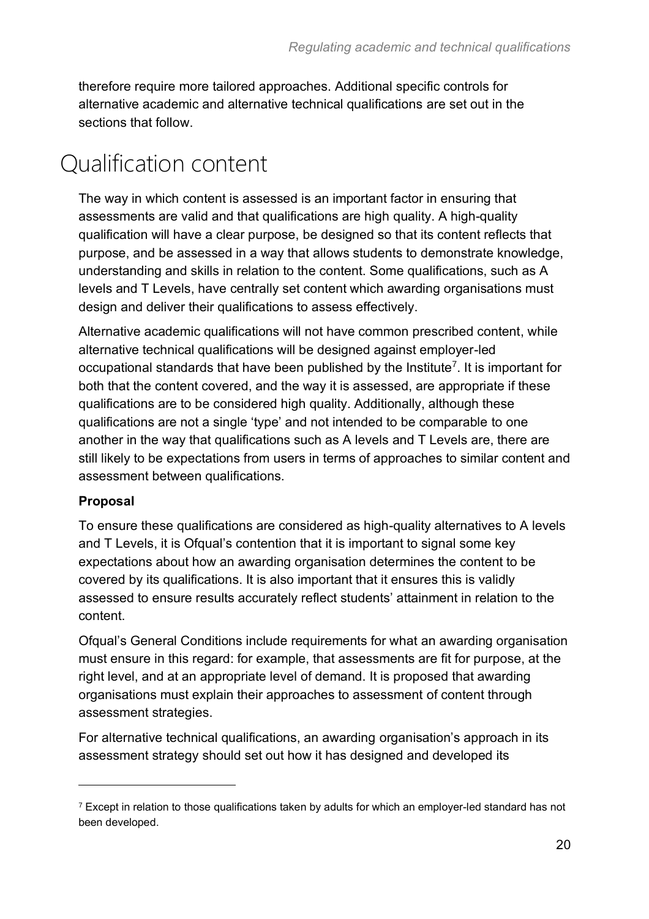therefore require more tailored approaches. Additional specific controls for alternative academic and alternative technical qualifications are set out in the sections that follow.

# Qualification content

The way in which content is assessed is an important factor in ensuring that assessments are valid and that qualifications are high quality. A high-quality qualification will have a clear purpose, be designed so that its content reflects that purpose, and be assessed in a way that allows students to demonstrate knowledge, understanding and skills in relation to the content. Some qualifications, such as A levels and T Levels, have centrally set content which awarding organisations must design and deliver their qualifications to assess effectively.

Alternative academic qualifications will not have common prescribed content, while alternative technical qualifications will be designed against employer-led occupational standards that have been published by the Institute[7]. It is important for both that the content covered, and the way it is assessed, are appropriate if these qualifications are to be considered high quality. Additionally, although these qualifications are not a single 'type' and not intended to be comparable to one another in the way that qualifications such as A levels and T Levels are, there are still likely to be expectations from users in terms of approaches to similar content and assessment between qualifications.

**Proposal**

To ensure these qualifications are considered as high-quality alternatives to A levels and T Levels, it is Ofqual's contention that it is important to signal some key expectations about how an awarding organisation determines the content to be covered by its qualifications. It is also important that it ensures this is validly assessed to ensure results accurately reflect students' attainment in relation to the content.

Ofqual's General Conditions include requirements for what an awarding organisation must ensure in this regard: for example, that assessments are fit for purpose, at the right level, and at an appropriate level of demand. It is proposed that awarding organisations must explain their approaches to assessment of content through assessment strategies.

For alternative technical qualifications, an awarding organisation's approach in its assessment strategy should set out how it has designed and developed its

[7] Except in relation to those qualifications taken by adults for which an employer-led standard has not been developed.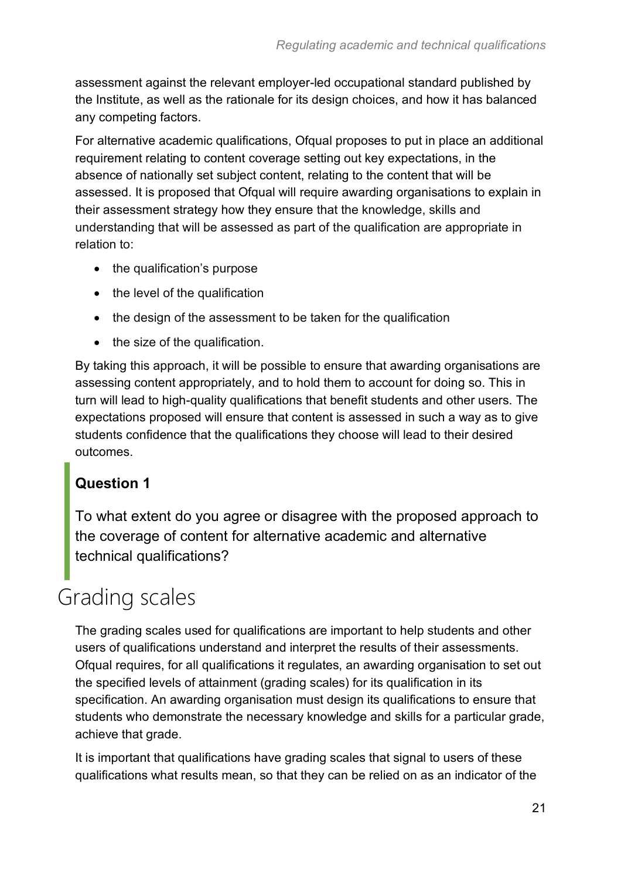assessment against the relevant employer-led occupational standard published by the Institute, as well as the rationale for its design choices, and how it has balanced any competing factors.

For alternative academic qualifications, Ofqual proposes to put in place an additional requirement relating to content coverage setting out key expectations, in the absence of nationally set subject content, relating to the content that will be assessed. It is proposed that Ofqual will require awarding organisations to explain in their assessment strategy how they ensure that the knowledge, skills and understanding that will be assessed as part of the qualification are appropriate in relation to:

- the qualification's purpose
- the level of the qualification
- the design of the assessment to be taken for the qualification
- the size of the qualification.

By taking this approach, it will be possible to ensure that awarding organisations are assessing content appropriately, and to hold them to account for doing so. This in turn will lead to high-quality qualifications that benefit students and other users. The expectations proposed will ensure that content is assessed in such a way as to give students confidence that the qualifications they choose will lead to their desired outcomes.

**Question 1**

To what extent do you agree or disagree with the proposed approach to the coverage of content for alternative academic and alternative technical qualifications?

## Grading scales

The grading scales used for qualifications are important to help students and other users of qualifications understand and interpret the results of their assessments. Ofqual requires, for all qualifications it regulates, an awarding organisation to set out the specified levels of attainment (grading scales) for its qualification in its specification. An awarding organisation must design its qualifications to ensure that students who demonstrate the necessary knowledge and skills for a particular grade, achieve that grade.

It is important that qualifications have grading scales that signal to users of these qualifications what results mean, so that they can be relied on as an indicator of the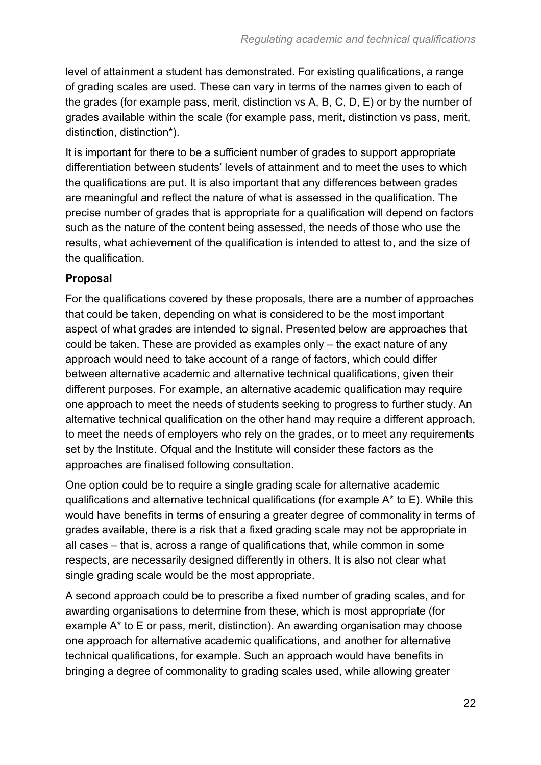level of attainment a student has demonstrated. For existing qualifications, a range of grading scales are used. These can vary in terms of the names given to each of the grades (for example pass, merit, distinction vs A, B, C, D, E) or by the number of grades available within the scale (for example pass, merit, distinction vs pass, merit, distinction, distinction*).

It is important for there to be a sufficient number of grades to support appropriate differentiation between students' levels of attainment and to meet the uses to which the qualifications are put. It is also important that any differences between grades are meaningful and reflect the nature of what is assessed in the qualification. The precise number of grades that is appropriate for a qualification will depend on factors such as the nature of the content being assessed, the needs of those who use the results, what achievement of the qualification is intended to attest to, and the size of the qualification.

**Proposal**

For the qualifications covered by these proposals, there are a number of approaches that could be taken, depending on what is considered to be the most important aspect of what grades are intended to signal. Presented below are approaches that could be taken. These are provided as examples only – the exact nature of any approach would need to take account of a range of factors, which could differ between alternative academic and alternative technical qualifications, given their different purposes. For example, an alternative academic qualification may require one approach to meet the needs of students seeking to progress to further study. An alternative technical qualification on the other hand may require a different approach, to meet the needs of employers who rely on the grades, or to meet any requirements set by the Institute. Ofqual and the Institute will consider these factors as the approaches are finalised following consultation.

One option could be to require a single grading scale for alternative academic qualifications and alternative technical qualifications (for example A* to E). While this would have benefits in terms of ensuring a greater degree of commonality in terms of grades available, there is a risk that a fixed grading scale may not be appropriate in all cases – that is, across a range of qualifications that, while common in some respects, are necessarily designed differently in others. It is also not clear what single grading scale would be the most appropriate.

A second approach could be to prescribe a fixed number of grading scales, and for awarding organisations to determine from these, which is most appropriate (for example A* to E or pass, merit, distinction). An awarding organisation may choose one approach for alternative academic qualifications, and another for alternative technical qualifications, for example. Such an approach would have benefits in bringing a degree of commonality to grading scales used, while allowing greater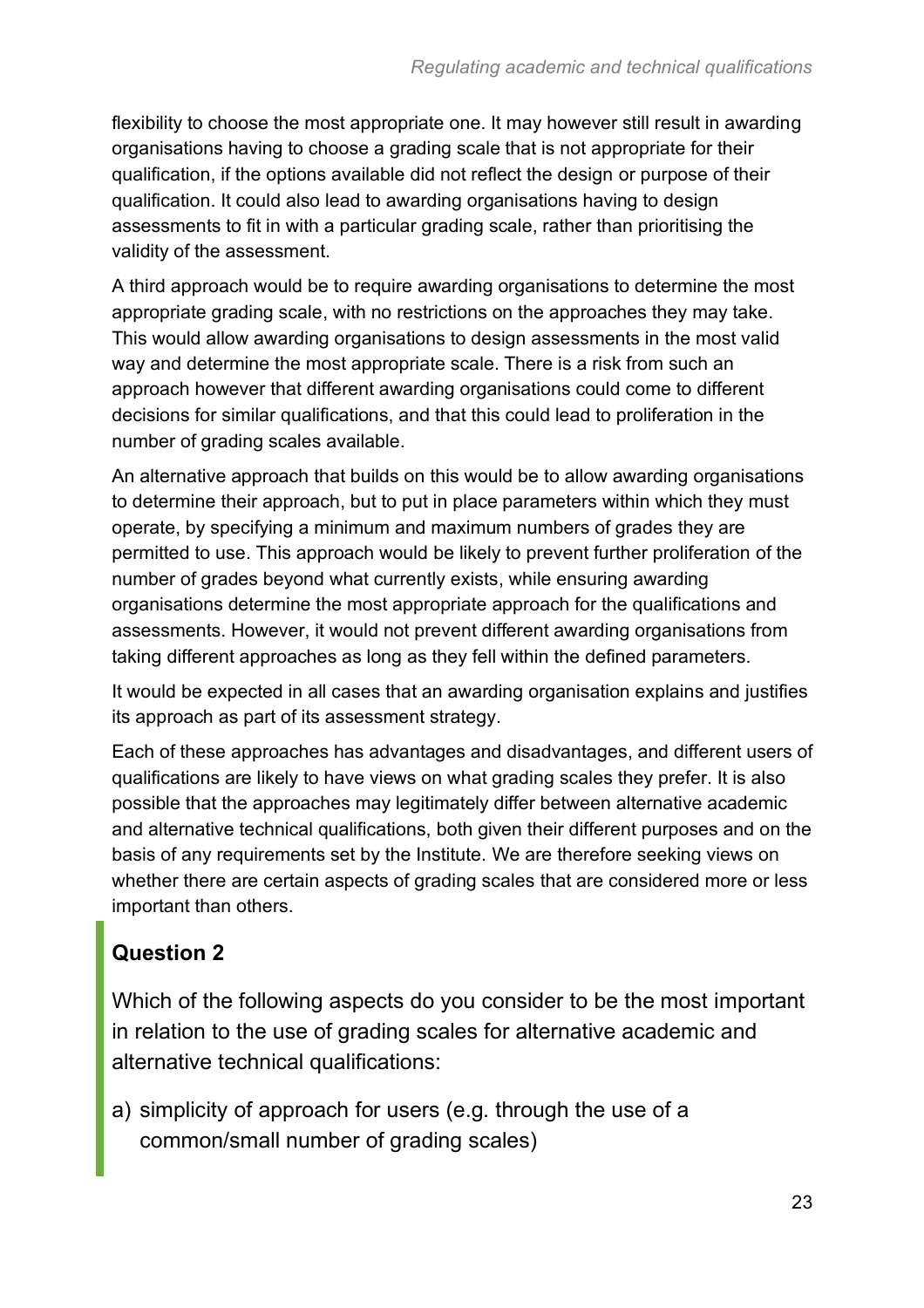flexibility to choose the most appropriate one. It may however still result in awarding organisations having to choose a grading scale that is not appropriate for their qualification, if the options available did not reflect the design or purpose of their qualification. It could also lead to awarding organisations having to design assessments to fit in with a particular grading scale, rather than prioritising the validity of the assessment.

A third approach would be to require awarding organisations to determine the most appropriate grading scale, with no restrictions on the approaches they may take. This would allow awarding organisations to design assessments in the most valid way and determine the most appropriate scale. There is a risk from such an approach however that different awarding organisations could come to different decisions for similar qualifications, and that this could lead to proliferation in the number of grading scales available.

An alternative approach that builds on this would be to allow awarding organisations to determine their approach, but to put in place parameters within which they must operate, by specifying a minimum and maximum numbers of grades they are permitted to use. This approach would be likely to prevent further proliferation of the number of grades beyond what currently exists, while ensuring awarding organisations determine the most appropriate approach for the qualifications and assessments. However, it would not prevent different awarding organisations from taking different approaches as long as they fell within the defined parameters.

It would be expected in all cases that an awarding organisation explains and justifies its approach as part of its assessment strategy.

Each of these approaches has advantages and disadvantages, and different users of qualifications are likely to have views on what grading scales they prefer. It is also possible that the approaches may legitimately differ between alternative academic and alternative technical qualifications, both given their different purposes and on the basis of any requirements set by the Institute. We are therefore seeking views on whether there are certain aspects of grading scales that are considered more or less important than others.

### Question 2

Which of the following aspects do you consider to be the most important in relation to the use of grading scales for alternative academic and alternative technical qualifications:

a) simplicity of approach for users (e.g. through the use of a common/small number of grading scales)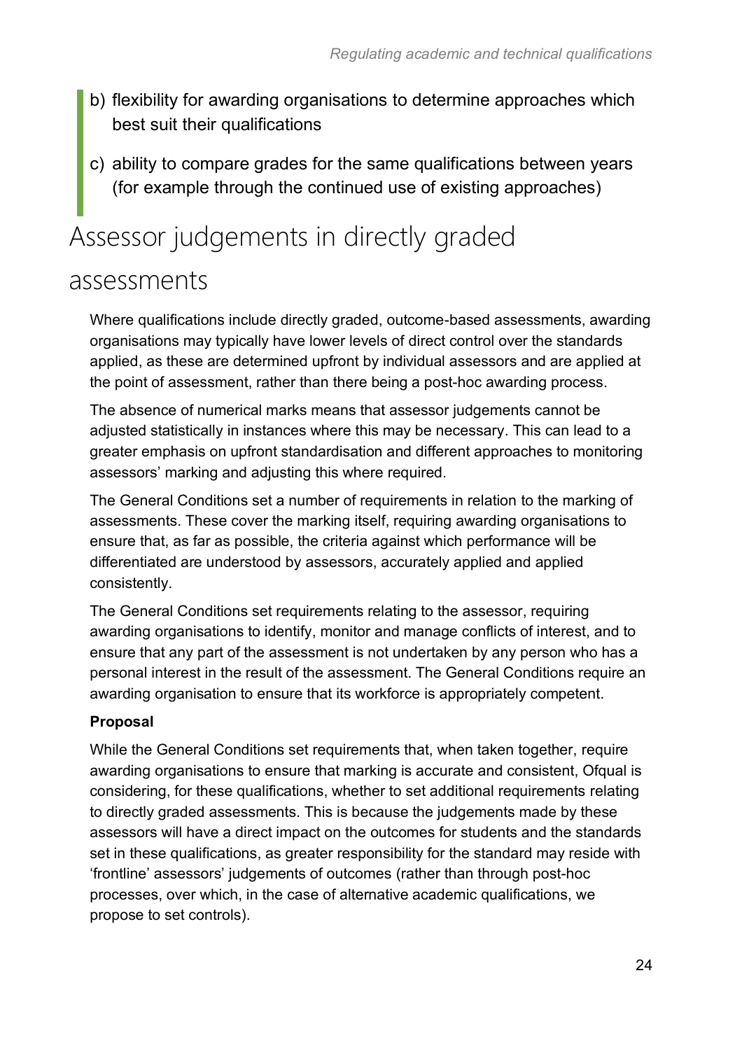b) flexibility for awarding organisations to determine approaches which best suit their qualifications

c) ability to compare grades for the same qualifications between years (for example through the continued use of existing approaches)

## Assessor judgements in directly graded assessments

Where qualifications include directly graded, outcome-based assessments, awarding organisations may typically have lower levels of direct control over the standards applied, as these are determined upfront by individual assessors and are applied at the point of assessment, rather than there being a post-hoc awarding process.

The absence of numerical marks means that assessor judgements cannot be adjusted statistically in instances where this may be necessary. This can lead to a greater emphasis on upfront standardisation and different approaches to monitoring assessors' marking and adjusting this where required.

The General Conditions set a number of requirements in relation to the marking of assessments. These cover the marking itself, requiring awarding organisations to ensure that, as far as possible, the criteria against which performance will be differentiated are understood by assessors, accurately applied and applied consistently.

The General Conditions set requirements relating to the assessor, requiring awarding organisations to identify, monitor and manage conflicts of interest, and to ensure that any part of the assessment is not undertaken by any person who has a personal interest in the result of the assessment. The General Conditions require an awarding organisation to ensure that its workforce is appropriately competent.

**Proposal**

While the General Conditions set requirements that, when taken together, require awarding organisations to ensure that marking is accurate and consistent, Ofqual is considering, for these qualifications, whether to set additional requirements relating to directly graded assessments. This is because the judgements made by these assessors will have a direct impact on the outcomes for students and the standards set in these qualifications, as greater responsibility for the standard may reside with 'frontline' assessors' judgements of outcomes (rather than through post-hoc processes, over which, in the case of alternative academic qualifications, we propose to set controls).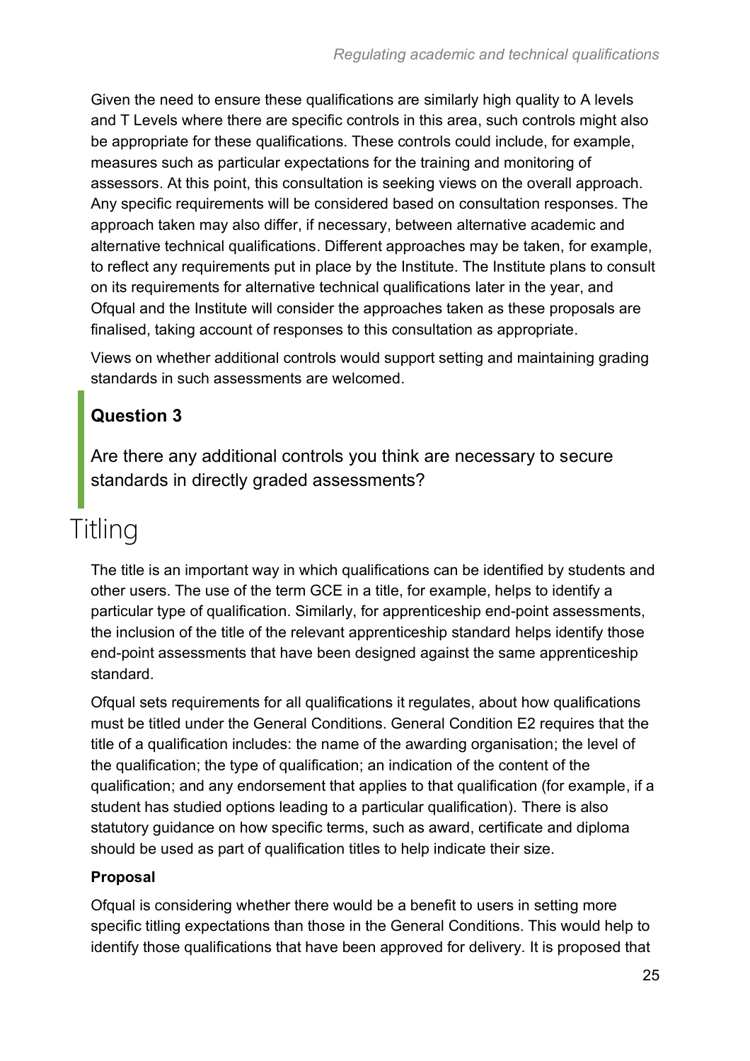Given the need to ensure these qualifications are similarly high quality to A levels and T Levels where there are specific controls in this area, such controls might also be appropriate for these qualifications. These controls could include, for example, measures such as particular expectations for the training and monitoring of assessors. At this point, this consultation is seeking views on the overall approach. Any specific requirements will be considered based on consultation responses. The approach taken may also differ, if necessary, between alternative academic and alternative technical qualifications. Different approaches may be taken, for example, to reflect any requirements put in place by the Institute. The Institute plans to consult on its requirements for alternative technical qualifications later in the year, and Ofqual and the Institute will consider the approaches taken as these proposals are finalised, taking account of responses to this consultation as appropriate.

Views on whether additional controls would support setting and maintaining grading standards in such assessments are welcomed.

> **Question 3**
>
> Are there any additional controls you think are necessary to secure standards in directly graded assessments?

## Titling

The title is an important way in which qualifications can be identified by students and other users. The use of the term GCE in a title, for example, helps to identify a particular type of qualification. Similarly, for apprenticeship end-point assessments, the inclusion of the title of the relevant apprenticeship standard helps identify those end-point assessments that have been designed against the same apprenticeship standard.

Ofqual sets requirements for all qualifications it regulates, about how qualifications must be titled under the General Conditions. General Condition E2 requires that the title of a qualification includes: the name of the awarding organisation; the level of the qualification; the type of qualification; an indication of the content of the qualification; and any endorsement that applies to that qualification (for example, if a student has studied options leading to a particular qualification). There is also statutory guidance on how specific terms, such as award, certificate and diploma should be used as part of qualification titles to help indicate their size.

**Proposal**

Ofqual is considering whether there would be a benefit to users in setting more specific titling expectations than those in the General Conditions. This would help to identify those qualifications that have been approved for delivery. It is proposed that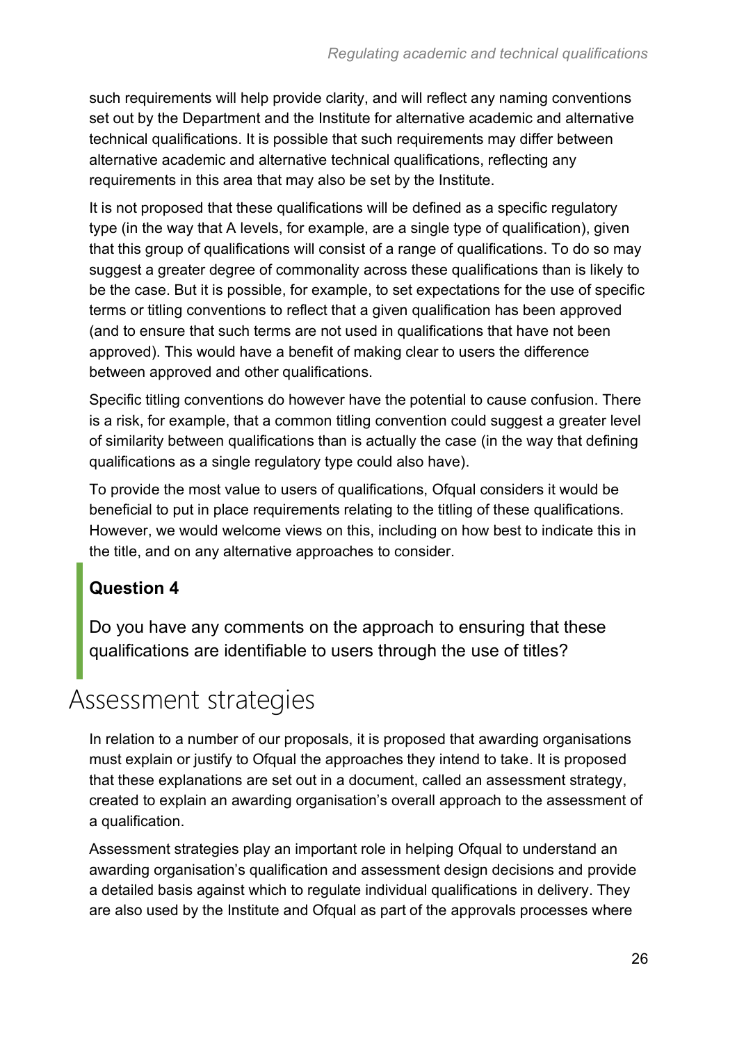such requirements will help provide clarity, and will reflect any naming conventions set out by the Department and the Institute for alternative academic and alternative technical qualifications. It is possible that such requirements may differ between alternative academic and alternative technical qualifications, reflecting any requirements in this area that may also be set by the Institute.

It is not proposed that these qualifications will be defined as a specific regulatory type (in the way that A levels, for example, are a single type of qualification), given that this group of qualifications will consist of a range of qualifications. To do so may suggest a greater degree of commonality across these qualifications than is likely to be the case. But it is possible, for example, to set expectations for the use of specific terms or titling conventions to reflect that a given qualification has been approved (and to ensure that such terms are not used in qualifications that have not been approved). This would have a benefit of making clear to users the difference between approved and other qualifications.

Specific titling conventions do however have the potential to cause confusion. There is a risk, for example, that a common titling convention could suggest a greater level of similarity between qualifications than is actually the case (in the way that defining qualifications as a single regulatory type could also have).

To provide the most value to users of qualifications, Ofqual considers it would be beneficial to put in place requirements relating to the titling of these qualifications. However, we would welcome views on this, including on how best to indicate this in the title, and on any alternative approaches to consider.

> **Question 4**
>
> Do you have any comments on the approach to ensuring that these qualifications are identifiable to users through the use of titles?

## Assessment strategies

In relation to a number of our proposals, it is proposed that awarding organisations must explain or justify to Ofqual the approaches they intend to take. It is proposed that these explanations are set out in a document, called an assessment strategy, created to explain an awarding organisation's overall approach to the assessment of a qualification.

Assessment strategies play an important role in helping Ofqual to understand an awarding organisation's qualification and assessment design decisions and provide a detailed basis against which to regulate individual qualifications in delivery. They are also used by the Institute and Ofqual as part of the approvals processes where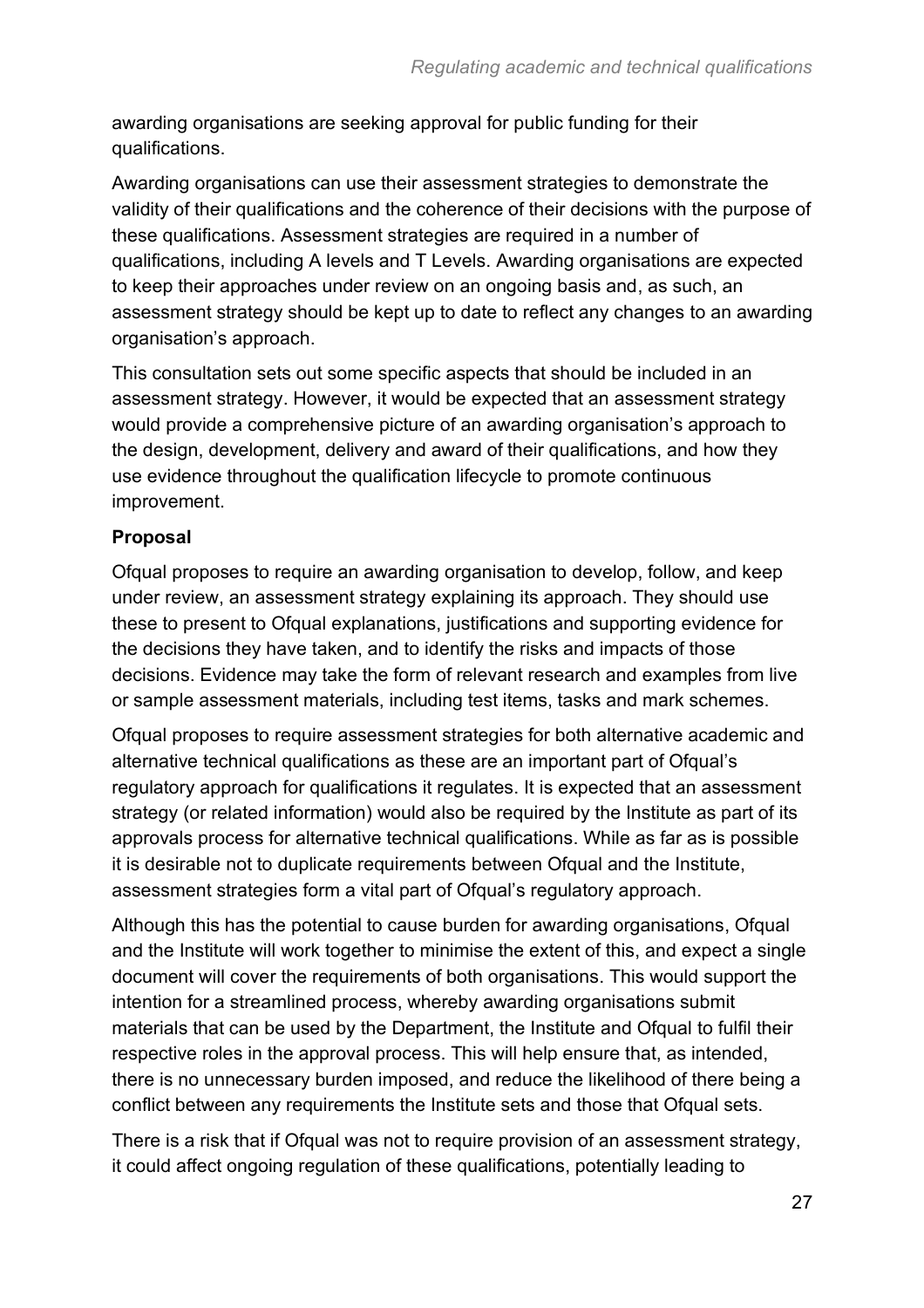awarding organisations are seeking approval for public funding for their qualifications.

Awarding organisations can use their assessment strategies to demonstrate the validity of their qualifications and the coherence of their decisions with the purpose of these qualifications. Assessment strategies are required in a number of qualifications, including A levels and T Levels. Awarding organisations are expected to keep their approaches under review on an ongoing basis and, as such, an assessment strategy should be kept up to date to reflect any changes to an awarding organisation's approach.

This consultation sets out some specific aspects that should be included in an assessment strategy. However, it would be expected that an assessment strategy would provide a comprehensive picture of an awarding organisation's approach to the design, development, delivery and award of their qualifications, and how they use evidence throughout the qualification lifecycle to promote continuous improvement.

**Proposal**

Ofqual proposes to require an awarding organisation to develop, follow, and keep under review, an assessment strategy explaining its approach. They should use these to present to Ofqual explanations, justifications and supporting evidence for the decisions they have taken, and to identify the risks and impacts of those decisions. Evidence may take the form of relevant research and examples from live or sample assessment materials, including test items, tasks and mark schemes.

Ofqual proposes to require assessment strategies for both alternative academic and alternative technical qualifications as these are an important part of Ofqual's regulatory approach for qualifications it regulates. It is expected that an assessment strategy (or related information) would also be required by the Institute as part of its approvals process for alternative technical qualifications. While as far as is possible it is desirable not to duplicate requirements between Ofqual and the Institute, assessment strategies form a vital part of Ofqual's regulatory approach.

Although this has the potential to cause burden for awarding organisations, Ofqual and the Institute will work together to minimise the extent of this, and expect a single document will cover the requirements of both organisations. This would support the intention for a streamlined process, whereby awarding organisations submit materials that can be used by the Department, the Institute and Ofqual to fulfil their respective roles in the approval process. This will help ensure that, as intended, there is no unnecessary burden imposed, and reduce the likelihood of there being a conflict between any requirements the Institute sets and those that Ofqual sets.

There is a risk that if Ofqual was not to require provision of an assessment strategy, it could affect ongoing regulation of these qualifications, potentially leading to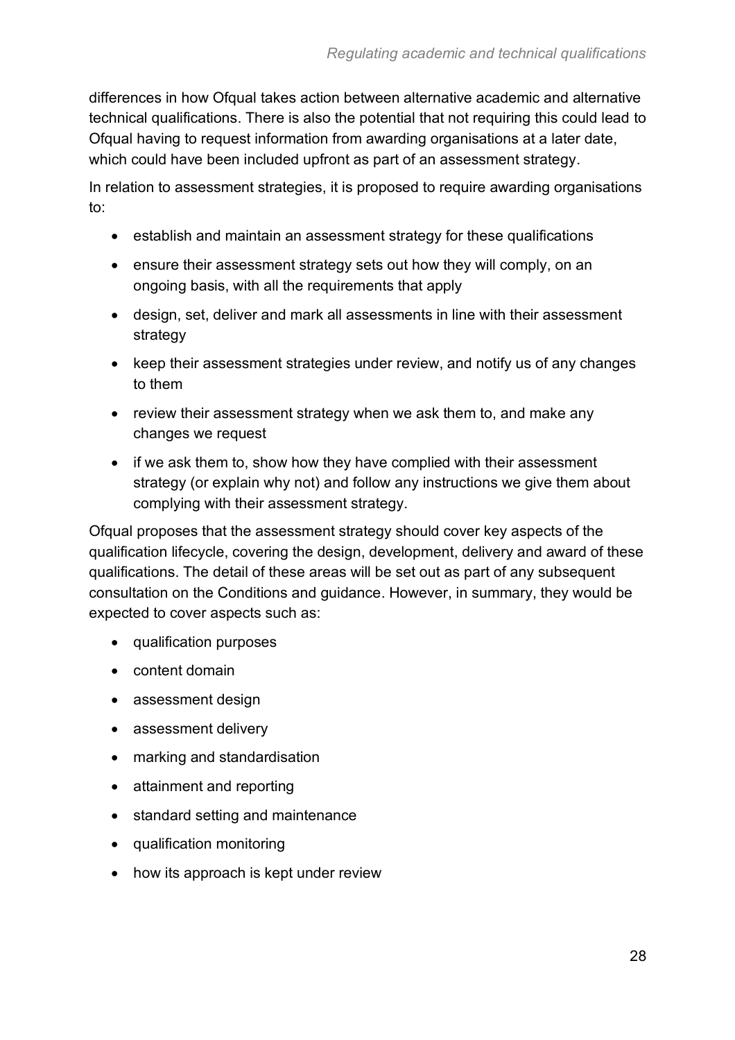differences in how Ofqual takes action between alternative academic and alternative technical qualifications. There is also the potential that not requiring this could lead to Ofqual having to request information from awarding organisations at a later date, which could have been included upfront as part of an assessment strategy.

In relation to assessment strategies, it is proposed to require awarding organisations to:

- establish and maintain an assessment strategy for these qualifications
- ensure their assessment strategy sets out how they will comply, on an ongoing basis, with all the requirements that apply
- design, set, deliver and mark all assessments in line with their assessment strategy
- keep their assessment strategies under review, and notify us of any changes to them
- review their assessment strategy when we ask them to, and make any changes we request
- if we ask them to, show how they have complied with their assessment strategy (or explain why not) and follow any instructions we give them about complying with their assessment strategy.

Ofqual proposes that the assessment strategy should cover key aspects of the qualification lifecycle, covering the design, development, delivery and award of these qualifications. The detail of these areas will be set out as part of any subsequent consultation on the Conditions and guidance. However, in summary, they would be expected to cover aspects such as:

- qualification purposes
- content domain
- assessment design
- assessment delivery
- marking and standardisation
- attainment and reporting
- standard setting and maintenance
- qualification monitoring
- how its approach is kept under review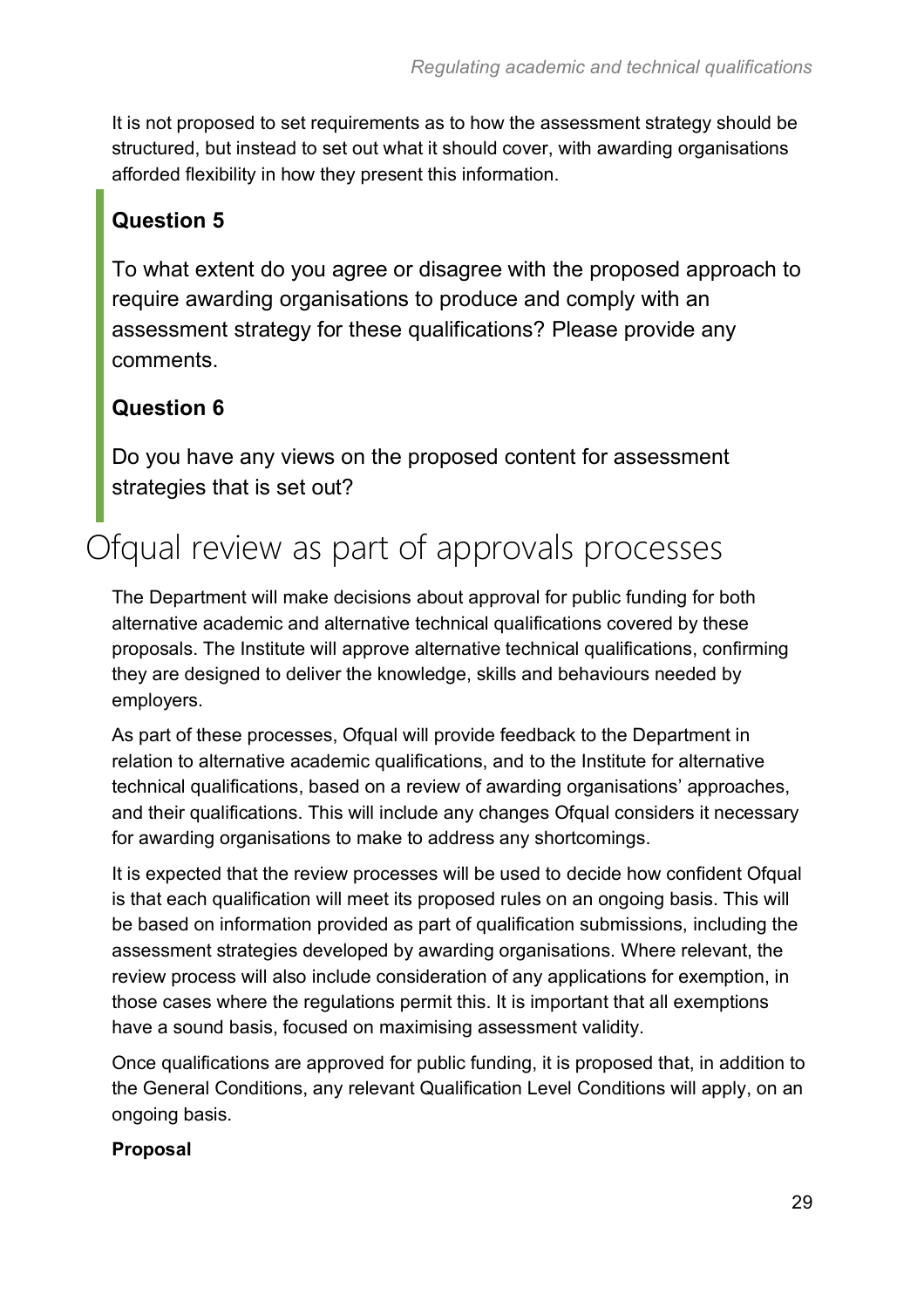It is not proposed to set requirements as to how the assessment strategy should be structured, but instead to set out what it should cover, with awarding organisations afforded flexibility in how they present this information.

> **Question 5**
>
> To what extent do you agree or disagree with the proposed approach to require awarding organisations to produce and comply with an assessment strategy for these qualifications? Please provide any comments.
>
> **Question 6**
>
> Do you have any views on the proposed content for assessment strategies that is set out?

## Ofqual review as part of approvals processes

The Department will make decisions about approval for public funding for both alternative academic and alternative technical qualifications covered by these proposals. The Institute will approve alternative technical qualifications, confirming they are designed to deliver the knowledge, skills and behaviours needed by employers.

As part of these processes, Ofqual will provide feedback to the Department in relation to alternative academic qualifications, and to the Institute for alternative technical qualifications, based on a review of awarding organisations' approaches, and their qualifications. This will include any changes Ofqual considers it necessary for awarding organisations to make to address any shortcomings.

It is expected that the review processes will be used to decide how confident Ofqual is that each qualification will meet its proposed rules on an ongoing basis. This will be based on information provided as part of qualification submissions, including the assessment strategies developed by awarding organisations. Where relevant, the review process will also include consideration of any applications for exemption, in those cases where the regulations permit this. It is important that all exemptions have a sound basis, focused on maximising assessment validity.

Once qualifications are approved for public funding, it is proposed that, in addition to the General Conditions, any relevant Qualification Level Conditions will apply, on an ongoing basis.

**Proposal**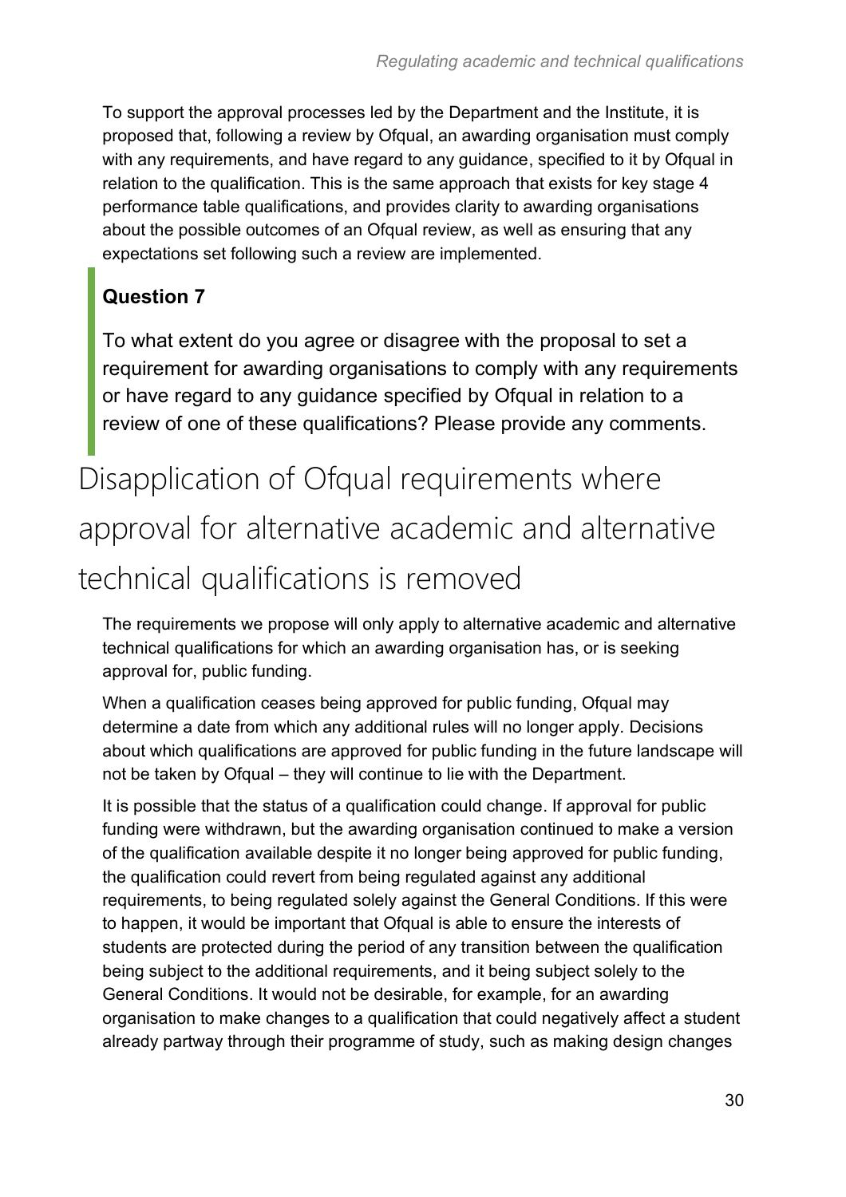To support the approval processes led by the Department and the Institute, it is proposed that, following a review by Ofqual, an awarding organisation must comply with any requirements, and have regard to any guidance, specified to it by Ofqual in relation to the qualification. This is the same approach that exists for key stage 4 performance table qualifications, and provides clarity to awarding organisations about the possible outcomes of an Ofqual review, as well as ensuring that any expectations set following such a review are implemented.

> **Question 7**
>
> To what extent do you agree or disagree with the proposal to set a requirement for awarding organisations to comply with any requirements or have regard to any guidance specified by Ofqual in relation to a review of one of these qualifications? Please provide any comments.

## Disapplication of Ofqual requirements where approval for alternative academic and alternative technical qualifications is removed

The requirements we propose will only apply to alternative academic and alternative technical qualifications for which an awarding organisation has, or is seeking approval for, public funding.

When a qualification ceases being approved for public funding, Ofqual may determine a date from which any additional rules will no longer apply. Decisions about which qualifications are approved for public funding in the future landscape will not be taken by Ofqual – they will continue to lie with the Department.

It is possible that the status of a qualification could change. If approval for public funding were withdrawn, but the awarding organisation continued to make a version of the qualification available despite it no longer being approved for public funding, the qualification could revert from being regulated against any additional requirements, to being regulated solely against the General Conditions. If this were to happen, it would be important that Ofqual is able to ensure the interests of students are protected during the period of any transition between the qualification being subject to the additional requirements, and it being subject solely to the General Conditions. It would not be desirable, for example, for an awarding organisation to make changes to a qualification that could negatively affect a student already partway through their programme of study, such as making design changes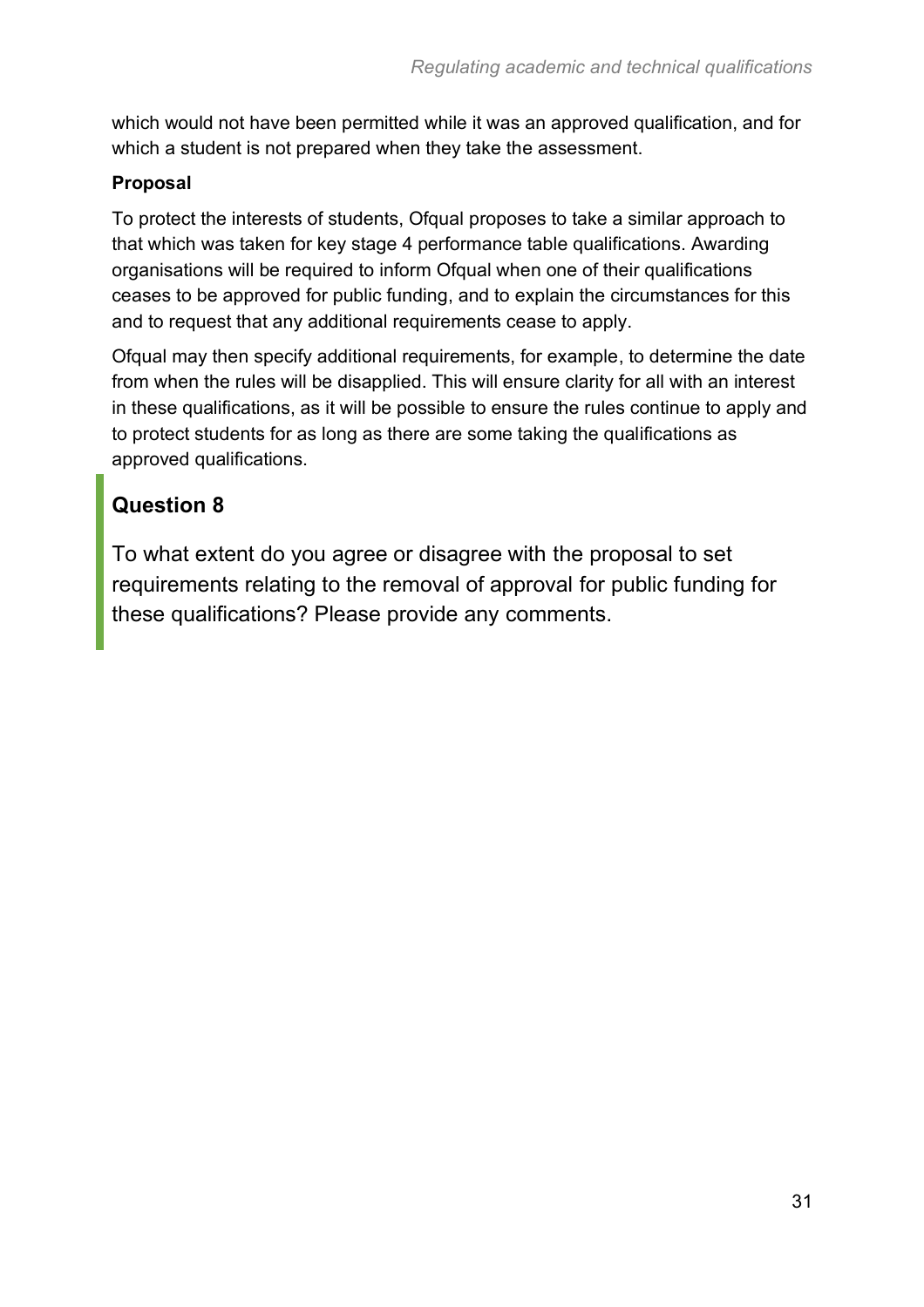which would not have been permitted while it was an approved qualification, and for which a student is not prepared when they take the assessment.

**Proposal**

To protect the interests of students, Ofqual proposes to take a similar approach to that which was taken for key stage 4 performance table qualifications. Awarding organisations will be required to inform Ofqual when one of their qualifications ceases to be approved for public funding, and to explain the circumstances for this and to request that any additional requirements cease to apply.

Ofqual may then specify additional requirements, for example, to determine the date from when the rules will be disapplied. This will ensure clarity for all with an interest in these qualifications, as it will be possible to ensure the rules continue to apply and to protect students for as long as there are some taking the qualifications as approved qualifications.

## Question 8

To what extent do you agree or disagree with the proposal to set requirements relating to the removal of approval for public funding for these qualifications? Please provide any comments.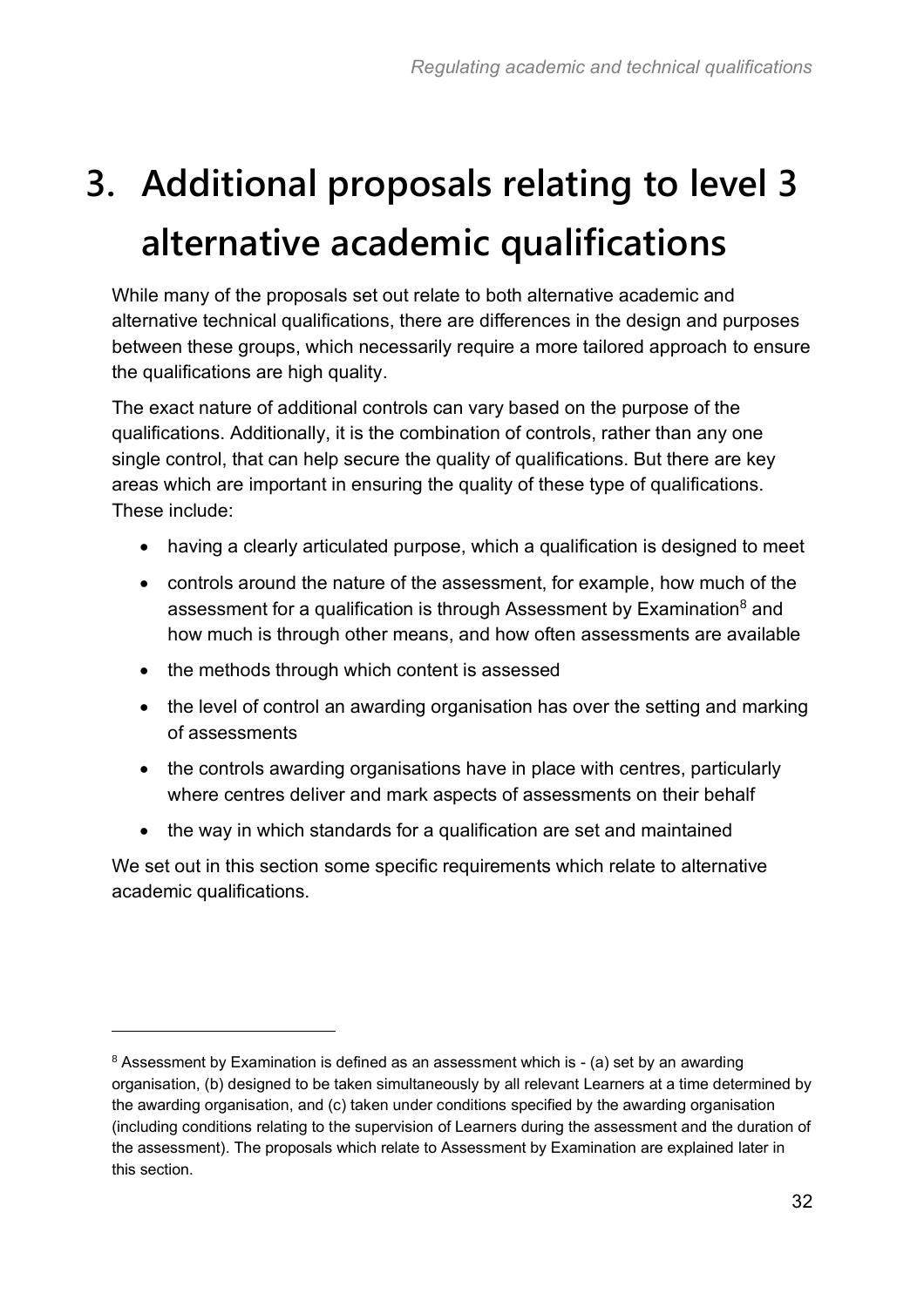# 3. Additional proposals relating to level 3 alternative academic qualifications

While many of the proposals set out relate to both alternative academic and alternative technical qualifications, there are differences in the design and purposes between these groups, which necessarily require a more tailored approach to ensure the qualifications are high quality.

The exact nature of additional controls can vary based on the purpose of the qualifications. Additionally, it is the combination of controls, rather than any one single control, that can help secure the quality of qualifications. But there are key areas which are important in ensuring the quality of these type of qualifications. These include:

- having a clearly articulated purpose, which a qualification is designed to meet
- controls around the nature of the assessment, for example, how much of the assessment for a qualification is through Assessment by Examination[8] and how much is through other means, and how often assessments are available
- the methods through which content is assessed
- the level of control an awarding organisation has over the setting and marking of assessments
- the controls awarding organisations have in place with centres, particularly where centres deliver and mark aspects of assessments on their behalf
- the way in which standards for a qualification are set and maintained

We set out in this section some specific requirements which relate to alternative academic qualifications.

[8] Assessment by Examination is defined as an assessment which is - (a) set by an awarding organisation, (b) designed to be taken simultaneously by all relevant Learners at a time determined by the awarding organisation, and (c) taken under conditions specified by the awarding organisation (including conditions relating to the supervision of Learners during the assessment and the duration of the assessment). The proposals which relate to Assessment by Examination are explained later in this section.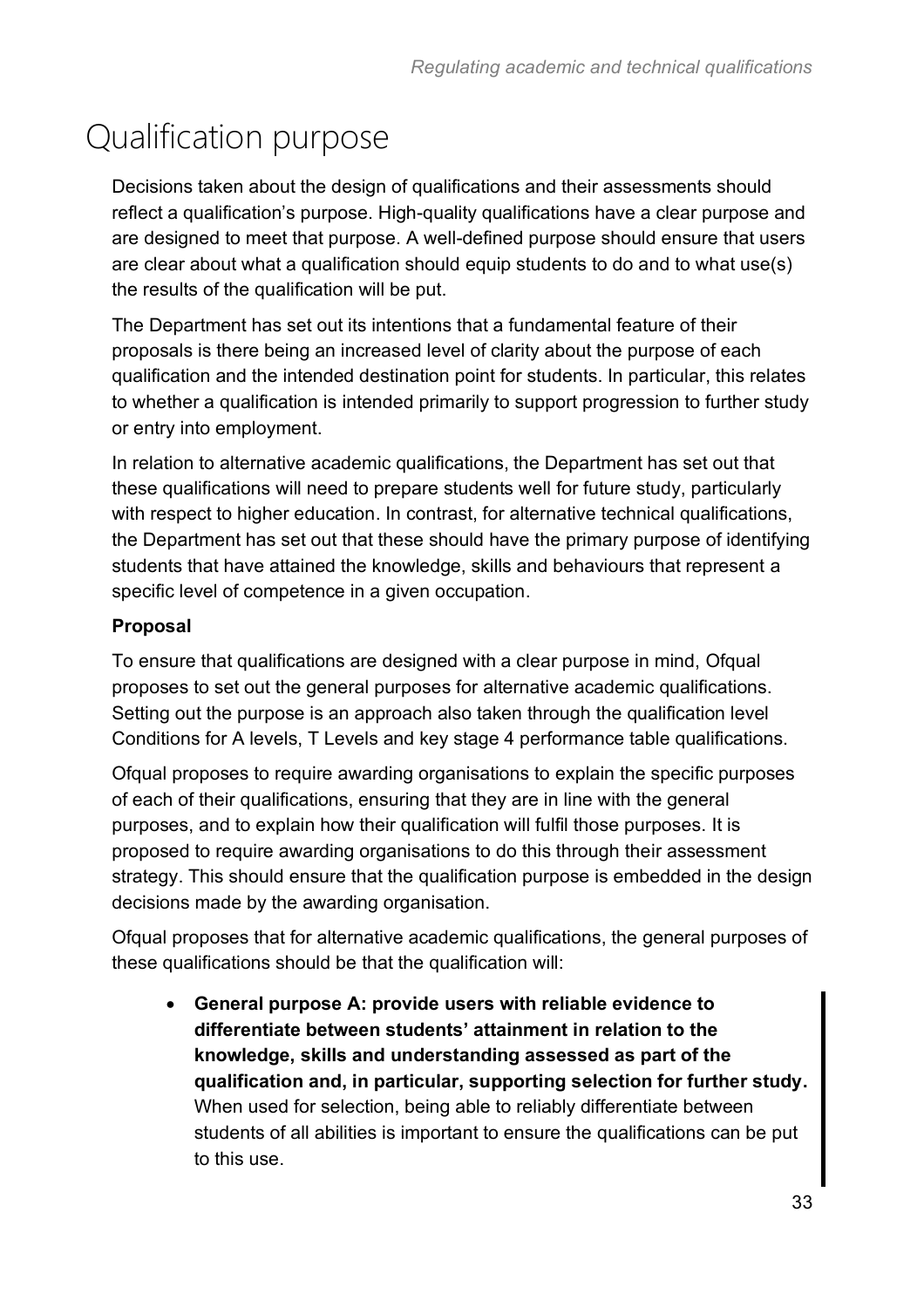# Qualification purpose

Decisions taken about the design of qualifications and their assessments should reflect a qualification's purpose. High-quality qualifications have a clear purpose and are designed to meet that purpose. A well-defined purpose should ensure that users are clear about what a qualification should equip students to do and to what use(s) the results of the qualification will be put.

The Department has set out its intentions that a fundamental feature of their proposals is there being an increased level of clarity about the purpose of each qualification and the intended destination point for students. In particular, this relates to whether a qualification is intended primarily to support progression to further study or entry into employment.

In relation to alternative academic qualifications, the Department has set out that these qualifications will need to prepare students well for future study, particularly with respect to higher education. In contrast, for alternative technical qualifications, the Department has set out that these should have the primary purpose of identifying students that have attained the knowledge, skills and behaviours that represent a specific level of competence in a given occupation.

**Proposal**

To ensure that qualifications are designed with a clear purpose in mind, Ofqual proposes to set out the general purposes for alternative academic qualifications. Setting out the purpose is an approach also taken through the qualification level Conditions for A levels, T Levels and key stage 4 performance table qualifications.

Ofqual proposes to require awarding organisations to explain the specific purposes of each of their qualifications, ensuring that they are in line with the general purposes, and to explain how their qualification will fulfil those purposes. It is proposed to require awarding organisations to do this through their assessment strategy. This should ensure that the qualification purpose is embedded in the design decisions made by the awarding organisation.

Ofqual proposes that for alternative academic qualifications, the general purposes of these qualifications should be that the qualification will:

- **General purpose A: provide users with reliable evidence to differentiate between students' attainment in relation to the knowledge, skills and understanding assessed as part of the qualification and, in particular, supporting selection for further study.** When used for selection, being able to reliably differentiate between students of all abilities is important to ensure the qualifications can be put to this use.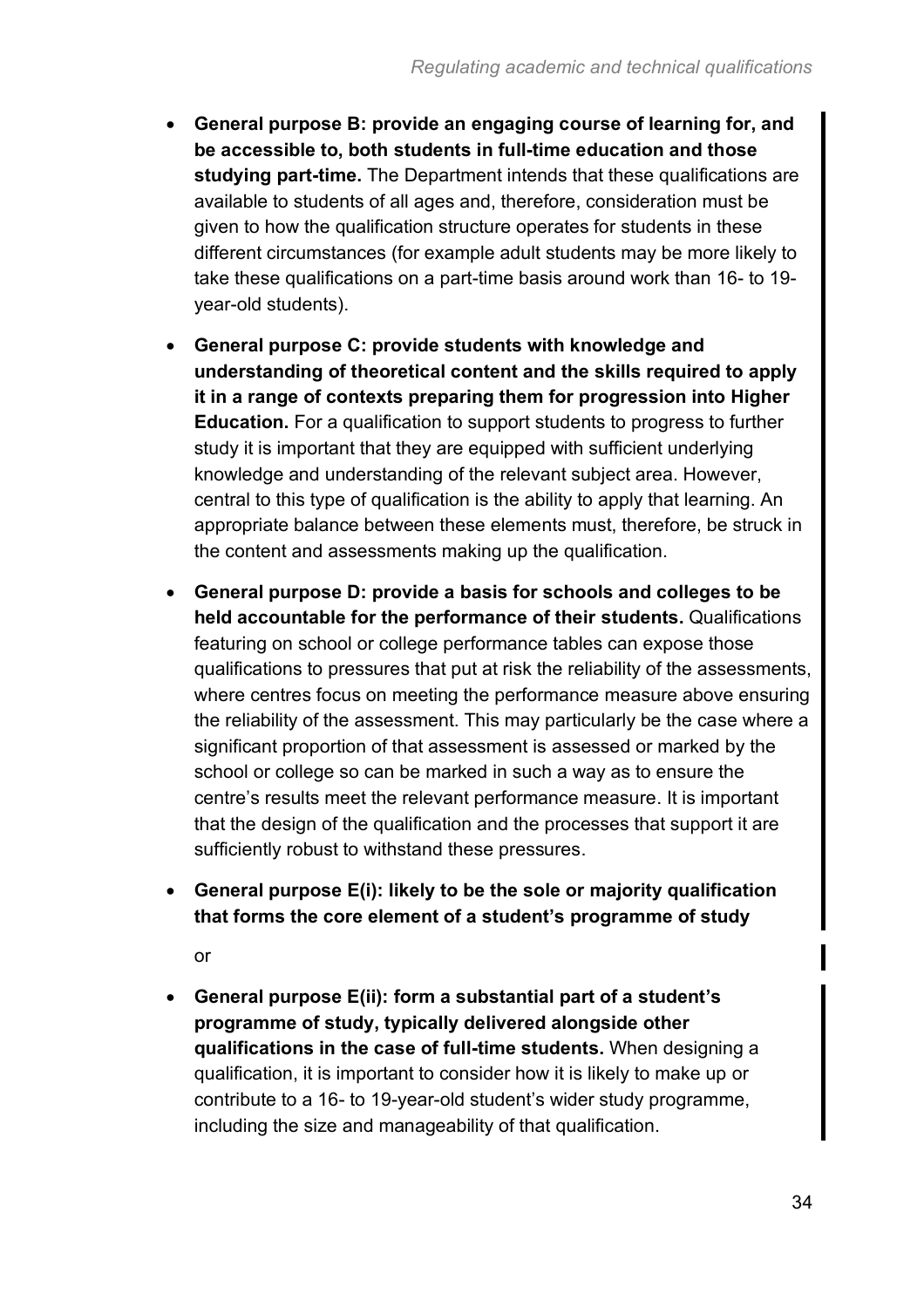- **General purpose B: provide an engaging course of learning for, and be accessible to, both students in full-time education and those studying part-time.** The Department intends that these qualifications are available to students of all ages and, therefore, consideration must be given to how the qualification structure operates for students in these different circumstances (for example adult students may be more likely to take these qualifications on a part-time basis around work than 16- to 19-year-old students).

- **General purpose C: provide students with knowledge and understanding of theoretical content and the skills required to apply it in a range of contexts preparing them for progression into Higher Education.** For a qualification to support students to progress to further study it is important that they are equipped with sufficient underlying knowledge and understanding of the relevant subject area. However, central to this type of qualification is the ability to apply that learning. An appropriate balance between these elements must, therefore, be struck in the content and assessments making up the qualification.

- **General purpose D: provide a basis for schools and colleges to be held accountable for the performance of their students.** Qualifications featuring on school or college performance tables can expose those qualifications to pressures that put at risk the reliability of the assessments, where centres focus on meeting the performance measure above ensuring the reliability of the assessment. This may particularly be the case where a significant proportion of that assessment is assessed or marked by the school or college so can be marked in such a way as to ensure the centre's results meet the relevant performance measure. It is important that the design of the qualification and the processes that support it are sufficiently robust to withstand these pressures.

- **General purpose E(i): likely to be the sole or majority qualification that forms the core element of a student's programme of study**

  or

- **General purpose E(ii): form a substantial part of a student's programme of study, typically delivered alongside other qualifications in the case of full-time students.** When designing a qualification, it is important to consider how it is likely to make up or contribute to a 16- to 19-year-old student's wider study programme, including the size and manageability of that qualification.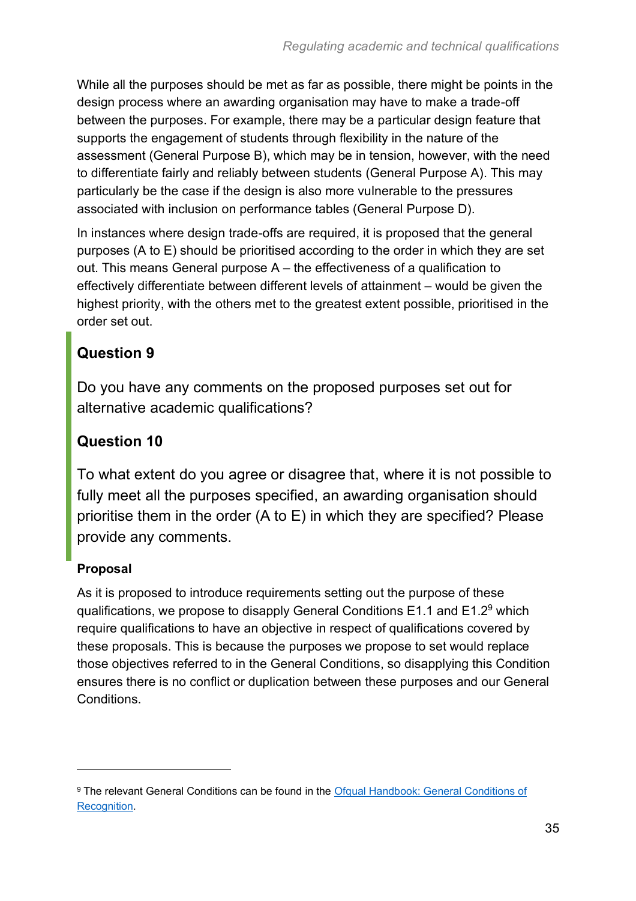While all the purposes should be met as far as possible, there might be points in the design process where an awarding organisation may have to make a trade-off between the purposes. For example, there may be a particular design feature that supports the engagement of students through flexibility in the nature of the assessment (General Purpose B), which may be in tension, however, with the need to differentiate fairly and reliably between students (General Purpose A). This may particularly be the case if the design is also more vulnerable to the pressures associated with inclusion on performance tables (General Purpose D).

In instances where design trade-offs are required, it is proposed that the general purposes (A to E) should be prioritised according to the order in which they are set out. This means General purpose A – the effectiveness of a qualification to effectively differentiate between different levels of attainment – would be given the highest priority, with the others met to the greatest extent possible, prioritised in the order set out.

### Question 9

Do you have any comments on the proposed purposes set out for alternative academic qualifications?

### Question 10

To what extent do you agree or disagree that, where it is not possible to fully meet all the purposes specified, an awarding organisation should prioritise them in the order (A to E) in which they are specified? Please provide any comments.

#### Proposal

As it is proposed to introduce requirements setting out the purpose of these qualifications, we propose to disapply General Conditions E1.1 and E1.2[9] which require qualifications to have an objective in respect of qualifications covered by these proposals. This is because the purposes we propose to set would replace those objectives referred to in the General Conditions, so disapplying this Condition ensures there is no conflict or duplication between these purposes and our General Conditions.

---

[9] The relevant General Conditions can be found in the [Ofqual Handbook: General Conditions of Recognition](https://www.gov.uk/guidance/ofqual-handbook).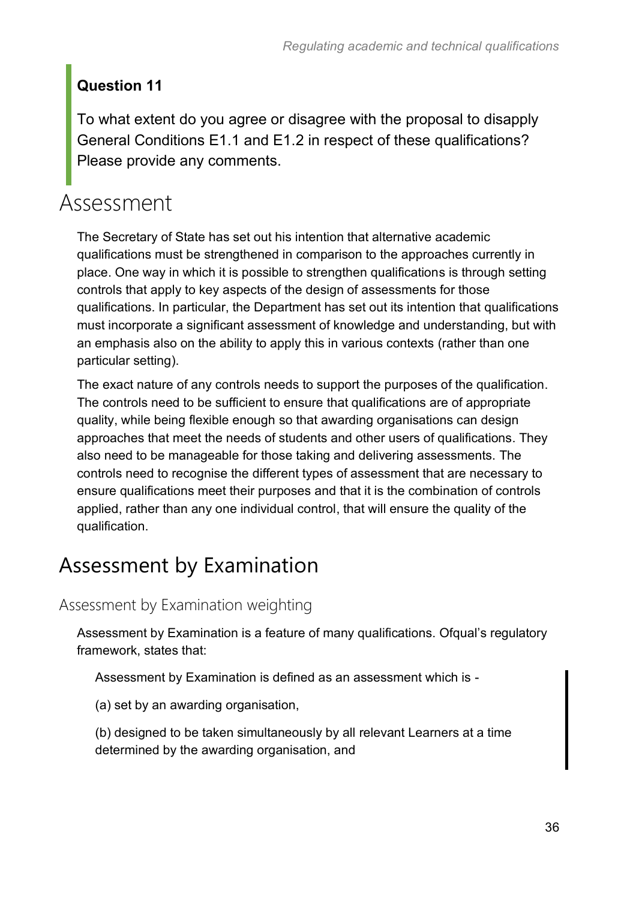**Question 11**

To what extent do you agree or disagree with the proposal to disapply General Conditions E1.1 and E1.2 in respect of these qualifications? Please provide any comments.

# Assessment

The Secretary of State has set out his intention that alternative academic qualifications must be strengthened in comparison to the approaches currently in place. One way in which it is possible to strengthen qualifications is through setting controls that apply to key aspects of the design of assessments for those qualifications. In particular, the Department has set out its intention that qualifications must incorporate a significant assessment of knowledge and understanding, but with an emphasis also on the ability to apply this in various contexts (rather than one particular setting).

The exact nature of any controls needs to support the purposes of the qualification. The controls need to be sufficient to ensure that qualifications are of appropriate quality, while being flexible enough so that awarding organisations can design approaches that meet the needs of students and other users of qualifications. They also need to be manageable for those taking and delivering assessments. The controls need to recognise the different types of assessment that are necessary to ensure qualifications meet their purposes and that it is the combination of controls applied, rather than any one individual control, that will ensure the quality of the qualification.

## Assessment by Examination

### Assessment by Examination weighting

Assessment by Examination is a feature of many qualifications. Ofqual's regulatory framework, states that:

> Assessment by Examination is defined as an assessment which is -
>
> (a) set by an awarding organisation,
>
> (b) designed to be taken simultaneously by all relevant Learners at a time determined by the awarding organisation, and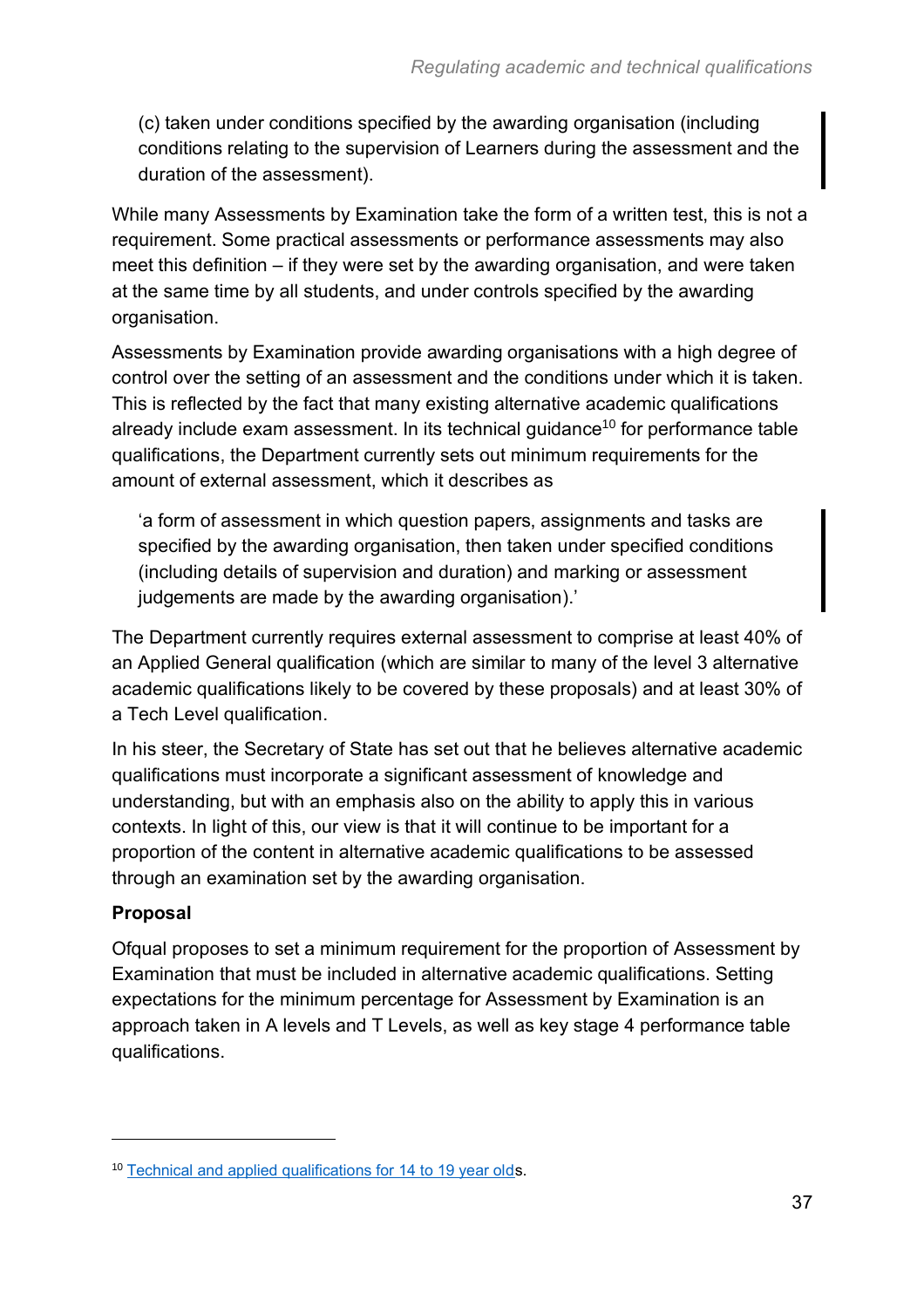(c) taken under conditions specified by the awarding organisation (including conditions relating to the supervision of Learners during the assessment and the duration of the assessment).

While many Assessments by Examination take the form of a written test, this is not a requirement. Some practical assessments or performance assessments may also meet this definition – if they were set by the awarding organisation, and were taken at the same time by all students, and under controls specified by the awarding organisation.

Assessments by Examination provide awarding organisations with a high degree of control over the setting of an assessment and the conditions under which it is taken. This is reflected by the fact that many existing alternative academic qualifications already include exam assessment. In its technical guidance[10] for performance table qualifications, the Department currently sets out minimum requirements for the amount of external assessment, which it describes as

> 'a form of assessment in which question papers, assignments and tasks are specified by the awarding organisation, then taken under specified conditions (including details of supervision and duration) and marking or assessment judgements are made by the awarding organisation).'

The Department currently requires external assessment to comprise at least 40% of an Applied General qualification (which are similar to many of the level 3 alternative academic qualifications likely to be covered by these proposals) and at least 30% of a Tech Level qualification.

In his steer, the Secretary of State has set out that he believes alternative academic qualifications must incorporate a significant assessment of knowledge and understanding, but with an emphasis also on the ability to apply this in various contexts. In light of this, our view is that it will continue to be important for a proportion of the content in alternative academic qualifications to be assessed through an examination set by the awarding organisation.

**Proposal**

Ofqual proposes to set a minimum requirement for the proportion of Assessment by Examination that must be included in alternative academic qualifications. Setting expectations for the minimum percentage for Assessment by Examination is an approach taken in A levels and T Levels, as well as key stage 4 performance table qualifications.

---

[10] Technical and applied qualifications for 14 to 19 year olds.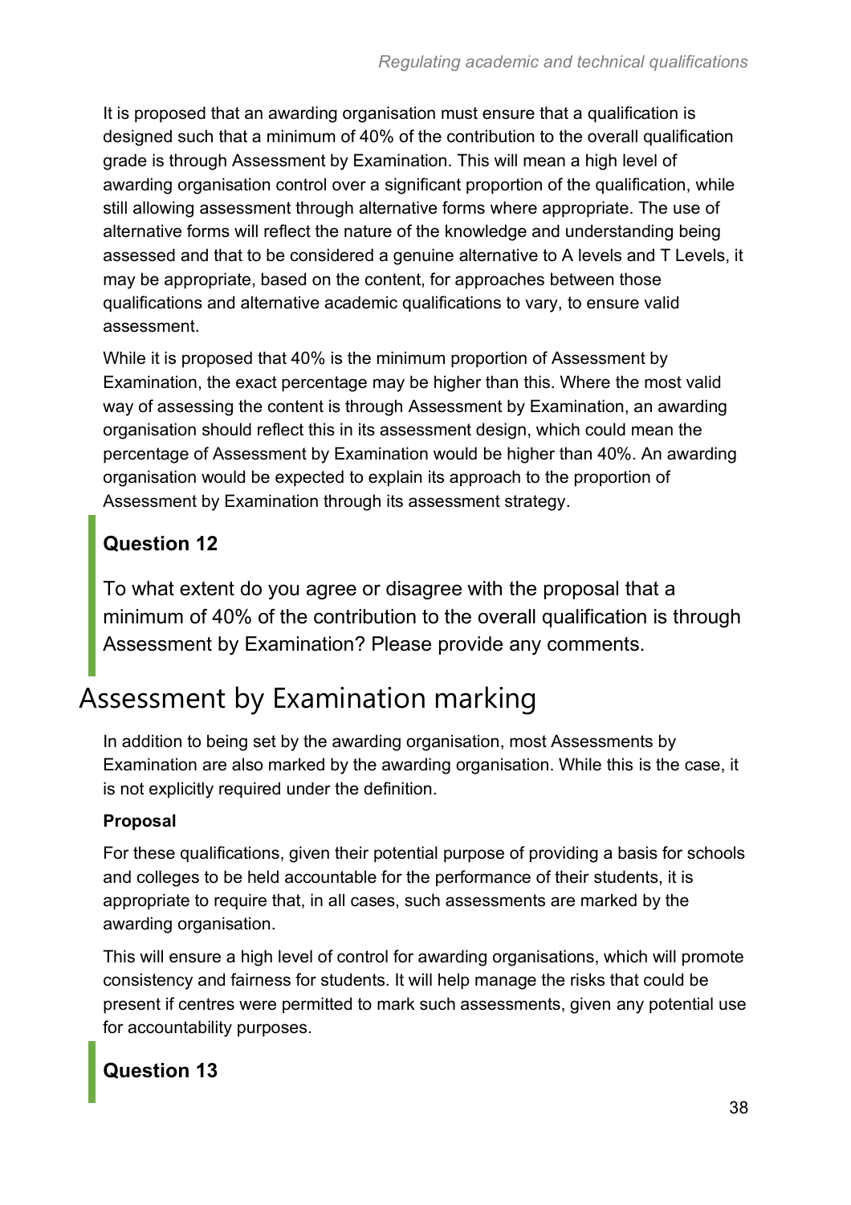It is proposed that an awarding organisation must ensure that a qualification is designed such that a minimum of 40% of the contribution to the overall qualification grade is through Assessment by Examination. This will mean a high level of awarding organisation control over a significant proportion of the qualification, while still allowing assessment through alternative forms where appropriate. The use of alternative forms will reflect the nature of the knowledge and understanding being assessed and that to be considered a genuine alternative to A levels and T Levels, it may be appropriate, based on the content, for approaches between those qualifications and alternative academic qualifications to vary, to ensure valid assessment.

While it is proposed that 40% is the minimum proportion of Assessment by Examination, the exact percentage may be higher than this. Where the most valid way of assessing the content is through Assessment by Examination, an awarding organisation should reflect this in its assessment design, which could mean the percentage of Assessment by Examination would be higher than 40%. An awarding organisation would be expected to explain its approach to the proportion of Assessment by Examination through its assessment strategy.

### Question 12

To what extent do you agree or disagree with the proposal that a minimum of 40% of the contribution to the overall qualification is through Assessment by Examination? Please provide any comments.

## Assessment by Examination marking

In addition to being set by the awarding organisation, most Assessments by Examination are also marked by the awarding organisation. While this is the case, it is not explicitly required under the definition.

**Proposal**

For these qualifications, given their potential purpose of providing a basis for schools and colleges to be held accountable for the performance of their students, it is appropriate to require that, in all cases, such assessments are marked by the awarding organisation.

This will ensure a high level of control for awarding organisations, which will promote consistency and fairness for students. It will help manage the risks that could be present if centres were permitted to mark such assessments, given any potential use for accountability purposes.

### Question 13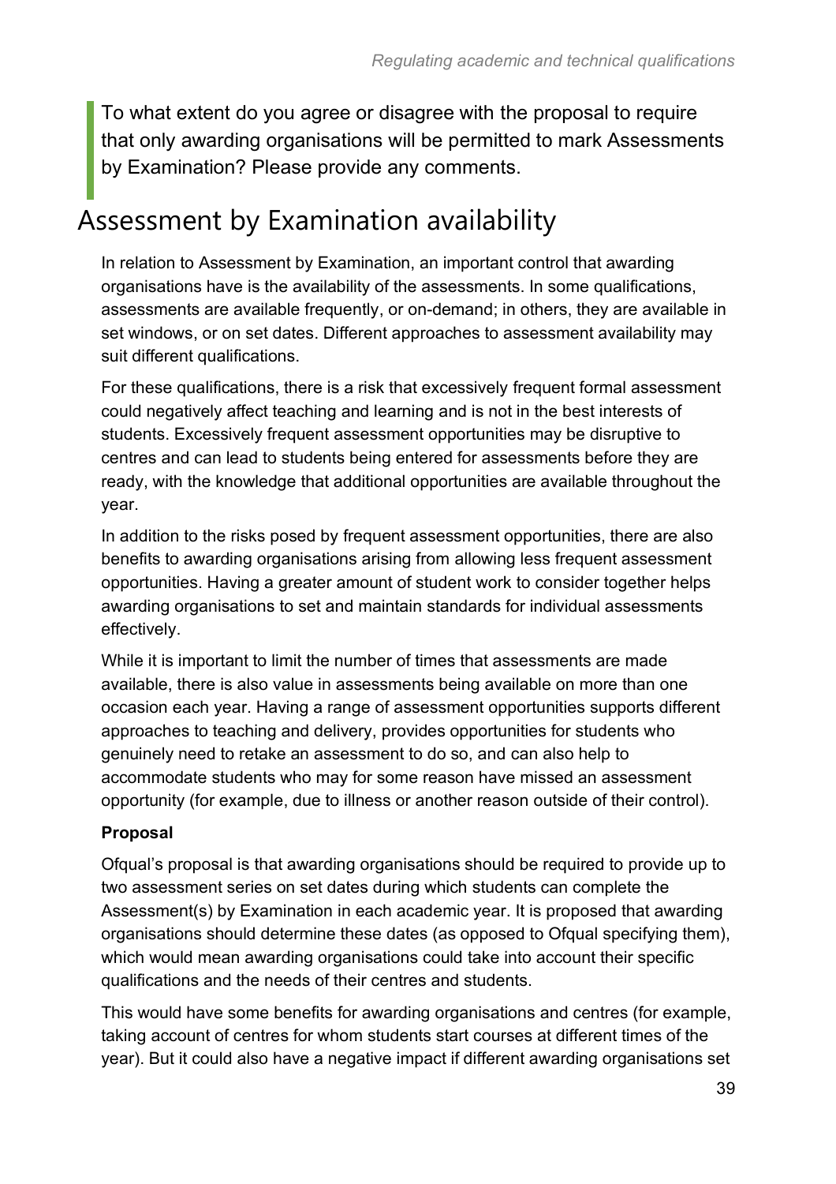> To what extent do you agree or disagree with the proposal to require that only awarding organisations will be permitted to mark Assessments by Examination? Please provide any comments.

## Assessment by Examination availability

In relation to Assessment by Examination, an important control that awarding organisations have is the availability of the assessments. In some qualifications, assessments are available frequently, or on-demand; in others, they are available in set windows, or on set dates. Different approaches to assessment availability may suit different qualifications.

For these qualifications, there is a risk that excessively frequent formal assessment could negatively affect teaching and learning and is not in the best interests of students. Excessively frequent assessment opportunities may be disruptive to centres and can lead to students being entered for assessments before they are ready, with the knowledge that additional opportunities are available throughout the year.

In addition to the risks posed by frequent assessment opportunities, there are also benefits to awarding organisations arising from allowing less frequent assessment opportunities. Having a greater amount of student work to consider together helps awarding organisations to set and maintain standards for individual assessments effectively.

While it is important to limit the number of times that assessments are made available, there is also value in assessments being available on more than one occasion each year. Having a range of assessment opportunities supports different approaches to teaching and delivery, provides opportunities for students who genuinely need to retake an assessment to do so, and can also help to accommodate students who may for some reason have missed an assessment opportunity (for example, due to illness or another reason outside of their control).

**Proposal**

Ofqual's proposal is that awarding organisations should be required to provide up to two assessment series on set dates during which students can complete the Assessment(s) by Examination in each academic year. It is proposed that awarding organisations should determine these dates (as opposed to Ofqual specifying them), which would mean awarding organisations could take into account their specific qualifications and the needs of their centres and students.

This would have some benefits for awarding organisations and centres (for example, taking account of centres for whom students start courses at different times of the year). But it could also have a negative impact if different awarding organisations set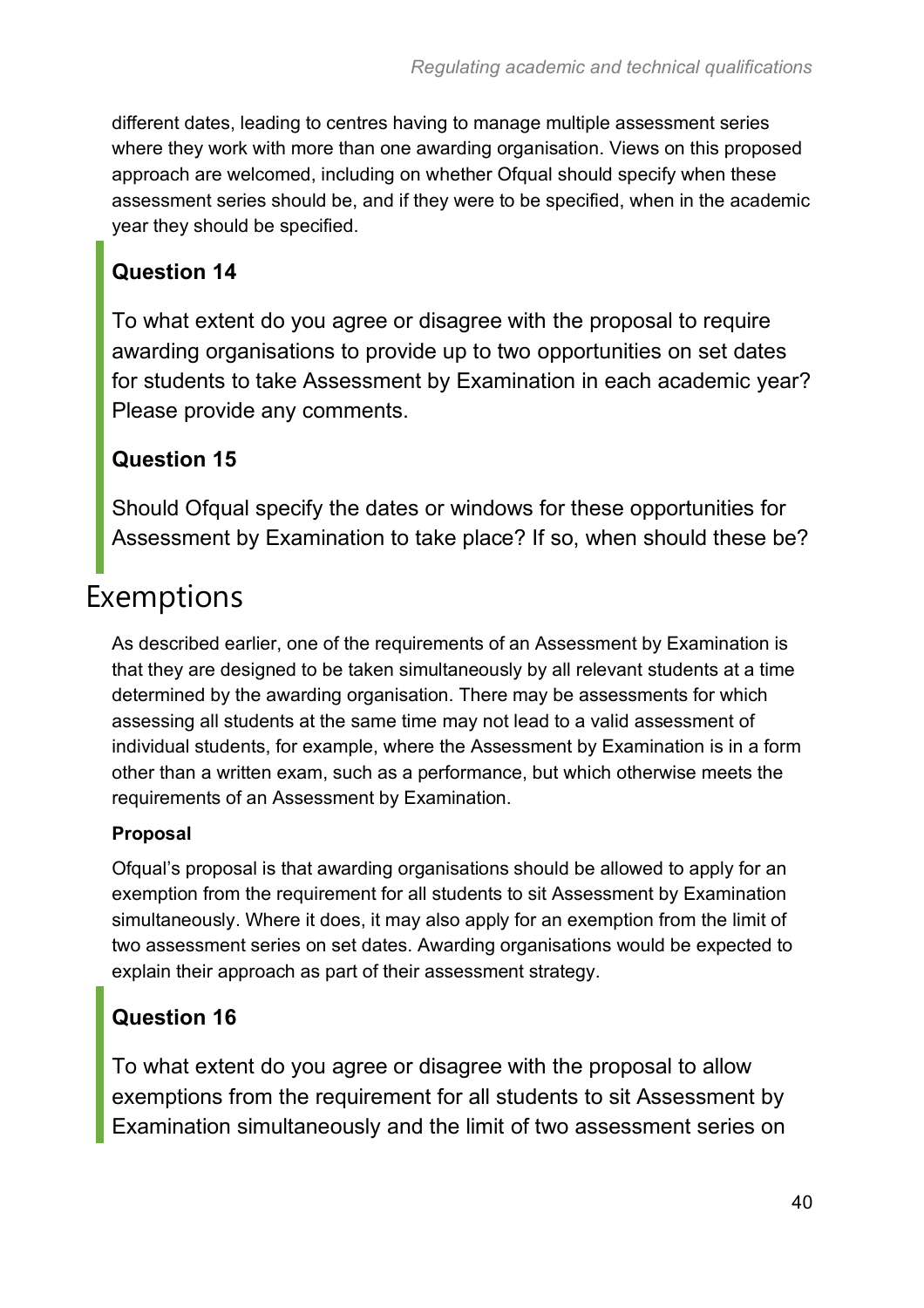different dates, leading to centres having to manage multiple assessment series where they work with more than one awarding organisation. Views on this proposed approach are welcomed, including on whether Ofqual should specify when these assessment series should be, and if they were to be specified, when in the academic year they should be specified.

### Question 14

To what extent do you agree or disagree with the proposal to require awarding organisations to provide up to two opportunities on set dates for students to take Assessment by Examination in each academic year? Please provide any comments.

### Question 15

Should Ofqual specify the dates or windows for these opportunities for Assessment by Examination to take place? If so, when should these be?

## Exemptions

As described earlier, one of the requirements of an Assessment by Examination is that they are designed to be taken simultaneously by all relevant students at a time determined by the awarding organisation. There may be assessments for which assessing all students at the same time may not lead to a valid assessment of individual students, for example, where the Assessment by Examination is in a form other than a written exam, such as a performance, but which otherwise meets the requirements of an Assessment by Examination.

**Proposal**

Ofqual's proposal is that awarding organisations should be allowed to apply for an exemption from the requirement for all students to sit Assessment by Examination simultaneously. Where it does, it may also apply for an exemption from the limit of two assessment series on set dates. Awarding organisations would be expected to explain their approach as part of their assessment strategy.

### Question 16

To what extent do you agree or disagree with the proposal to allow exemptions from the requirement for all students to sit Assessment by Examination simultaneously and the limit of two assessment series on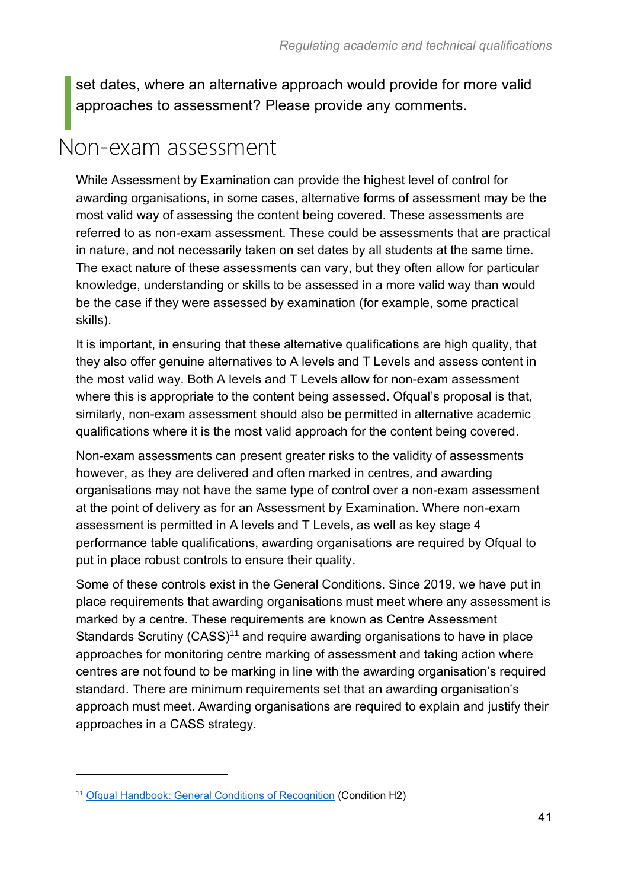> set dates, where an alternative approach would provide for more valid approaches to assessment? Please provide any comments.

## Non-exam assessment

While Assessment by Examination can provide the highest level of control for awarding organisations, in some cases, alternative forms of assessment may be the most valid way of assessing the content being covered. These assessments are referred to as non-exam assessment. These could be assessments that are practical in nature, and not necessarily taken on set dates by all students at the same time. The exact nature of these assessments can vary, but they often allow for particular knowledge, understanding or skills to be assessed in a more valid way than would be the case if they were assessed by examination (for example, some practical skills).

It is important, in ensuring that these alternative qualifications are high quality, that they also offer genuine alternatives to A levels and T Levels and assess content in the most valid way. Both A levels and T Levels allow for non-exam assessment where this is appropriate to the content being assessed. Ofqual's proposal is that, similarly, non-exam assessment should also be permitted in alternative academic qualifications where it is the most valid approach for the content being covered.

Non-exam assessments can present greater risks to the validity of assessments however, as they are delivered and often marked in centres, and awarding organisations may not have the same type of control over a non-exam assessment at the point of delivery as for an Assessment by Examination. Where non-exam assessment is permitted in A levels and T Levels, as well as key stage 4 performance table qualifications, awarding organisations are required by Ofqual to put in place robust controls to ensure their quality.

Some of these controls exist in the General Conditions. Since 2019, we have put in place requirements that awarding organisations must meet where any assessment is marked by a centre. These requirements are known as Centre Assessment Standards Scrutiny (CASS)[11] and require awarding organisations to have in place approaches for monitoring centre marking of assessment and taking action where centres are not found to be marking in line with the awarding organisation's required standard. There are minimum requirements set that an awarding organisation's approach must meet. Awarding organisations are required to explain and justify their approaches in a CASS strategy.

---

[11] Ofqual Handbook: General Conditions of Recognition (Condition H2)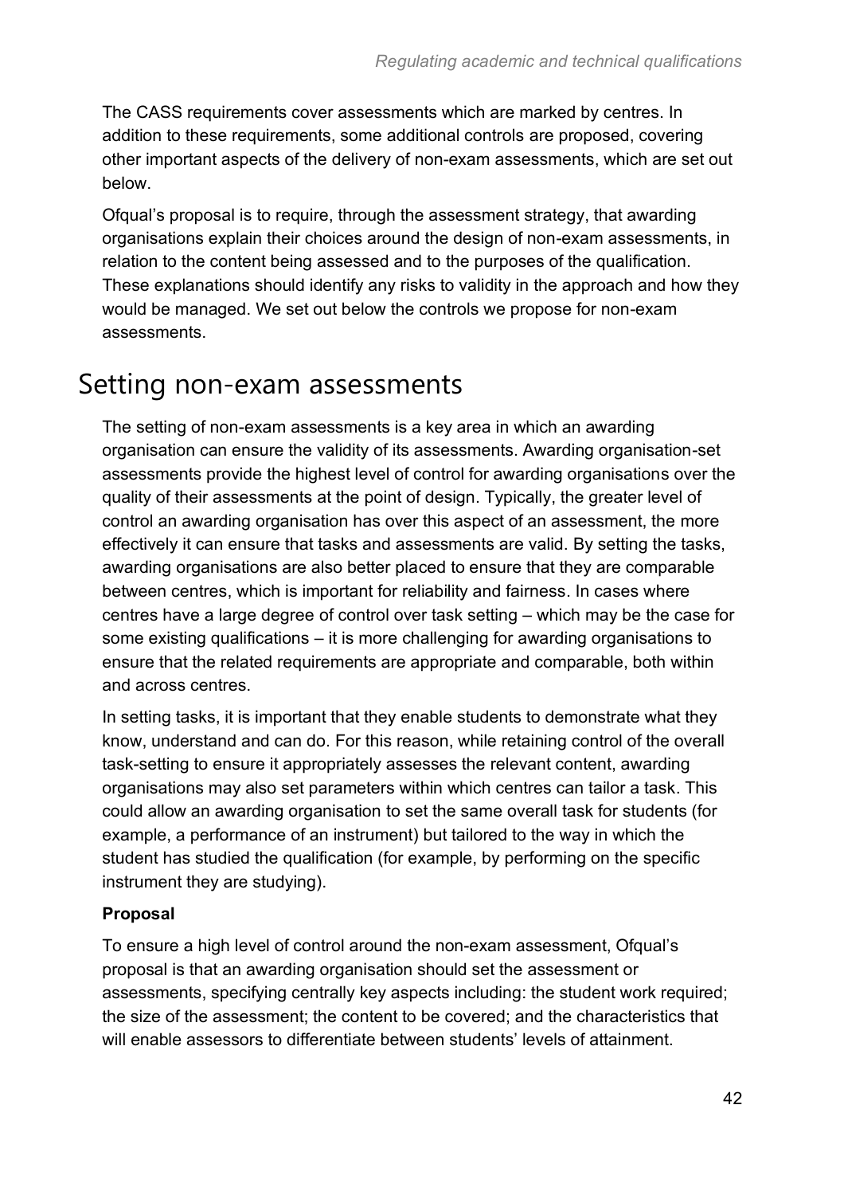The CASS requirements cover assessments which are marked by centres. In addition to these requirements, some additional controls are proposed, covering other important aspects of the delivery of non-exam assessments, which are set out below.

Ofqual's proposal is to require, through the assessment strategy, that awarding organisations explain their choices around the design of non-exam assessments, in relation to the content being assessed and to the purposes of the qualification. These explanations should identify any risks to validity in the approach and how they would be managed. We set out below the controls we propose for non-exam assessments.

## Setting non-exam assessments

The setting of non-exam assessments is a key area in which an awarding organisation can ensure the validity of its assessments. Awarding organisation-set assessments provide the highest level of control for awarding organisations over the quality of their assessments at the point of design. Typically, the greater level of control an awarding organisation has over this aspect of an assessment, the more effectively it can ensure that tasks and assessments are valid. By setting the tasks, awarding organisations are also better placed to ensure that they are comparable between centres, which is important for reliability and fairness. In cases where centres have a large degree of control over task setting – which may be the case for some existing qualifications – it is more challenging for awarding organisations to ensure that the related requirements are appropriate and comparable, both within and across centres.

In setting tasks, it is important that they enable students to demonstrate what they know, understand and can do. For this reason, while retaining control of the overall task-setting to ensure it appropriately assesses the relevant content, awarding organisations may also set parameters within which centres can tailor a task. This could allow an awarding organisation to set the same overall task for students (for example, a performance of an instrument) but tailored to the way in which the student has studied the qualification (for example, by performing on the specific instrument they are studying).

**Proposal**

To ensure a high level of control around the non-exam assessment, Ofqual's proposal is that an awarding organisation should set the assessment or assessments, specifying centrally key aspects including: the student work required; the size of the assessment; the content to be covered; and the characteristics that will enable assessors to differentiate between students' levels of attainment.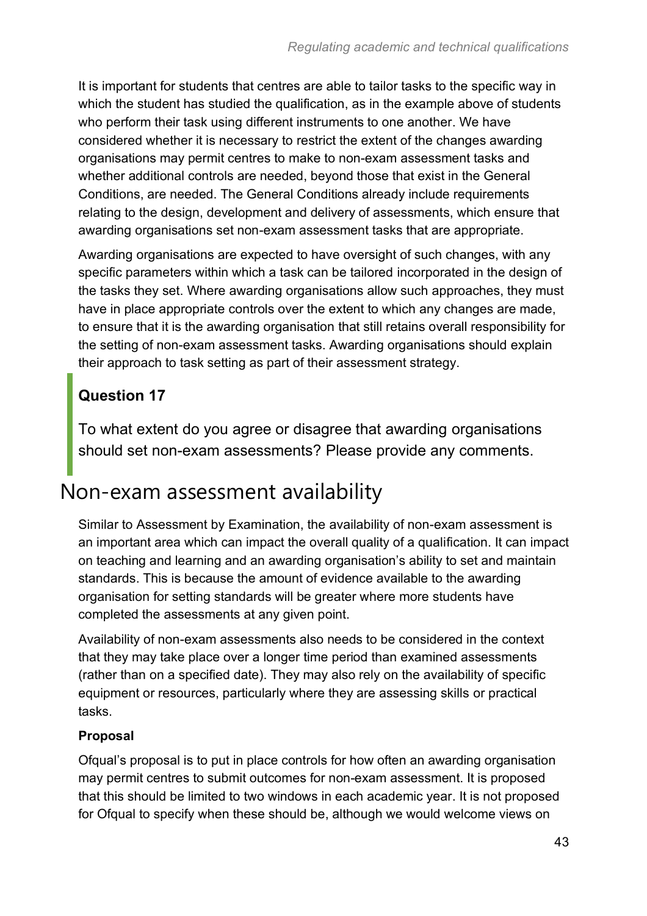It is important for students that centres are able to tailor tasks to the specific way in which the student has studied the qualification, as in the example above of students who perform their task using different instruments to one another. We have considered whether it is necessary to restrict the extent of the changes awarding organisations may permit centres to make to non-exam assessment tasks and whether additional controls are needed, beyond those that exist in the General Conditions, are needed. The General Conditions already include requirements relating to the design, development and delivery of assessments, which ensure that awarding organisations set non-exam assessment tasks that are appropriate.

Awarding organisations are expected to have oversight of such changes, with any specific parameters within which a task can be tailored incorporated in the design of the tasks they set. Where awarding organisations allow such approaches, they must have in place appropriate controls over the extent to which any changes are made, to ensure that it is the awarding organisation that still retains overall responsibility for the setting of non-exam assessment tasks. Awarding organisations should explain their approach to task setting as part of their assessment strategy.

> **Question 17**
>
> To what extent do you agree or disagree that awarding organisations should set non-exam assessments? Please provide any comments.

## Non-exam assessment availability

Similar to Assessment by Examination, the availability of non-exam assessment is an important area which can impact the overall quality of a qualification. It can impact on teaching and learning and an awarding organisation's ability to set and maintain standards. This is because the amount of evidence available to the awarding organisation for setting standards will be greater where more students have completed the assessments at any given point.

Availability of non-exam assessments also needs to be considered in the context that they may take place over a longer time period than examined assessments (rather than on a specified date). They may also rely on the availability of specific equipment or resources, particularly where they are assessing skills or practical tasks.

**Proposal**

Ofqual's proposal is to put in place controls for how often an awarding organisation may permit centres to submit outcomes for non-exam assessment. It is proposed that this should be limited to two windows in each academic year. It is not proposed for Ofqual to specify when these should be, although we would welcome views on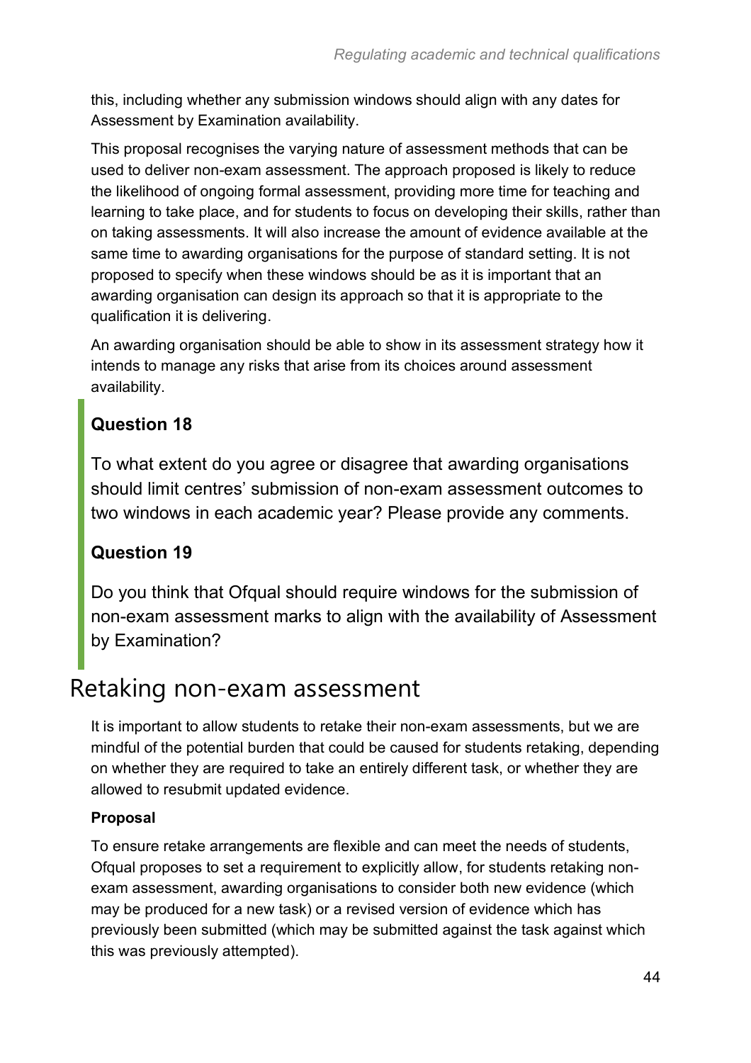this, including whether any submission windows should align with any dates for Assessment by Examination availability.

This proposal recognises the varying nature of assessment methods that can be used to deliver non-exam assessment. The approach proposed is likely to reduce the likelihood of ongoing formal assessment, providing more time for teaching and learning to take place, and for students to focus on developing their skills, rather than on taking assessments. It will also increase the amount of evidence available at the same time to awarding organisations for the purpose of standard setting. It is not proposed to specify when these windows should be as it is important that an awarding organisation can design its approach so that it is appropriate to the qualification it is delivering.

An awarding organisation should be able to show in its assessment strategy how it intends to manage any risks that arise from its choices around assessment availability.

**Question 18**

To what extent do you agree or disagree that awarding organisations should limit centres' submission of non-exam assessment outcomes to two windows in each academic year? Please provide any comments.

**Question 19**

Do you think that Ofqual should require windows for the submission of non-exam assessment marks to align with the availability of Assessment by Examination?

## Retaking non-exam assessment

It is important to allow students to retake their non-exam assessments, but we are mindful of the potential burden that could be caused for students retaking, depending on whether they are required to take an entirely different task, or whether they are allowed to resubmit updated evidence.

**Proposal**

To ensure retake arrangements are flexible and can meet the needs of students, Ofqual proposes to set a requirement to explicitly allow, for students retaking non-exam assessment, awarding organisations to consider both new evidence (which may be produced for a new task) or a revised version of evidence which has previously been submitted (which may be submitted against the task against which this was previously attempted).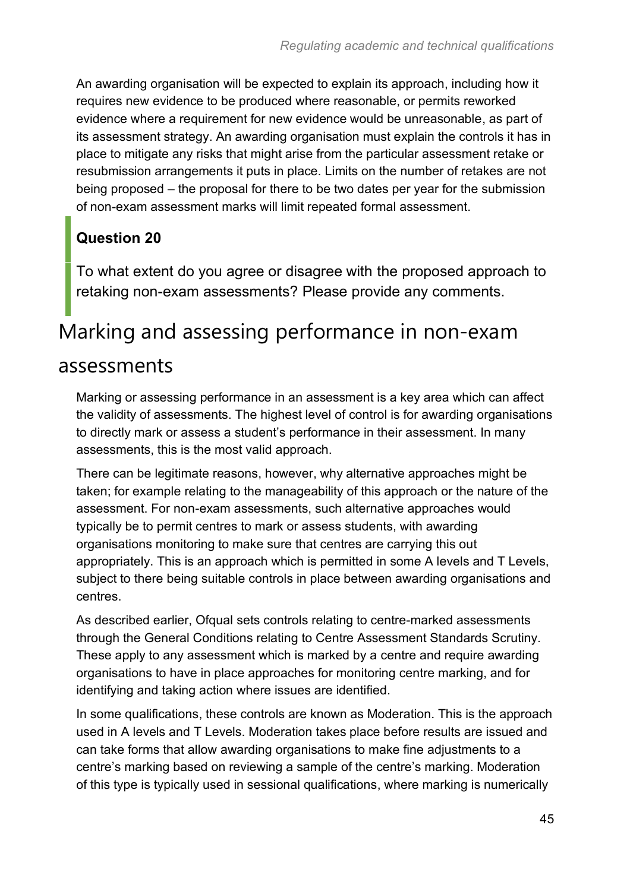An awarding organisation will be expected to explain its approach, including how it requires new evidence to be produced where reasonable, or permits reworked evidence where a requirement for new evidence would be unreasonable, as part of its assessment strategy. An awarding organisation must explain the controls it has in place to mitigate any risks that might arise from the particular assessment retake or resubmission arrangements it puts in place. Limits on the number of retakes are not being proposed – the proposal for there to be two dates per year for the submission of non-exam assessment marks will limit repeated formal assessment.

> **Question 20**
>
> To what extent do you agree or disagree with the proposed approach to retaking non-exam assessments? Please provide any comments.

## Marking and assessing performance in non-exam assessments

Marking or assessing performance in an assessment is a key area which can affect the validity of assessments. The highest level of control is for awarding organisations to directly mark or assess a student's performance in their assessment. In many assessments, this is the most valid approach.

There can be legitimate reasons, however, why alternative approaches might be taken; for example relating to the manageability of this approach or the nature of the assessment. For non-exam assessments, such alternative approaches would typically be to permit centres to mark or assess students, with awarding organisations monitoring to make sure that centres are carrying this out appropriately. This is an approach which is permitted in some A levels and T Levels, subject to there being suitable controls in place between awarding organisations and centres.

As described earlier, Ofqual sets controls relating to centre-marked assessments through the General Conditions relating to Centre Assessment Standards Scrutiny. These apply to any assessment which is marked by a centre and require awarding organisations to have in place approaches for monitoring centre marking, and for identifying and taking action where issues are identified.

In some qualifications, these controls are known as Moderation. This is the approach used in A levels and T Levels. Moderation takes place before results are issued and can take forms that allow awarding organisations to make fine adjustments to a centre's marking based on reviewing a sample of the centre's marking. Moderation of this type is typically used in sessional qualifications, where marking is numerically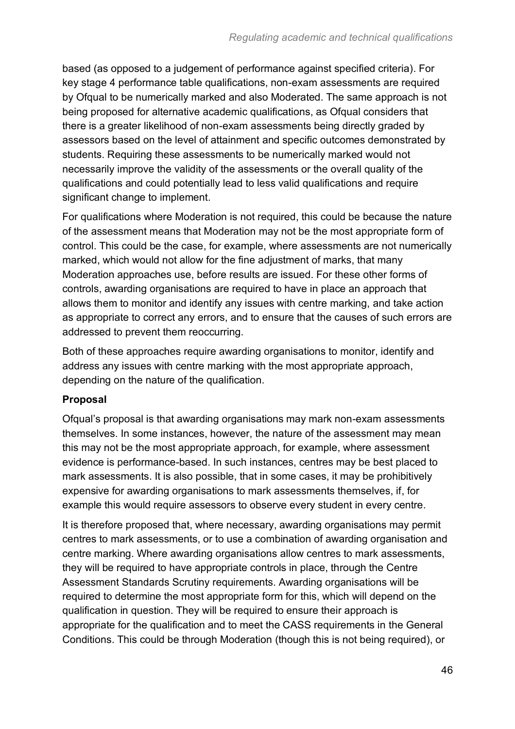based (as opposed to a judgement of performance against specified criteria). For key stage 4 performance table qualifications, non-exam assessments are required by Ofqual to be numerically marked and also Moderated. The same approach is not being proposed for alternative academic qualifications, as Ofqual considers that there is a greater likelihood of non-exam assessments being directly graded by assessors based on the level of attainment and specific outcomes demonstrated by students. Requiring these assessments to be numerically marked would not necessarily improve the validity of the assessments or the overall quality of the qualifications and could potentially lead to less valid qualifications and require significant change to implement.

For qualifications where Moderation is not required, this could be because the nature of the assessment means that Moderation may not be the most appropriate form of control. This could be the case, for example, where assessments are not numerically marked, which would not allow for the fine adjustment of marks, that many Moderation approaches use, before results are issued. For these other forms of controls, awarding organisations are required to have in place an approach that allows them to monitor and identify any issues with centre marking, and take action as appropriate to correct any errors, and to ensure that the causes of such errors are addressed to prevent them reoccurring.

Both of these approaches require awarding organisations to monitor, identify and address any issues with centre marking with the most appropriate approach, depending on the nature of the qualification.

**Proposal**

Ofqual's proposal is that awarding organisations may mark non-exam assessments themselves. In some instances, however, the nature of the assessment may mean this may not be the most appropriate approach, for example, where assessment evidence is performance-based. In such instances, centres may be best placed to mark assessments. It is also possible, that in some cases, it may be prohibitively expensive for awarding organisations to mark assessments themselves, if, for example this would require assessors to observe every student in every centre.

It is therefore proposed that, where necessary, awarding organisations may permit centres to mark assessments, or to use a combination of awarding organisation and centre marking. Where awarding organisations allow centres to mark assessments, they will be required to have appropriate controls in place, through the Centre Assessment Standards Scrutiny requirements. Awarding organisations will be required to determine the most appropriate form for this, which will depend on the qualification in question. They will be required to ensure their approach is appropriate for the qualification and to meet the CASS requirements in the General Conditions. This could be through Moderation (though this is not being required), or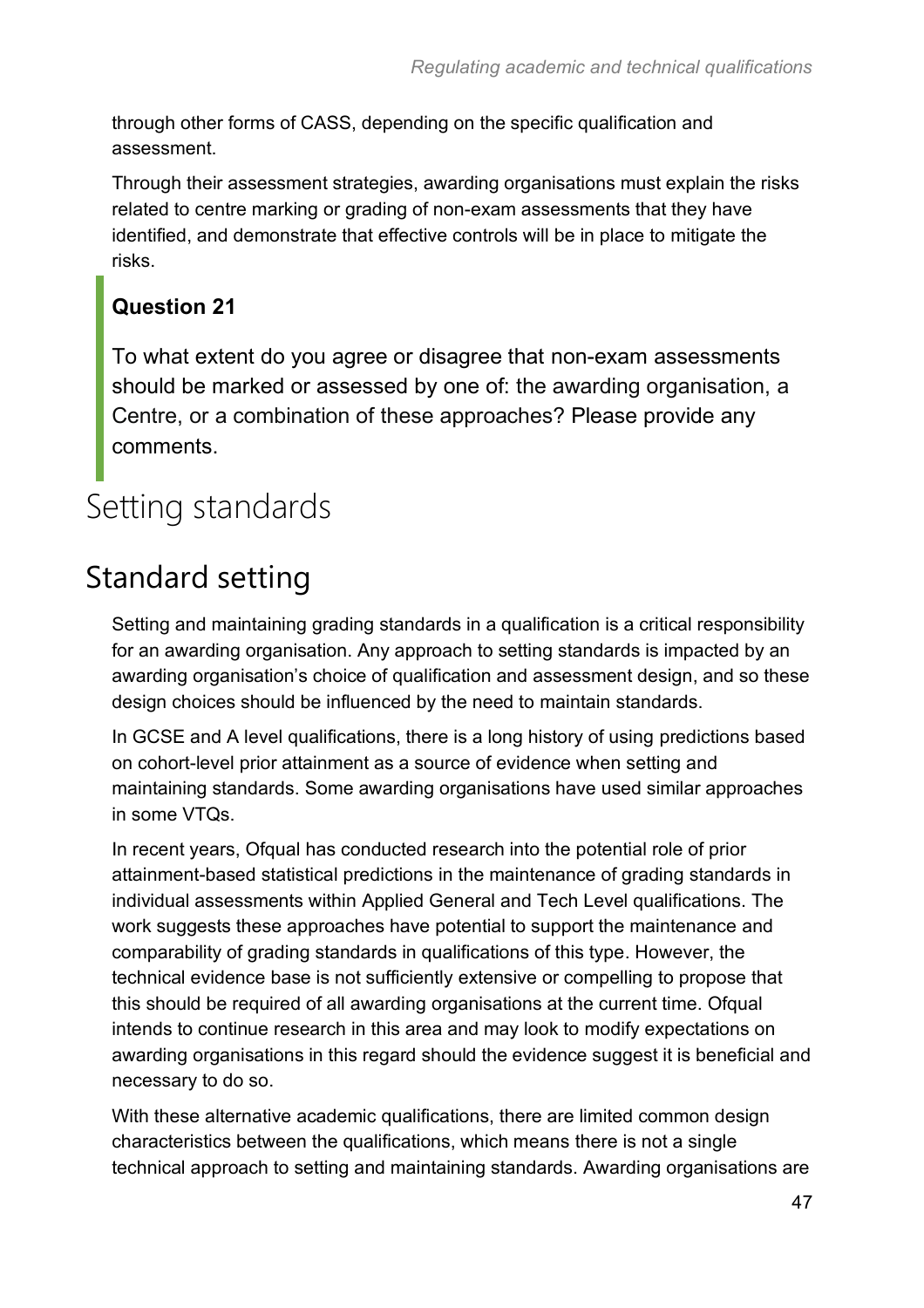through other forms of CASS, depending on the specific qualification and assessment.

Through their assessment strategies, awarding organisations must explain the risks related to centre marking or grading of non-exam assessments that they have identified, and demonstrate that effective controls will be in place to mitigate the risks.

> **Question 21**
>
> To what extent do you agree or disagree that non-exam assessments should be marked or assessed by one of: the awarding organisation, a Centre, or a combination of these approaches? Please provide any comments.

# Setting standards

## Standard setting

Setting and maintaining grading standards in a qualification is a critical responsibility for an awarding organisation. Any approach to setting standards is impacted by an awarding organisation's choice of qualification and assessment design, and so these design choices should be influenced by the need to maintain standards.

In GCSE and A level qualifications, there is a long history of using predictions based on cohort-level prior attainment as a source of evidence when setting and maintaining standards. Some awarding organisations have used similar approaches in some VTQs.

In recent years, Ofqual has conducted research into the potential role of prior attainment-based statistical predictions in the maintenance of grading standards in individual assessments within Applied General and Tech Level qualifications. The work suggests these approaches have potential to support the maintenance and comparability of grading standards in qualifications of this type. However, the technical evidence base is not sufficiently extensive or compelling to propose that this should be required of all awarding organisations at the current time. Ofqual intends to continue research in this area and may look to modify expectations on awarding organisations in this regard should the evidence suggest it is beneficial and necessary to do so.

With these alternative academic qualifications, there are limited common design characteristics between the qualifications, which means there is not a single technical approach to setting and maintaining standards. Awarding organisations are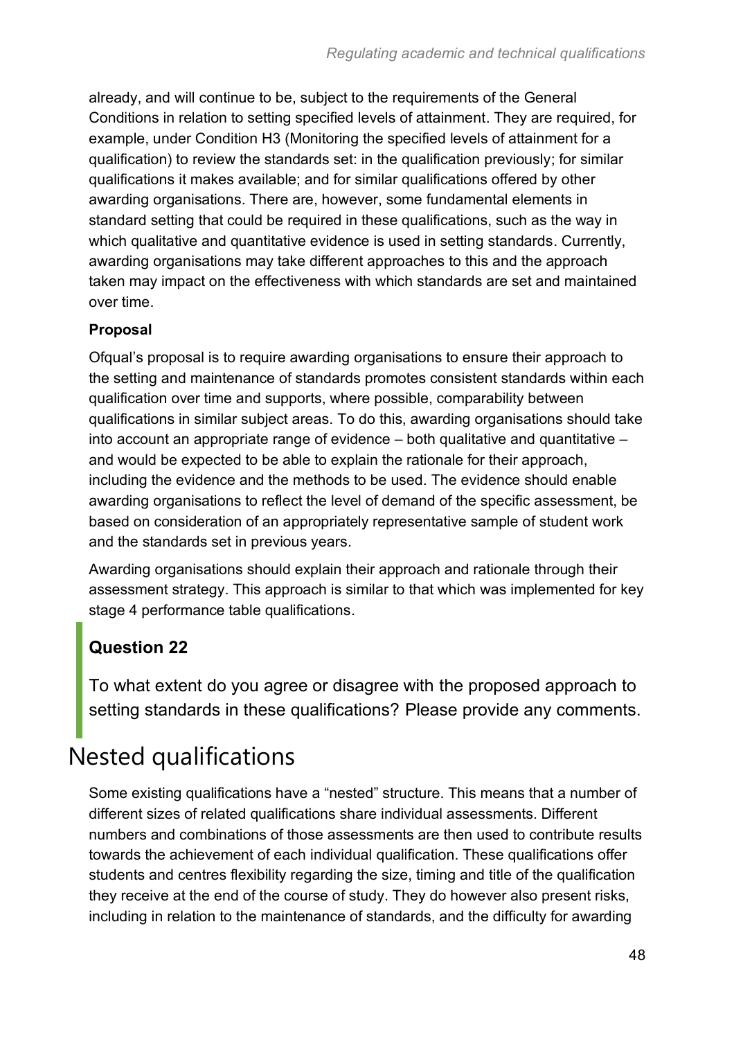already, and will continue to be, subject to the requirements of the General Conditions in relation to setting specified levels of attainment. They are required, for example, under Condition H3 (Monitoring the specified levels of attainment for a qualification) to review the standards set: in the qualification previously; for similar qualifications it makes available; and for similar qualifications offered by other awarding organisations. There are, however, some fundamental elements in standard setting that could be required in these qualifications, such as the way in which qualitative and quantitative evidence is used in setting standards. Currently, awarding organisations may take different approaches to this and the approach taken may impact on the effectiveness with which standards are set and maintained over time.

**Proposal**

Ofqual's proposal is to require awarding organisations to ensure their approach to the setting and maintenance of standards promotes consistent standards within each qualification over time and supports, where possible, comparability between qualifications in similar subject areas. To do this, awarding organisations should take into account an appropriate range of evidence – both qualitative and quantitative – and would be expected to be able to explain the rationale for their approach, including the evidence and the methods to be used. The evidence should enable awarding organisations to reflect the level of demand of the specific assessment, be based on consideration of an appropriately representative sample of student work and the standards set in previous years.

Awarding organisations should explain their approach and rationale through their assessment strategy. This approach is similar to that which was implemented for key stage 4 performance table qualifications.

> ### Question 22
>
> To what extent do you agree or disagree with the proposed approach to setting standards in these qualifications? Please provide any comments.

## Nested qualifications

Some existing qualifications have a "nested" structure. This means that a number of different sizes of related qualifications share individual assessments. Different numbers and combinations of those assessments are then used to contribute results towards the achievement of each individual qualification. These qualifications offer students and centres flexibility regarding the size, timing and title of the qualification they receive at the end of the course of study. They do however also present risks, including in relation to the maintenance of standards, and the difficulty for awarding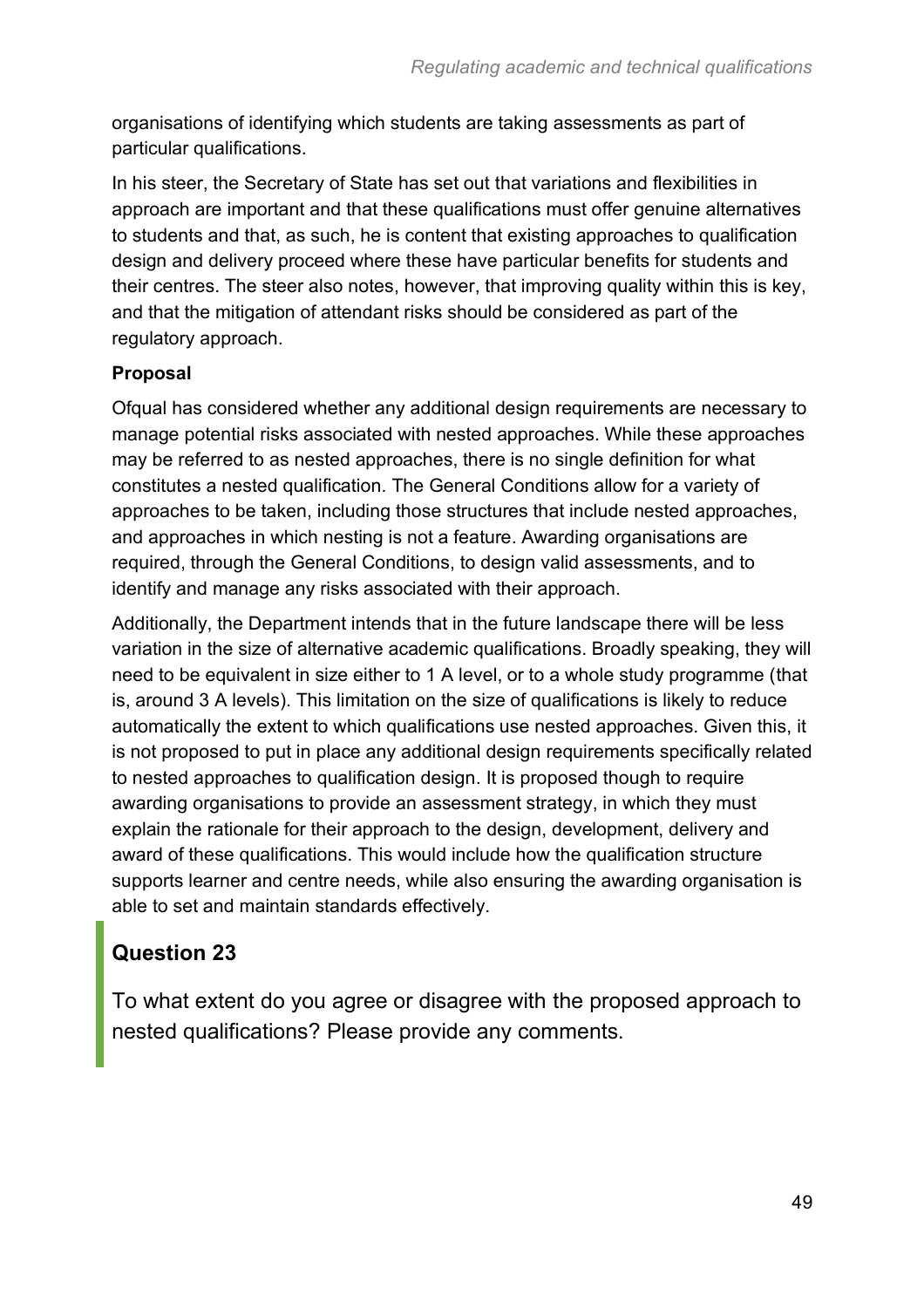organisations of identifying which students are taking assessments as part of particular qualifications.

In his steer, the Secretary of State has set out that variations and flexibilities in approach are important and that these qualifications must offer genuine alternatives to students and that, as such, he is content that existing approaches to qualification design and delivery proceed where these have particular benefits for students and their centres. The steer also notes, however, that improving quality within this is key, and that the mitigation of attendant risks should be considered as part of the regulatory approach.

**Proposal**

Ofqual has considered whether any additional design requirements are necessary to manage potential risks associated with nested approaches. While these approaches may be referred to as nested approaches, there is no single definition for what constitutes a nested qualification. The General Conditions allow for a variety of approaches to be taken, including those structures that include nested approaches, and approaches in which nesting is not a feature. Awarding organisations are required, through the General Conditions, to design valid assessments, and to identify and manage any risks associated with their approach.

Additionally, the Department intends that in the future landscape there will be less variation in the size of alternative academic qualifications. Broadly speaking, they will need to be equivalent in size either to 1 A level, or to a whole study programme (that is, around 3 A levels). This limitation on the size of qualifications is likely to reduce automatically the extent to which qualifications use nested approaches. Given this, it is not proposed to put in place any additional design requirements specifically related to nested approaches to qualification design. It is proposed though to require awarding organisations to provide an assessment strategy, in which they must explain the rationale for their approach to the design, development, delivery and award of these qualifications. This would include how the qualification structure supports learner and centre needs, while also ensuring the awarding organisation is able to set and maintain standards effectively.

## Question 23

To what extent do you agree or disagree with the proposed approach to nested qualifications? Please provide any comments.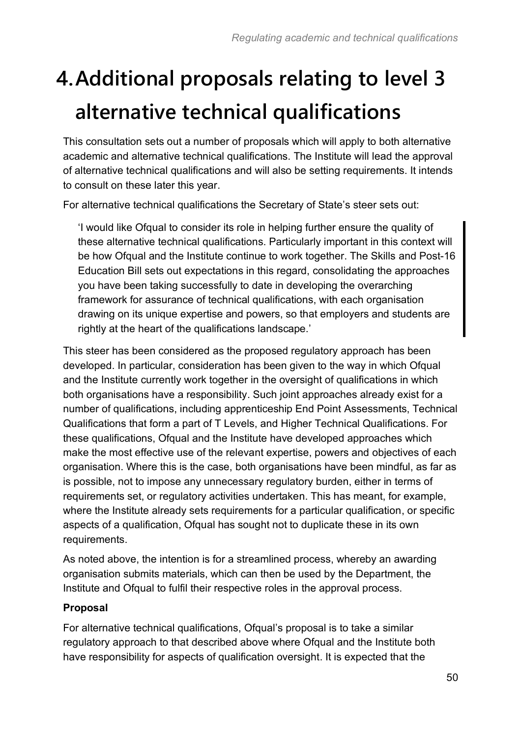# 4. Additional proposals relating to level 3 alternative technical qualifications

This consultation sets out a number of proposals which will apply to both alternative academic and alternative technical qualifications. The Institute will lead the approval of alternative technical qualifications and will also be setting requirements. It intends to consult on these later this year.

For alternative technical qualifications the Secretary of State's steer sets out:

> 'I would like Ofqual to consider its role in helping further ensure the quality of these alternative technical qualifications. Particularly important in this context will be how Ofqual and the Institute continue to work together. The Skills and Post-16 Education Bill sets out expectations in this regard, consolidating the approaches you have been taking successfully to date in developing the overarching framework for assurance of technical qualifications, with each organisation drawing on its unique expertise and powers, so that employers and students are rightly at the heart of the qualifications landscape.'

This steer has been considered as the proposed regulatory approach has been developed. In particular, consideration has been given to the way in which Ofqual and the Institute currently work together in the oversight of qualifications in which both organisations have a responsibility. Such joint approaches already exist for a number of qualifications, including apprenticeship End Point Assessments, Technical Qualifications that form a part of T Levels, and Higher Technical Qualifications. For these qualifications, Ofqual and the Institute have developed approaches which make the most effective use of the relevant expertise, powers and objectives of each organisation. Where this is the case, both organisations have been mindful, as far as is possible, not to impose any unnecessary regulatory burden, either in terms of requirements set, or regulatory activities undertaken. This has meant, for example, where the Institute already sets requirements for a particular qualification, or specific aspects of a qualification, Ofqual has sought not to duplicate these in its own requirements.

As noted above, the intention is for a streamlined process, whereby an awarding organisation submits materials, which can then be used by the Department, the Institute and Ofqual to fulfil their respective roles in the approval process.

**Proposal**

For alternative technical qualifications, Ofqual's proposal is to take a similar regulatory approach to that described above where Ofqual and the Institute both have responsibility for aspects of qualification oversight. It is expected that the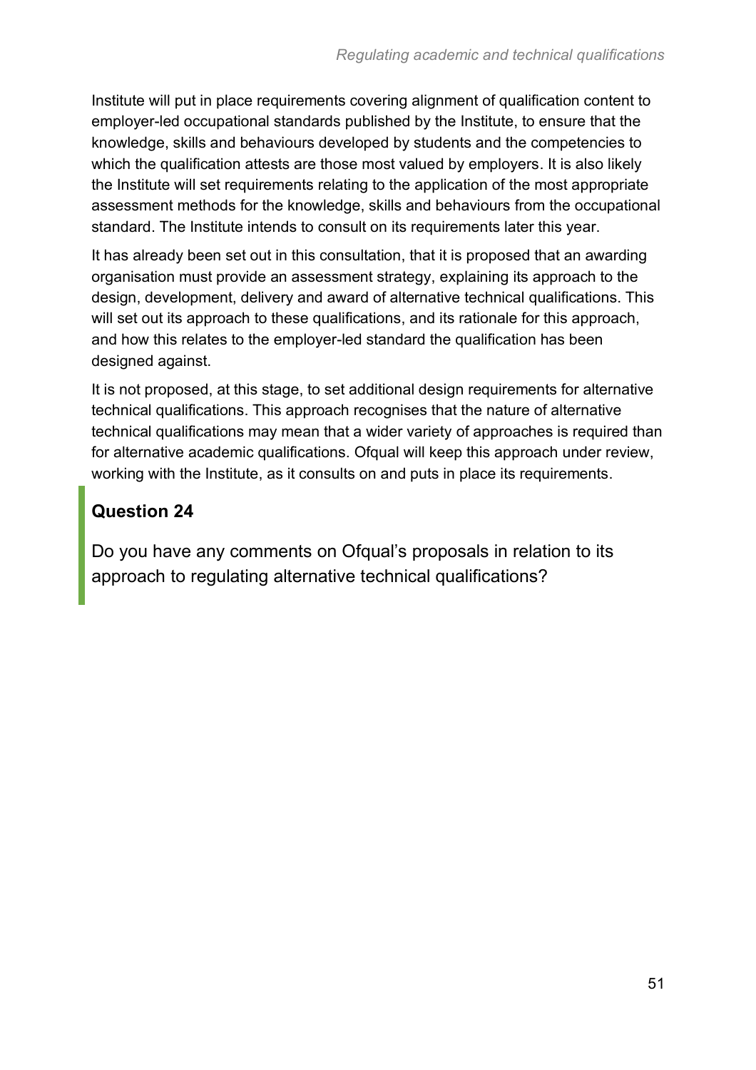Institute will put in place requirements covering alignment of qualification content to employer-led occupational standards published by the Institute, to ensure that the knowledge, skills and behaviours developed by students and the competencies to which the qualification attests are those most valued by employers. It is also likely the Institute will set requirements relating to the application of the most appropriate assessment methods for the knowledge, skills and behaviours from the occupational standard. The Institute intends to consult on its requirements later this year.

It has already been set out in this consultation, that it is proposed that an awarding organisation must provide an assessment strategy, explaining its approach to the design, development, delivery and award of alternative technical qualifications. This will set out its approach to these qualifications, and its rationale for this approach, and how this relates to the employer-led standard the qualification has been designed against.

It is not proposed, at this stage, to set additional design requirements for alternative technical qualifications. This approach recognises that the nature of alternative technical qualifications may mean that a wider variety of approaches is required than for alternative academic qualifications. Ofqual will keep this approach under review, working with the Institute, as it consults on and puts in place its requirements.

## Question 24

Do you have any comments on Ofqual's proposals in relation to its approach to regulating alternative technical qualifications?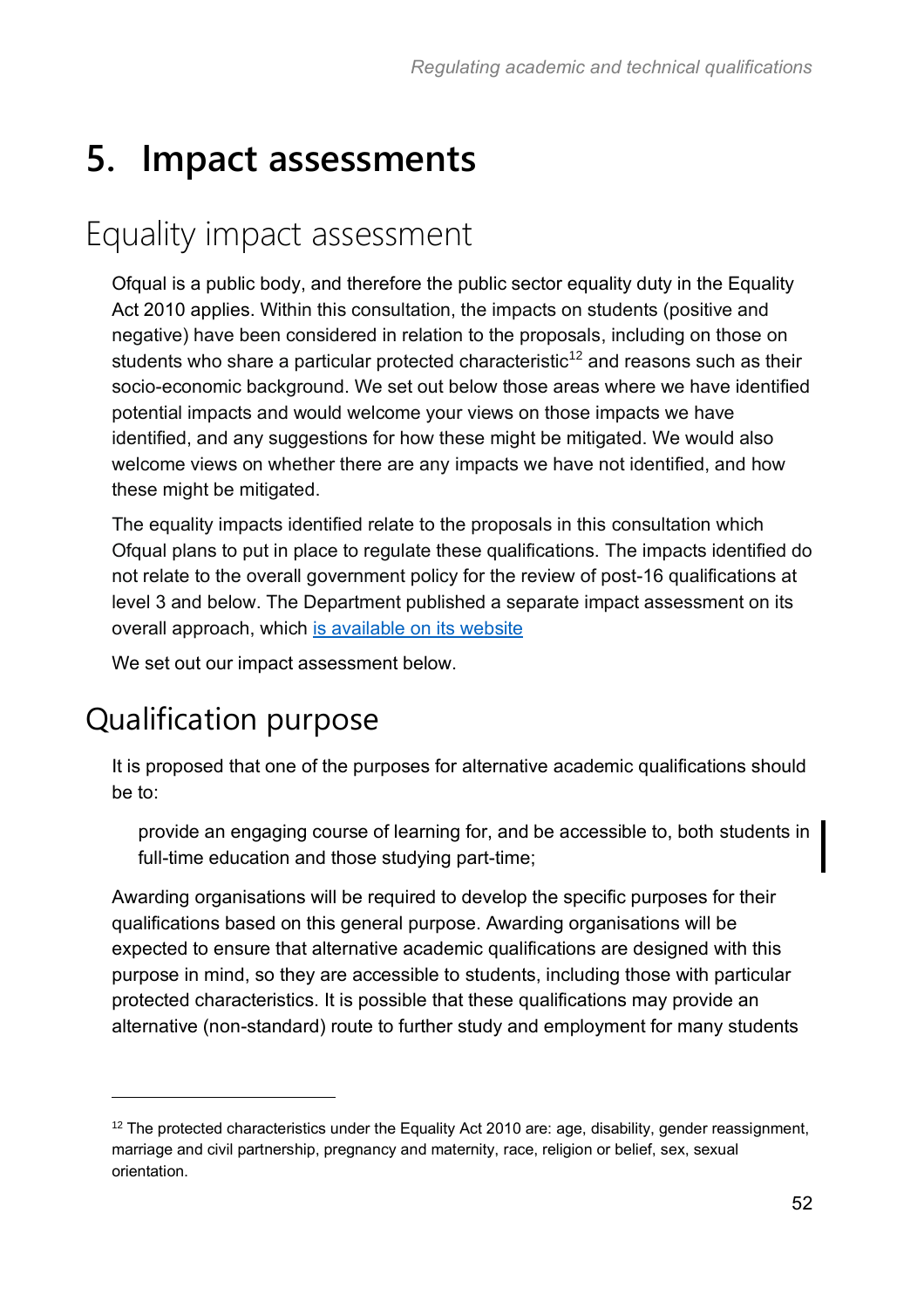# 5. Impact assessments

## Equality impact assessment

Ofqual is a public body, and therefore the public sector equality duty in the Equality Act 2010 applies. Within this consultation, the impacts on students (positive and negative) have been considered in relation to the proposals, including on those on students who share a particular protected characteristic[12] and reasons such as their socio-economic background. We set out below those areas where we have identified potential impacts and would welcome your views on those impacts we have identified, and any suggestions for how these might be mitigated. We would also welcome views on whether there are any impacts we have not identified, and how these might be mitigated.

The equality impacts identified relate to the proposals in this consultation which Ofqual plans to put in place to regulate these qualifications. The impacts identified do not relate to the overall government policy for the review of post-16 qualifications at level 3 and below. The Department published a separate impact assessment on its overall approach, which is available on its website

We set out our impact assessment below.

## Qualification purpose

It is proposed that one of the purposes for alternative academic qualifications should be to:

> provide an engaging course of learning for, and be accessible to, both students in full-time education and those studying part-time;

Awarding organisations will be required to develop the specific purposes for their qualifications based on this general purpose. Awarding organisations will be expected to ensure that alternative academic qualifications are designed with this purpose in mind, so they are accessible to students, including those with particular protected characteristics. It is possible that these qualifications may provide an alternative (non-standard) route to further study and employment for many students

---

[12] The protected characteristics under the Equality Act 2010 are: age, disability, gender reassignment, marriage and civil partnership, pregnancy and maternity, race, religion or belief, sex, sexual orientation.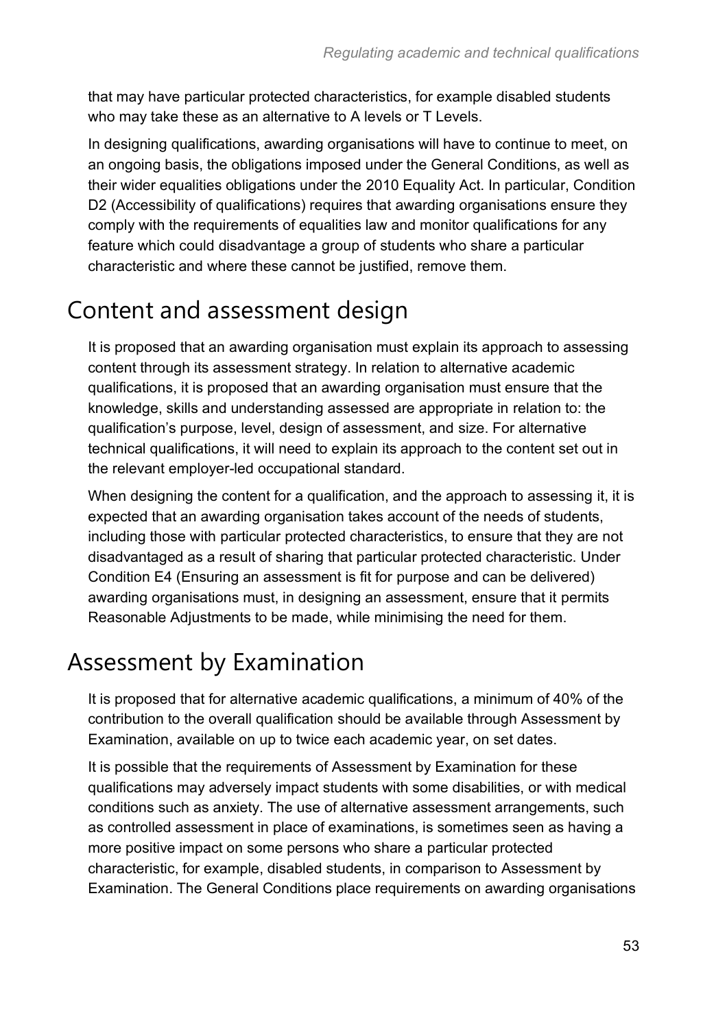that may have particular protected characteristics, for example disabled students who may take these as an alternative to A levels or T Levels.

In designing qualifications, awarding organisations will have to continue to meet, on an ongoing basis, the obligations imposed under the General Conditions, as well as their wider equalities obligations under the 2010 Equality Act. In particular, Condition D2 (Accessibility of qualifications) requires that awarding organisations ensure they comply with the requirements of equalities law and monitor qualifications for any feature which could disadvantage a group of students who share a particular characteristic and where these cannot be justified, remove them.

## Content and assessment design

It is proposed that an awarding organisation must explain its approach to assessing content through its assessment strategy. In relation to alternative academic qualifications, it is proposed that an awarding organisation must ensure that the knowledge, skills and understanding assessed are appropriate in relation to: the qualification's purpose, level, design of assessment, and size. For alternative technical qualifications, it will need to explain its approach to the content set out in the relevant employer-led occupational standard.

When designing the content for a qualification, and the approach to assessing it, it is expected that an awarding organisation takes account of the needs of students, including those with particular protected characteristics, to ensure that they are not disadvantaged as a result of sharing that particular protected characteristic. Under Condition E4 (Ensuring an assessment is fit for purpose and can be delivered) awarding organisations must, in designing an assessment, ensure that it permits Reasonable Adjustments to be made, while minimising the need for them.

## Assessment by Examination

It is proposed that for alternative academic qualifications, a minimum of 40% of the contribution to the overall qualification should be available through Assessment by Examination, available on up to twice each academic year, on set dates.

It is possible that the requirements of Assessment by Examination for these qualifications may adversely impact students with some disabilities, or with medical conditions such as anxiety. The use of alternative assessment arrangements, such as controlled assessment in place of examinations, is sometimes seen as having a more positive impact on some persons who share a particular protected characteristic, for example, disabled students, in comparison to Assessment by Examination. The General Conditions place requirements on awarding organisations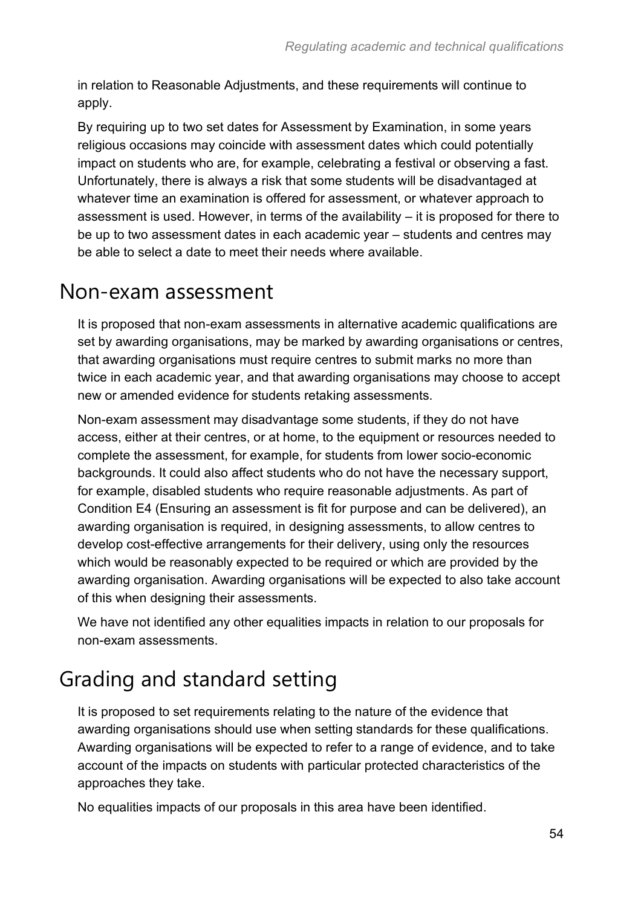in relation to Reasonable Adjustments, and these requirements will continue to apply.

By requiring up to two set dates for Assessment by Examination, in some years religious occasions may coincide with assessment dates which could potentially impact on students who are, for example, celebrating a festival or observing a fast. Unfortunately, there is always a risk that some students will be disadvantaged at whatever time an examination is offered for assessment, or whatever approach to assessment is used. However, in terms of the availability – it is proposed for there to be up to two assessment dates in each academic year – students and centres may be able to select a date to meet their needs where available.

## Non-exam assessment

It is proposed that non-exam assessments in alternative academic qualifications are set by awarding organisations, may be marked by awarding organisations or centres, that awarding organisations must require centres to submit marks no more than twice in each academic year, and that awarding organisations may choose to accept new or amended evidence for students retaking assessments.

Non-exam assessment may disadvantage some students, if they do not have access, either at their centres, or at home, to the equipment or resources needed to complete the assessment, for example, for students from lower socio-economic backgrounds. It could also affect students who do not have the necessary support, for example, disabled students who require reasonable adjustments. As part of Condition E4 (Ensuring an assessment is fit for purpose and can be delivered), an awarding organisation is required, in designing assessments, to allow centres to develop cost-effective arrangements for their delivery, using only the resources which would be reasonably expected to be required or which are provided by the awarding organisation. Awarding organisations will be expected to also take account of this when designing their assessments.

We have not identified any other equalities impacts in relation to our proposals for non-exam assessments.

## Grading and standard setting

It is proposed to set requirements relating to the nature of the evidence that awarding organisations should use when setting standards for these qualifications. Awarding organisations will be expected to refer to a range of evidence, and to take account of the impacts on students with particular protected characteristics of the approaches they take.

No equalities impacts of our proposals in this area have been identified.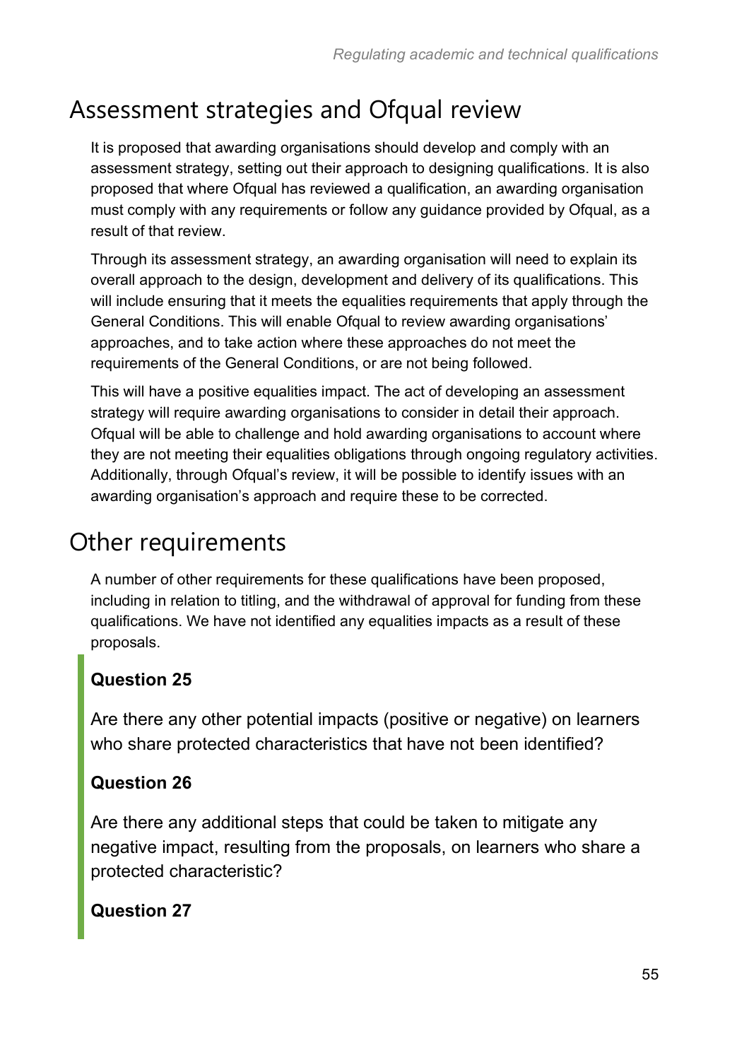## Assessment strategies and Ofqual review

It is proposed that awarding organisations should develop and comply with an assessment strategy, setting out their approach to designing qualifications. It is also proposed that where Ofqual has reviewed a qualification, an awarding organisation must comply with any requirements or follow any guidance provided by Ofqual, as a result of that review.

Through its assessment strategy, an awarding organisation will need to explain its overall approach to the design, development and delivery of its qualifications. This will include ensuring that it meets the equalities requirements that apply through the General Conditions. This will enable Ofqual to review awarding organisations' approaches, and to take action where these approaches do not meet the requirements of the General Conditions, or are not being followed.

This will have a positive equalities impact. The act of developing an assessment strategy will require awarding organisations to consider in detail their approach. Ofqual will be able to challenge and hold awarding organisations to account where they are not meeting their equalities obligations through ongoing regulatory activities. Additionally, through Ofqual's review, it will be possible to identify issues with an awarding organisation's approach and require these to be corrected.

## Other requirements

A number of other requirements for these qualifications have been proposed, including in relation to titling, and the withdrawal of approval for funding from these qualifications. We have not identified any equalities impacts as a result of these proposals.

**Question 25**

Are there any other potential impacts (positive or negative) on learners who share protected characteristics that have not been identified?

**Question 26**

Are there any additional steps that could be taken to mitigate any negative impact, resulting from the proposals, on learners who share a protected characteristic?

**Question 27**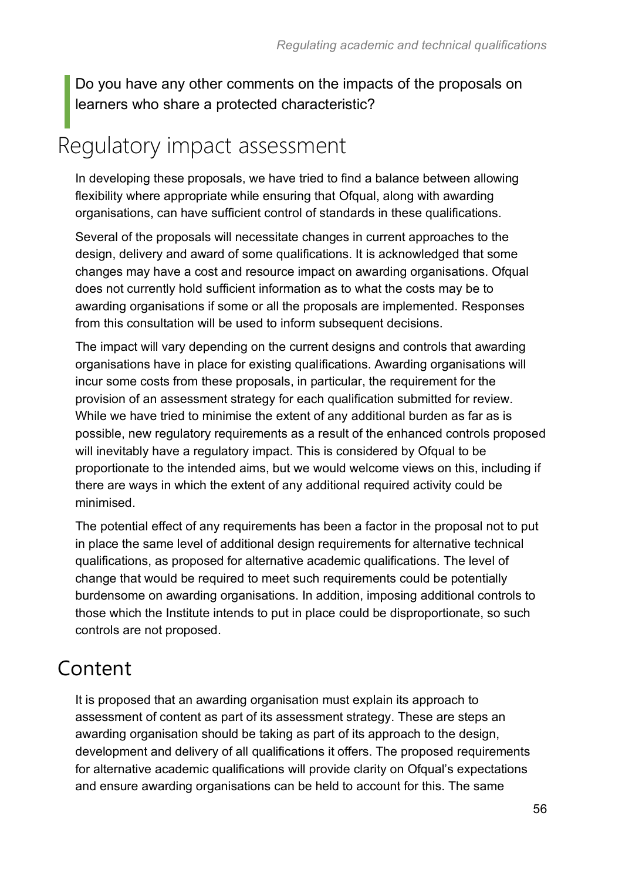> Do you have any other comments on the impacts of the proposals on learners who share a protected characteristic?

# Regulatory impact assessment

In developing these proposals, we have tried to find a balance between allowing flexibility where appropriate while ensuring that Ofqual, along with awarding organisations, can have sufficient control of standards in these qualifications.

Several of the proposals will necessitate changes in current approaches to the design, delivery and award of some qualifications. It is acknowledged that some changes may have a cost and resource impact on awarding organisations. Ofqual does not currently hold sufficient information as to what the costs may be to awarding organisations if some or all the proposals are implemented. Responses from this consultation will be used to inform subsequent decisions.

The impact will vary depending on the current designs and controls that awarding organisations have in place for existing qualifications. Awarding organisations will incur some costs from these proposals, in particular, the requirement for the provision of an assessment strategy for each qualification submitted for review. While we have tried to minimise the extent of any additional burden as far as is possible, new regulatory requirements as a result of the enhanced controls proposed will inevitably have a regulatory impact. This is considered by Ofqual to be proportionate to the intended aims, but we would welcome views on this, including if there are ways in which the extent of any additional required activity could be minimised.

The potential effect of any requirements has been a factor in the proposal not to put in place the same level of additional design requirements for alternative technical qualifications, as proposed for alternative academic qualifications. The level of change that would be required to meet such requirements could be potentially burdensome on awarding organisations. In addition, imposing additional controls to those which the Institute intends to put in place could be disproportionate, so such controls are not proposed.

## Content

It is proposed that an awarding organisation must explain its approach to assessment of content as part of its assessment strategy. These are steps an awarding organisation should be taking as part of its approach to the design, development and delivery of all qualifications it offers. The proposed requirements for alternative academic qualifications will provide clarity on Ofqual's expectations and ensure awarding organisations can be held to account for this. The same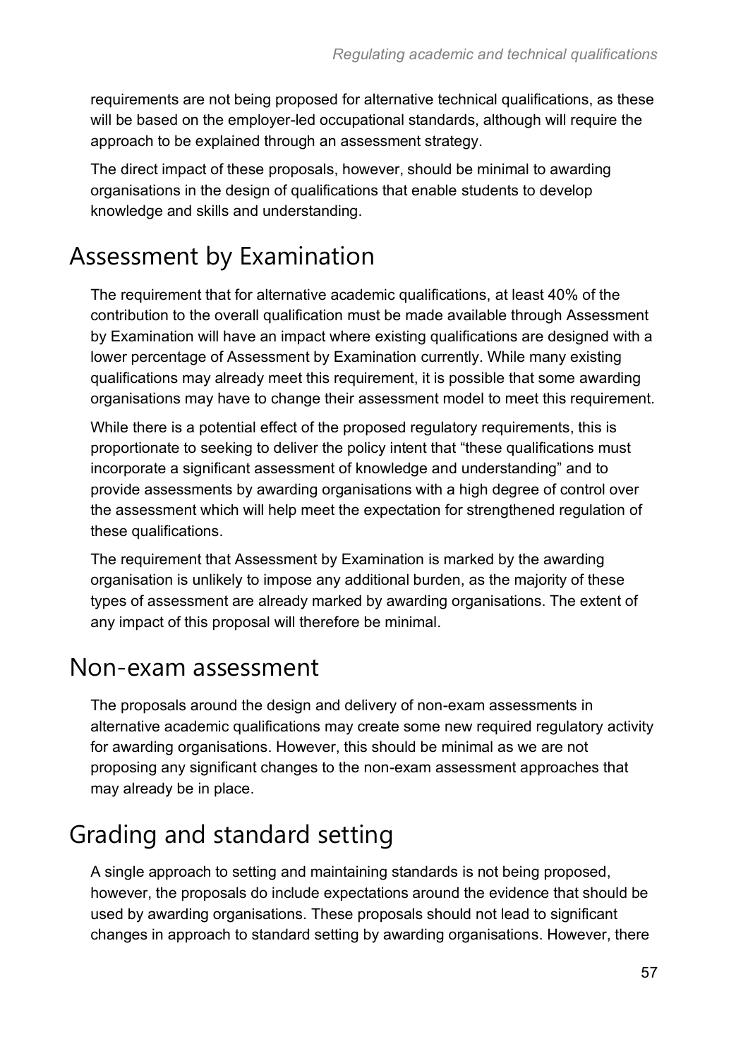requirements are not being proposed for alternative technical qualifications, as these will be based on the employer-led occupational standards, although will require the approach to be explained through an assessment strategy.

The direct impact of these proposals, however, should be minimal to awarding organisations in the design of qualifications that enable students to develop knowledge and skills and understanding.

## Assessment by Examination

The requirement that for alternative academic qualifications, at least 40% of the contribution to the overall qualification must be made available through Assessment by Examination will have an impact where existing qualifications are designed with a lower percentage of Assessment by Examination currently. While many existing qualifications may already meet this requirement, it is possible that some awarding organisations may have to change their assessment model to meet this requirement.

While there is a potential effect of the proposed regulatory requirements, this is proportionate to seeking to deliver the policy intent that "these qualifications must incorporate a significant assessment of knowledge and understanding" and to provide assessments by awarding organisations with a high degree of control over the assessment which will help meet the expectation for strengthened regulation of these qualifications.

The requirement that Assessment by Examination is marked by the awarding organisation is unlikely to impose any additional burden, as the majority of these types of assessment are already marked by awarding organisations. The extent of any impact of this proposal will therefore be minimal.

## Non-exam assessment

The proposals around the design and delivery of non-exam assessments in alternative academic qualifications may create some new required regulatory activity for awarding organisations. However, this should be minimal as we are not proposing any significant changes to the non-exam assessment approaches that may already be in place.

## Grading and standard setting

A single approach to setting and maintaining standards is not being proposed, however, the proposals do include expectations around the evidence that should be used by awarding organisations. These proposals should not lead to significant changes in approach to standard setting by awarding organisations. However, there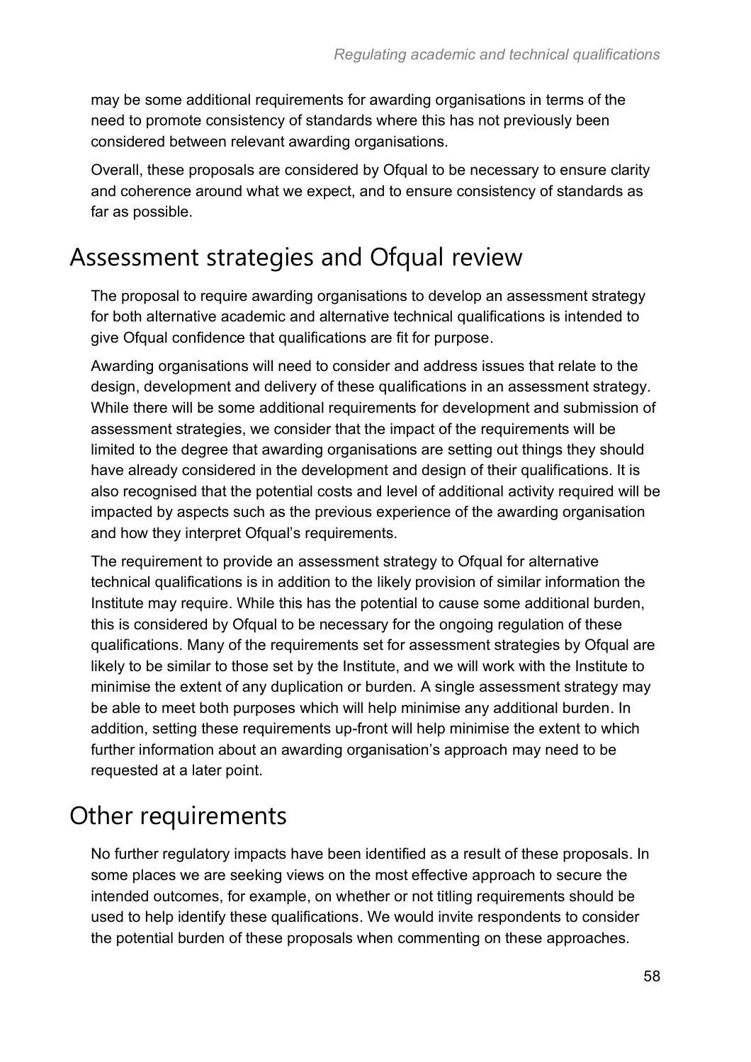may be some additional requirements for awarding organisations in terms of the need to promote consistency of standards where this has not previously been considered between relevant awarding organisations.

Overall, these proposals are considered by Ofqual to be necessary to ensure clarity and coherence around what we expect, and to ensure consistency of standards as far as possible.

## Assessment strategies and Ofqual review

The proposal to require awarding organisations to develop an assessment strategy for both alternative academic and alternative technical qualifications is intended to give Ofqual confidence that qualifications are fit for purpose.

Awarding organisations will need to consider and address issues that relate to the design, development and delivery of these qualifications in an assessment strategy. While there will be some additional requirements for development and submission of assessment strategies, we consider that the impact of the requirements will be limited to the degree that awarding organisations are setting out things they should have already considered in the development and design of their qualifications. It is also recognised that the potential costs and level of additional activity required will be impacted by aspects such as the previous experience of the awarding organisation and how they interpret Ofqual's requirements.

The requirement to provide an assessment strategy to Ofqual for alternative technical qualifications is in addition to the likely provision of similar information the Institute may require. While this has the potential to cause some additional burden, this is considered by Ofqual to be necessary for the ongoing regulation of these qualifications. Many of the requirements set for assessment strategies by Ofqual are likely to be similar to those set by the Institute, and we will work with the Institute to minimise the extent of any duplication or burden. A single assessment strategy may be able to meet both purposes which will help minimise any additional burden. In addition, setting these requirements up-front will help minimise the extent to which further information about an awarding organisation's approach may need to be requested at a later point.

## Other requirements

No further regulatory impacts have been identified as a result of these proposals. In some places we are seeking views on the most effective approach to secure the intended outcomes, for example, on whether or not titling requirements should be used to help identify these qualifications. We would invite respondents to consider the potential burden of these proposals when commenting on these approaches.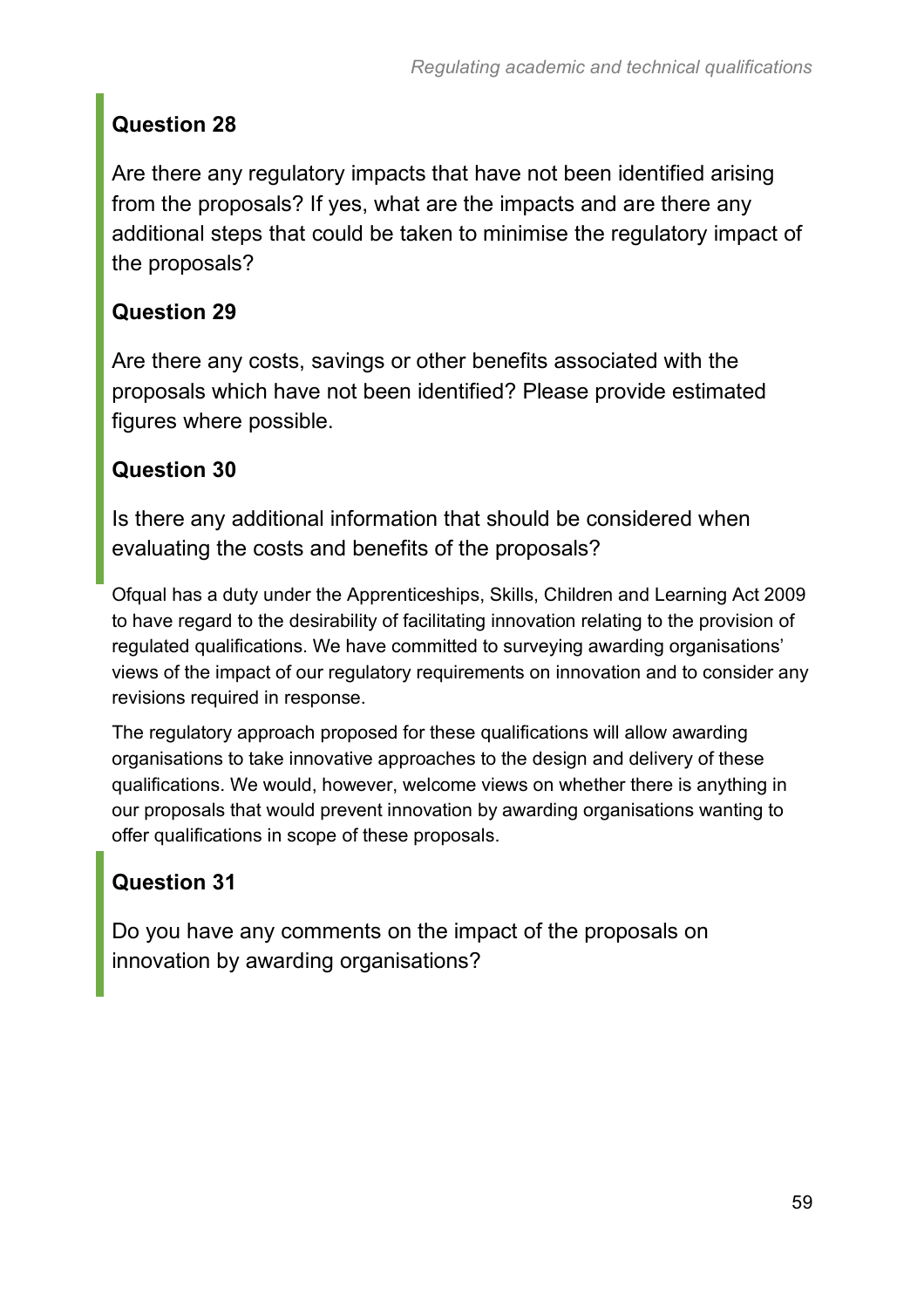### Question 28

Are there any regulatory impacts that have not been identified arising from the proposals? If yes, what are the impacts and are there any additional steps that could be taken to minimise the regulatory impact of the proposals?

### Question 29

Are there any costs, savings or other benefits associated with the proposals which have not been identified? Please provide estimated figures where possible.

### Question 30

Is there any additional information that should be considered when evaluating the costs and benefits of the proposals?

Ofqual has a duty under the Apprenticeships, Skills, Children and Learning Act 2009 to have regard to the desirability of facilitating innovation relating to the provision of regulated qualifications. We have committed to surveying awarding organisations' views of the impact of our regulatory requirements on innovation and to consider any revisions required in response.

The regulatory approach proposed for these qualifications will allow awarding organisations to take innovative approaches to the design and delivery of these qualifications. We would, however, welcome views on whether there is anything in our proposals that would prevent innovation by awarding organisations wanting to offer qualifications in scope of these proposals.

### Question 31

Do you have any comments on the impact of the proposals on innovation by awarding organisations?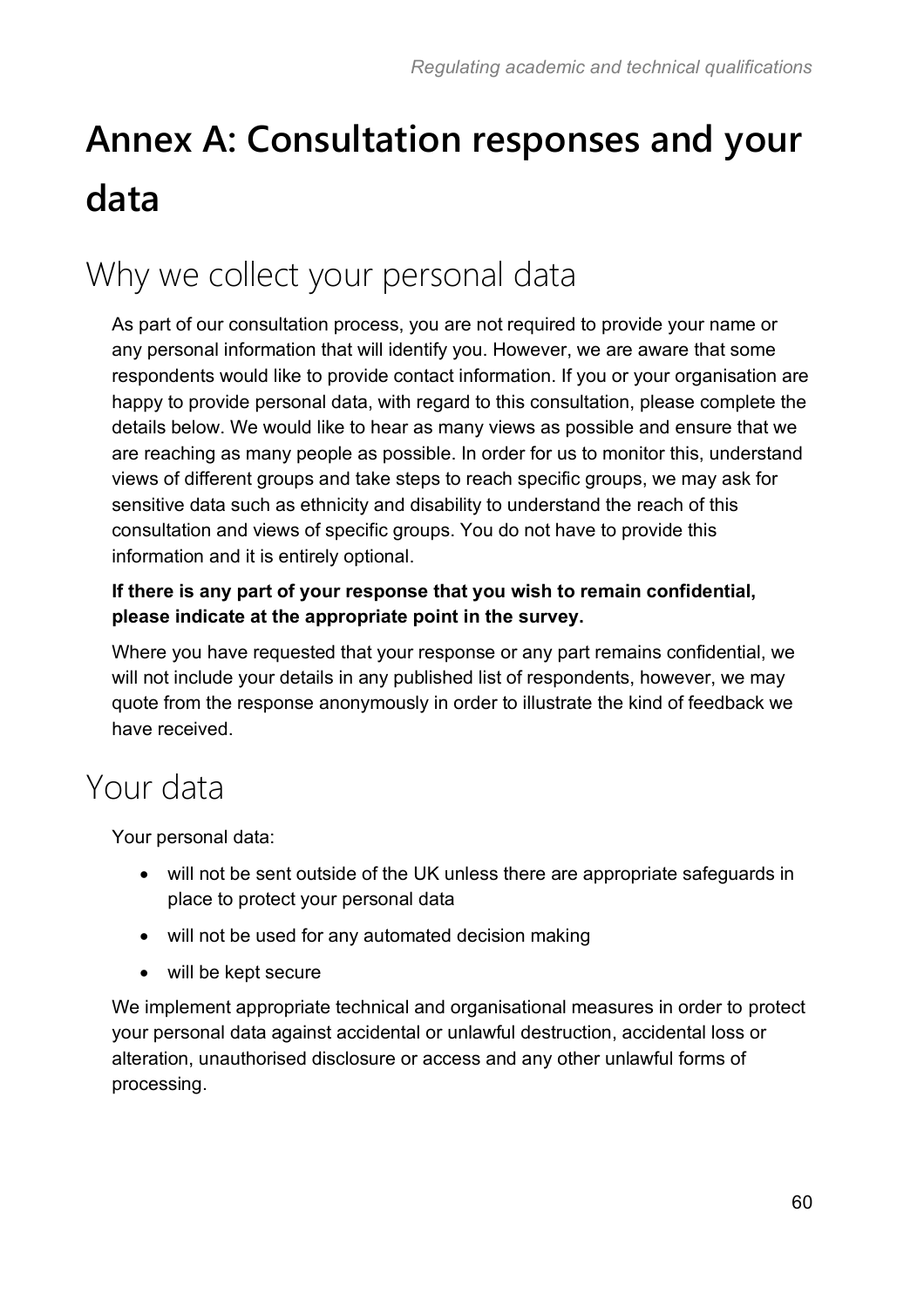# Annex A: Consultation responses and your data

## Why we collect your personal data

As part of our consultation process, you are not required to provide your name or any personal information that will identify you. However, we are aware that some respondents would like to provide contact information. If you or your organisation are happy to provide personal data, with regard to this consultation, please complete the details below. We would like to hear as many views as possible and ensure that we are reaching as many people as possible. In order for us to monitor this, understand views of different groups and take steps to reach specific groups, we may ask for sensitive data such as ethnicity and disability to understand the reach of this consultation and views of specific groups. You do not have to provide this information and it is entirely optional.

**If there is any part of your response that you wish to remain confidential, please indicate at the appropriate point in the survey.**

Where you have requested that your response or any part remains confidential, we will not include your details in any published list of respondents, however, we may quote from the response anonymously in order to illustrate the kind of feedback we have received.

## Your data

Your personal data:

- will not be sent outside of the UK unless there are appropriate safeguards in place to protect your personal data
- will not be used for any automated decision making
- will be kept secure

We implement appropriate technical and organisational measures in order to protect your personal data against accidental or unlawful destruction, accidental loss or alteration, unauthorised disclosure or access and any other unlawful forms of processing.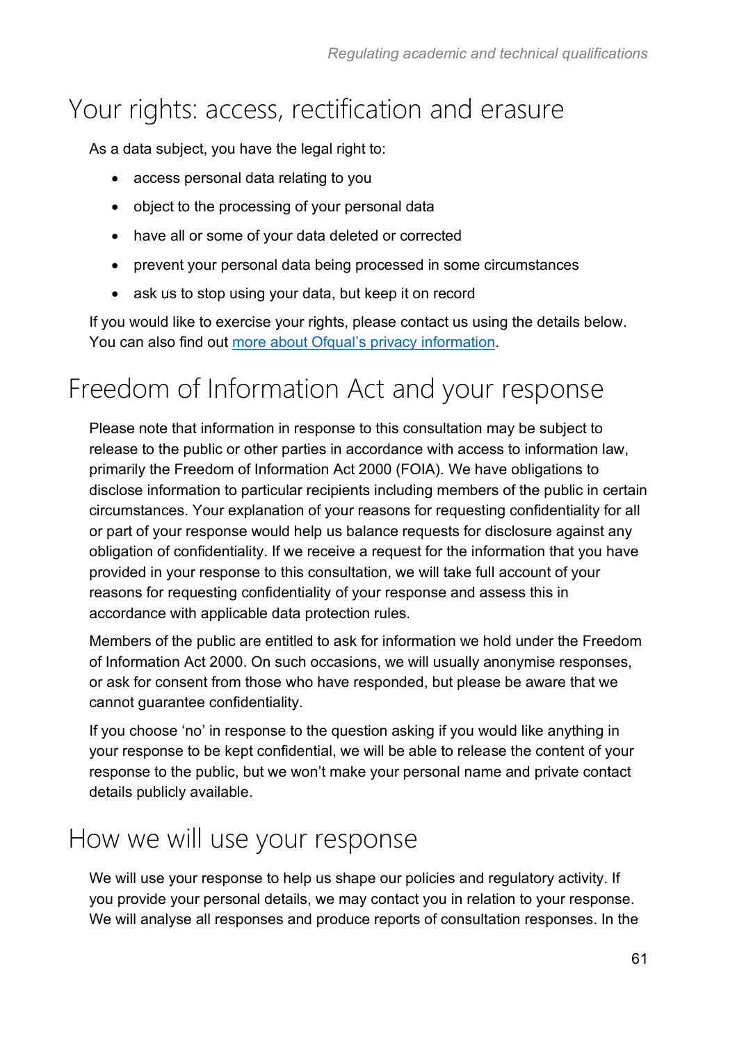# Your rights: access, rectification and erasure

As a data subject, you have the legal right to:

- access personal data relating to you
- object to the processing of your personal data
- have all or some of your data deleted or corrected
- prevent your personal data being processed in some circumstances
- ask us to stop using your data, but keep it on record

If you would like to exercise your rights, please contact us using the details below. You can also find out more about Ofqual's privacy information.

# Freedom of Information Act and your response

Please note that information in response to this consultation may be subject to release to the public or other parties in accordance with access to information law, primarily the Freedom of Information Act 2000 (FOIA). We have obligations to disclose information to particular recipients including members of the public in certain circumstances. Your explanation of your reasons for requesting confidentiality for all or part of your response would help us balance requests for disclosure against any obligation of confidentiality. If we receive a request for the information that you have provided in your response to this consultation, we will take full account of your reasons for requesting confidentiality of your response and assess this in accordance with applicable data protection rules.

Members of the public are entitled to ask for information we hold under the Freedom of Information Act 2000. On such occasions, we will usually anonymise responses, or ask for consent from those who have responded, but please be aware that we cannot guarantee confidentiality.

If you choose 'no' in response to the question asking if you would like anything in your response to be kept confidential, we will be able to release the content of your response to the public, but we won't make your personal name and private contact details publicly available.

# How we will use your response

We will use your response to help us shape our policies and regulatory activity. If you provide your personal details, we may contact you in relation to your response. We will analyse all responses and produce reports of consultation responses. In the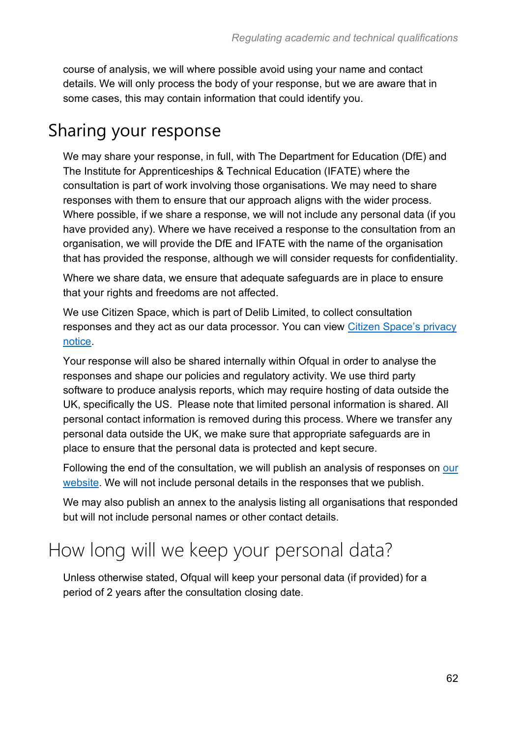course of analysis, we will where possible avoid using your name and contact details. We will only process the body of your response, but we are aware that in some cases, this may contain information that could identify you.

## Sharing your response

We may share your response, in full, with The Department for Education (DfE) and The Institute for Apprenticeships & Technical Education (IFATE) where the consultation is part of work involving those organisations. We may need to share responses with them to ensure that our approach aligns with the wider process. Where possible, if we share a response, we will not include any personal data (if you have provided any). Where we have received a response to the consultation from an organisation, we will provide the DfE and IFATE with the name of the organisation that has provided the response, although we will consider requests for confidentiality.

Where we share data, we ensure that adequate safeguards are in place to ensure that your rights and freedoms are not affected.

We use Citizen Space, which is part of Delib Limited, to collect consultation responses and they act as our data processor. You can view Citizen Space's privacy notice.

Your response will also be shared internally within Ofqual in order to analyse the responses and shape our policies and regulatory activity. We use third party software to produce analysis reports, which may require hosting of data outside the UK, specifically the US. Please note that limited personal information is shared. All personal contact information is removed during this process. Where we transfer any personal data outside the UK, we make sure that appropriate safeguards are in place to ensure that the personal data is protected and kept secure.

Following the end of the consultation, we will publish an analysis of responses on our website. We will not include personal details in the responses that we publish.

We may also publish an annex to the analysis listing all organisations that responded but will not include personal names or other contact details.

## How long will we keep your personal data?

Unless otherwise stated, Ofqual will keep your personal data (if provided) for a period of 2 years after the consultation closing date.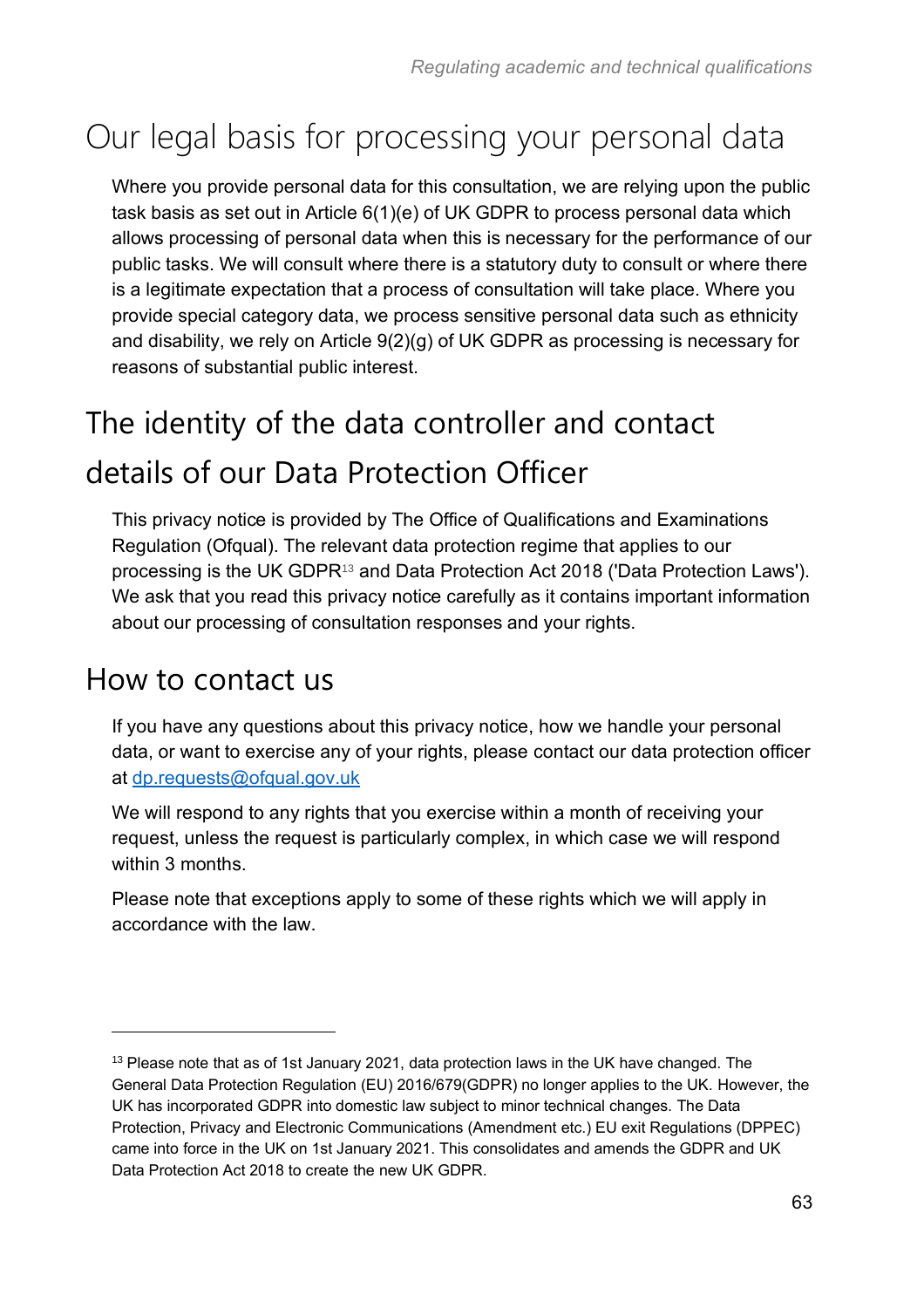# Our legal basis for processing your personal data

Where you provide personal data for this consultation, we are relying upon the public task basis as set out in Article 6(1)(e) of UK GDPR to process personal data which allows processing of personal data when this is necessary for the performance of our public tasks. We will consult where there is a statutory duty to consult or where there is a legitimate expectation that a process of consultation will take place. Where you provide special category data, we process sensitive personal data such as ethnicity and disability, we rely on Article 9(2)(g) of UK GDPR as processing is necessary for reasons of substantial public interest.

# The identity of the data controller and contact details of our Data Protection Officer

This privacy notice is provided by The Office of Qualifications and Examinations Regulation (Ofqual). The relevant data protection regime that applies to our processing is the UK GDPR[13] and Data Protection Act 2018 ('Data Protection Laws'). We ask that you read this privacy notice carefully as it contains important information about our processing of consultation responses and your rights.

## How to contact us

If you have any questions about this privacy notice, how we handle your personal data, or want to exercise any of your rights, please contact our data protection officer at [dp.requests@ofqual.gov.uk](mailto:dp.requests@ofqual.gov.uk)

We will respond to any rights that you exercise within a month of receiving your request, unless the request is particularly complex, in which case we will respond within 3 months.

Please note that exceptions apply to some of these rights which we will apply in accordance with the law.

---

[13] Please note that as of 1st January 2021, data protection laws in the UK have changed. The General Data Protection Regulation (EU) 2016/679(GDPR) no longer applies to the UK. However, the UK has incorporated GDPR into domestic law subject to minor technical changes. The Data Protection, Privacy and Electronic Communications (Amendment etc.) EU exit Regulations (DPPEC) came into force in the UK on 1st January 2021. This consolidates and amends the GDPR and UK Data Protection Act 2018 to create the new UK GDPR.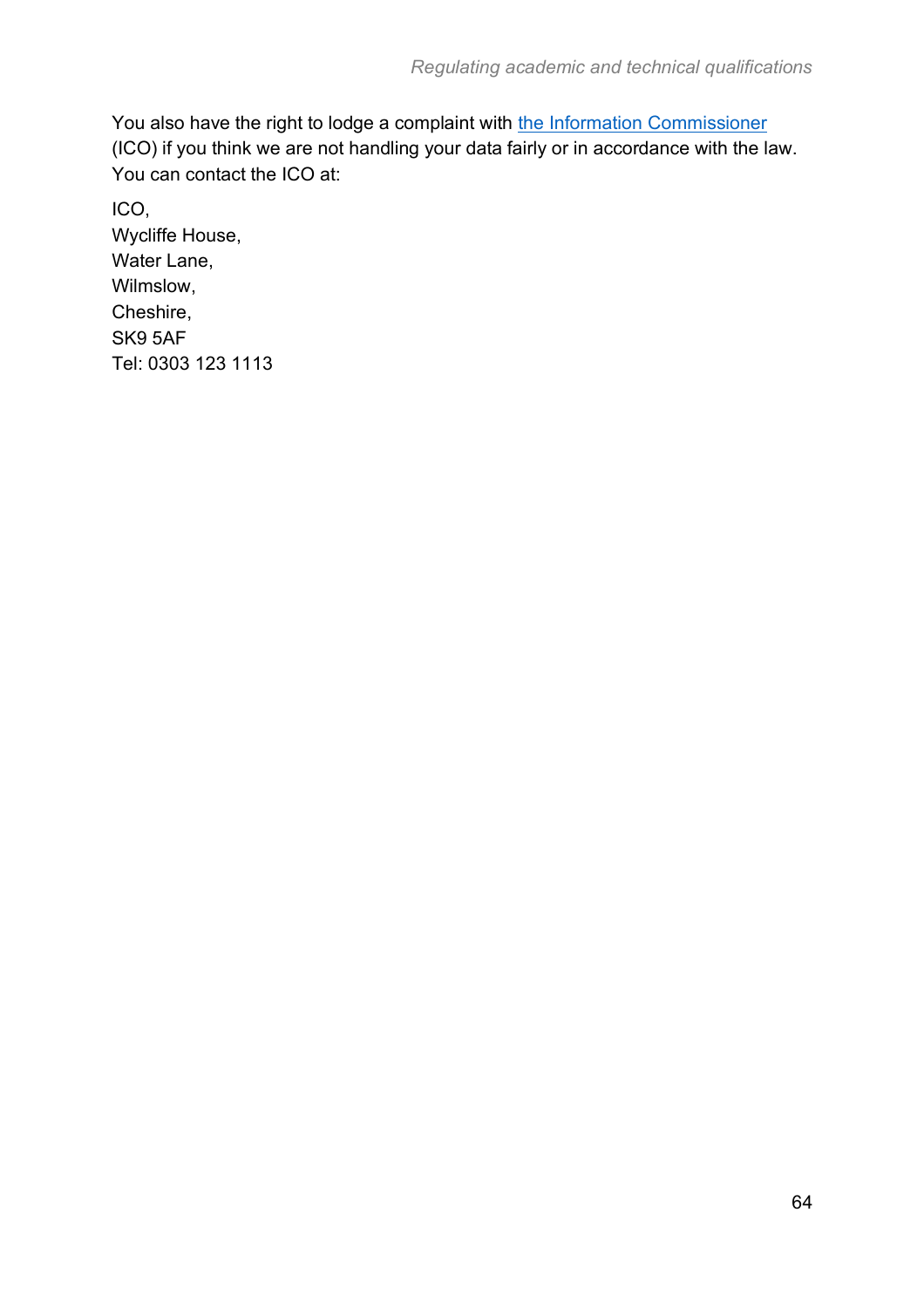You also have the right to lodge a complaint with [the Information Commissioner](https://ico.org.uk/) (ICO) if you think we are not handling your data fairly or in accordance with the law. You can contact the ICO at:

ICO,
Wycliffe House,
Water Lane,
Wilmslow,
Cheshire,
SK9 5AF
Tel: 0303 123 1113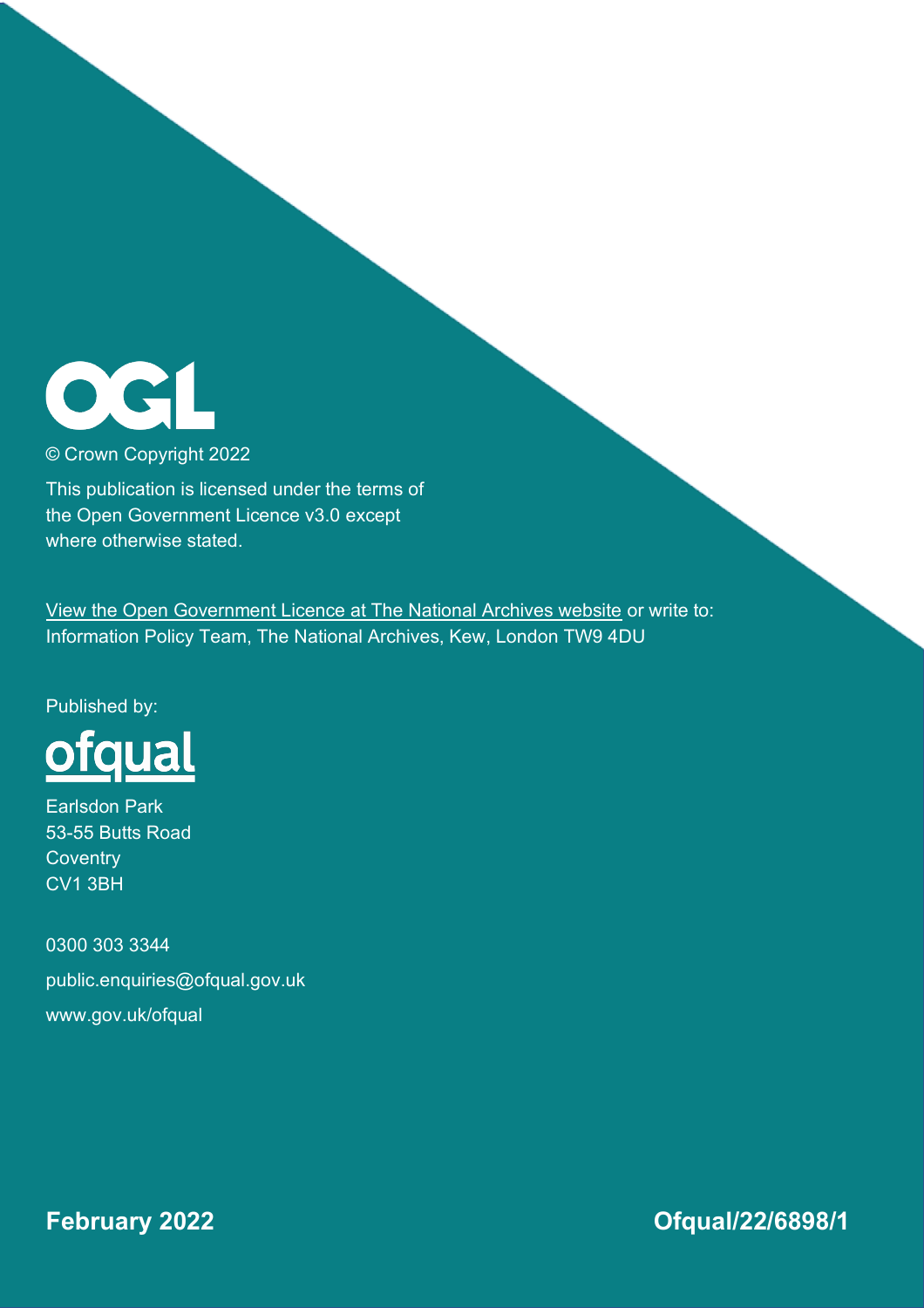OGL

© Crown Copyright 2022

This publication is licensed under the terms of the Open Government Licence v3.0 except where otherwise stated.

View the Open Government Licence at The National Archives website or write to: Information Policy Team, The National Archives, Kew, London TW9 4DU

Published by:

ofqual

Earlsdon Park
53-55 Butts Road
Coventry
CV1 3BH

0300 303 3344
public.enquiries@ofqual.gov.uk
www.gov.uk/ofqual

**February 2022** **Ofqual/22/6898/1**